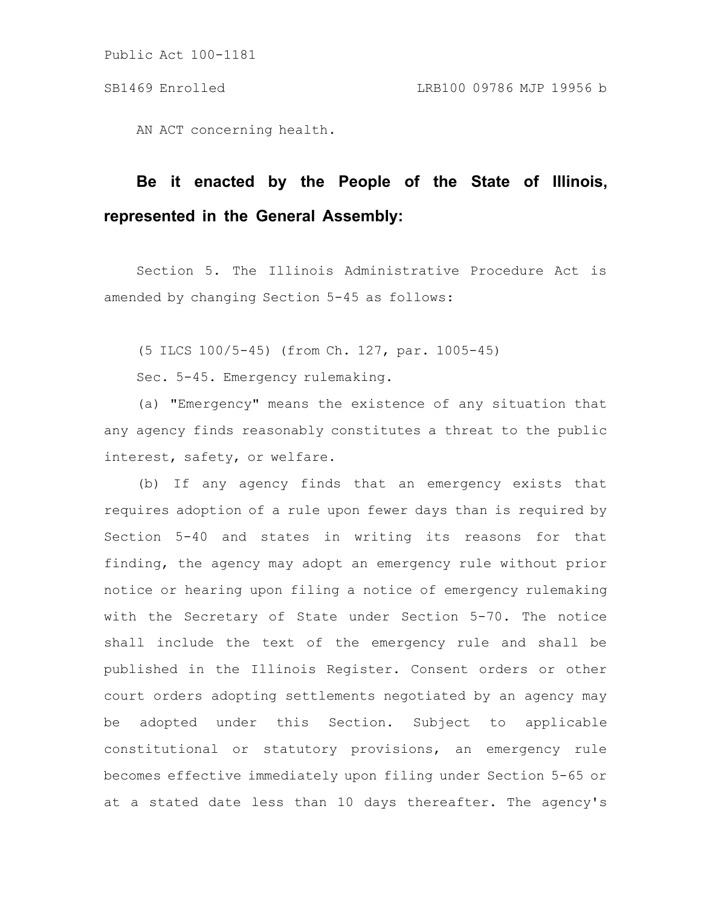Public Act 100-1181

SB1469 Enrolled LRB100 09786 MJP 19956 b

AN ACT concerning health.

**Be it enacted by the People of the State of Illinois, represented in the General Assembly:**

Section 5. The Illinois Administrative Procedure Act is amended by changing Section 5-45 as follows:

(5 ILCS 100/5-45) (from Ch. 127, par. 1005-45)

Sec. 5-45. Emergency rulemaking.

(a) "Emergency" means the existence of any situation that any agency finds reasonably constitutes a threat to the public interest, safety, or welfare.

(b) If any agency finds that an emergency exists that requires adoption of a rule upon fewer days than is required by Section 5-40 and states in writing its reasons for that finding, the agency may adopt an emergency rule without prior notice or hearing upon filing a notice of emergency rulemaking with the Secretary of State under Section 5-70. The notice shall include the text of the emergency rule and shall be published in the Illinois Register. Consent orders or other court orders adopting settlements negotiated by an agency may be adopted under this Section. Subject to applicable constitutional or statutory provisions, an emergency rule becomes effective immediately upon filing under Section 5-65 or at a stated date less than 10 days thereafter. The agency's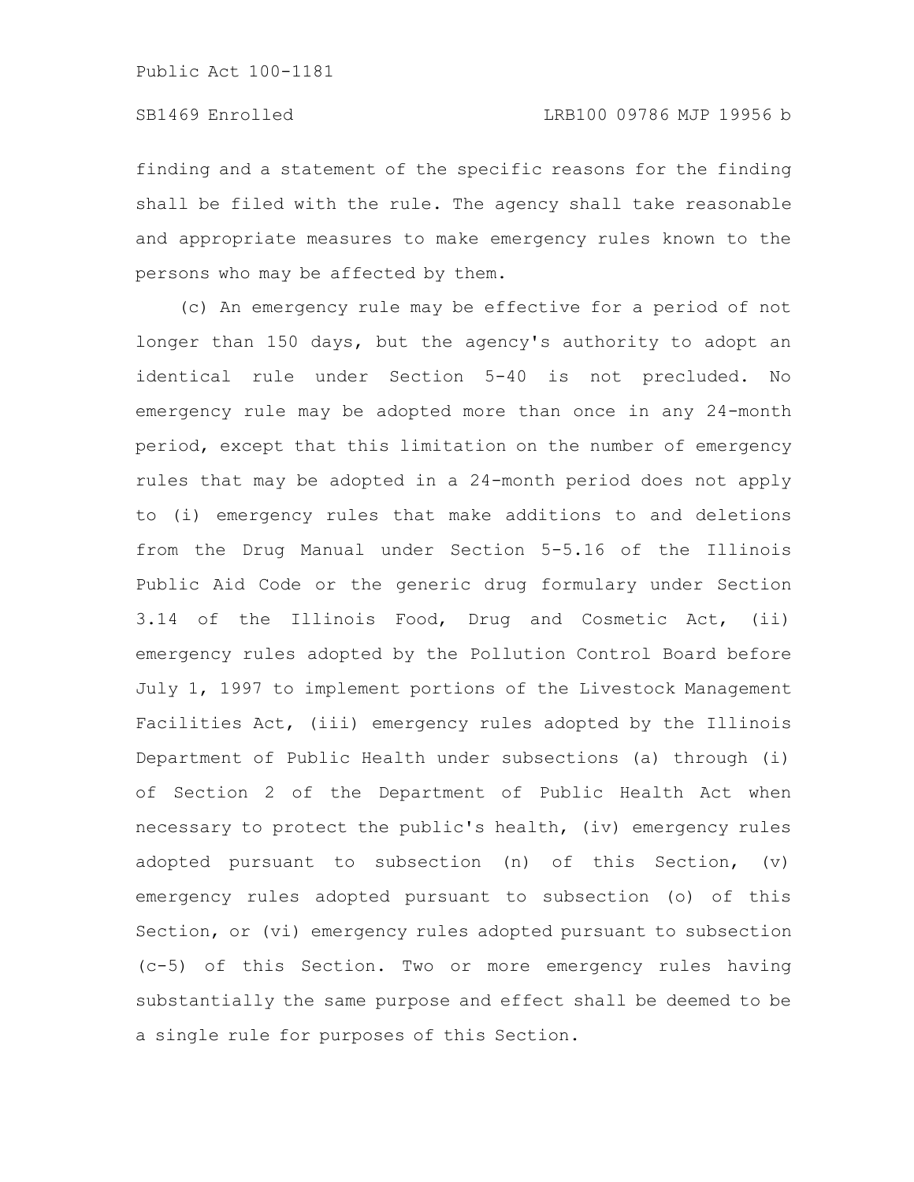finding and a statement of the specific reasons for the finding shall be filed with the rule. The agency shall take reasonable and appropriate measures to make emergency rules known to the persons who may be affected by them.

(c) An emergency rule may be effective for a period of not longer than 150 days, but the agency's authority to adopt an identical rule under Section 5-40 is not precluded. No emergency rule may be adopted more than once in any 24-month period, except that this limitation on the number of emergency rules that may be adopted in a 24-month period does not apply to (i) emergency rules that make additions to and deletions from the Drug Manual under Section 5-5.16 of the Illinois Public Aid Code or the generic drug formulary under Section 3.14 of the Illinois Food, Drug and Cosmetic Act, (ii) emergency rules adopted by the Pollution Control Board before July 1, 1997 to implement portions of the Livestock Management Facilities Act, (iii) emergency rules adopted by the Illinois Department of Public Health under subsections (a) through (i) of Section 2 of the Department of Public Health Act when necessary to protect the public's health, (iv) emergency rules adopted pursuant to subsection (n) of this Section, (v) emergency rules adopted pursuant to subsection (o) of this Section, or (vi) emergency rules adopted pursuant to subsection (c-5) of this Section. Two or more emergency rules having substantially the same purpose and effect shall be deemed to be a single rule for purposes of this Section.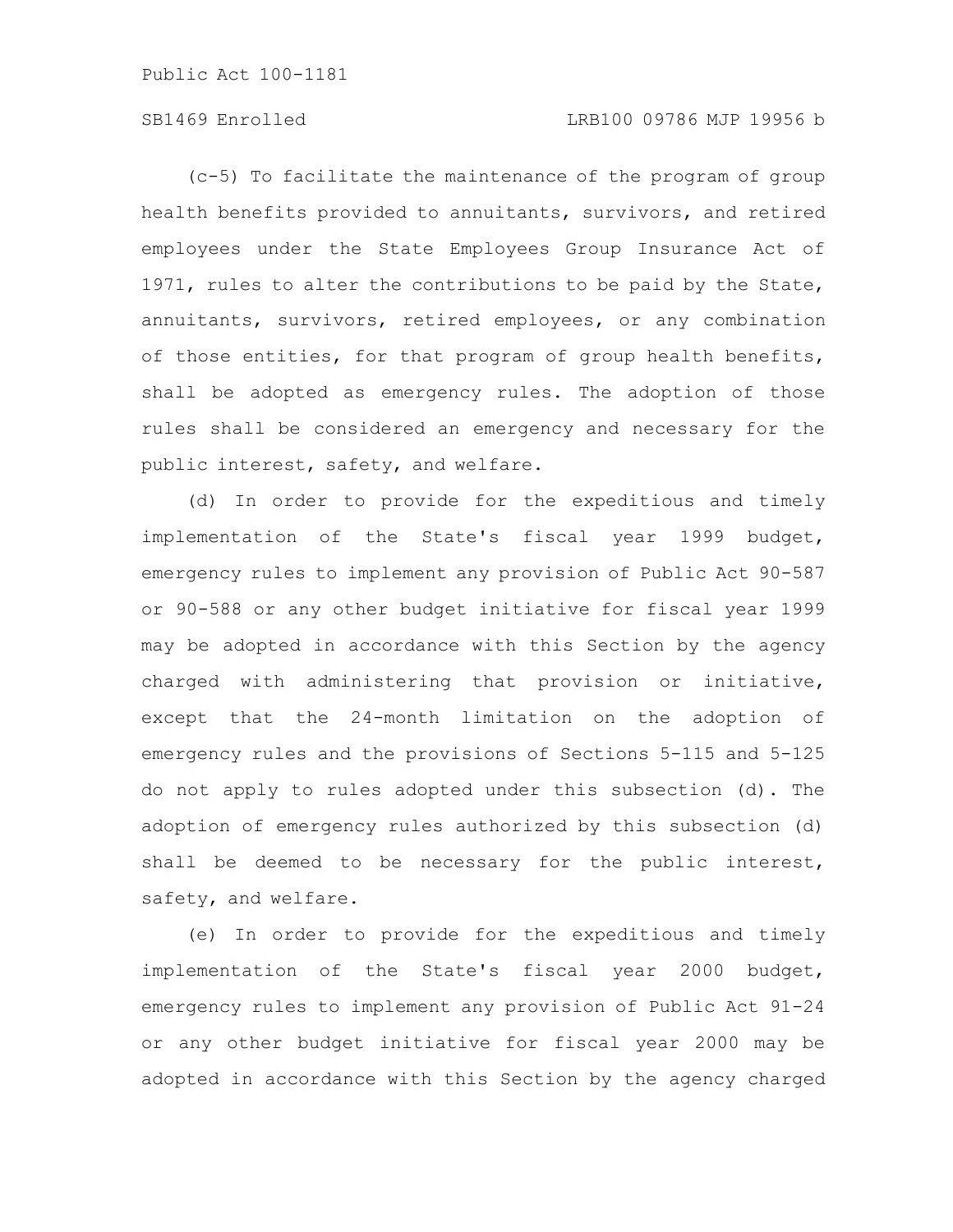(c-5) To facilitate the maintenance of the program of group health benefits provided to annuitants, survivors, and retired employees under the State Employees Group Insurance Act of 1971, rules to alter the contributions to be paid by the State, annuitants, survivors, retired employees, or any combination of those entities, for that program of group health benefits, shall be adopted as emergency rules. The adoption of those rules shall be considered an emergency and necessary for the public interest, safety, and welfare.

(d) In order to provide for the expeditious and timely implementation of the State's fiscal year 1999 budget, emergency rules to implement any provision of Public Act 90-587 or 90-588 or any other budget initiative for fiscal year 1999 may be adopted in accordance with this Section by the agency charged with administering that provision or initiative, except that the 24-month limitation on the adoption of emergency rules and the provisions of Sections 5-115 and 5-125 do not apply to rules adopted under this subsection (d). The adoption of emergency rules authorized by this subsection (d) shall be deemed to be necessary for the public interest, safety, and welfare.

(e) In order to provide for the expeditious and timely implementation of the State's fiscal year 2000 budget, emergency rules to implement any provision of Public Act 91-24 or any other budget initiative for fiscal year 2000 may be adopted in accordance with this Section by the agency charged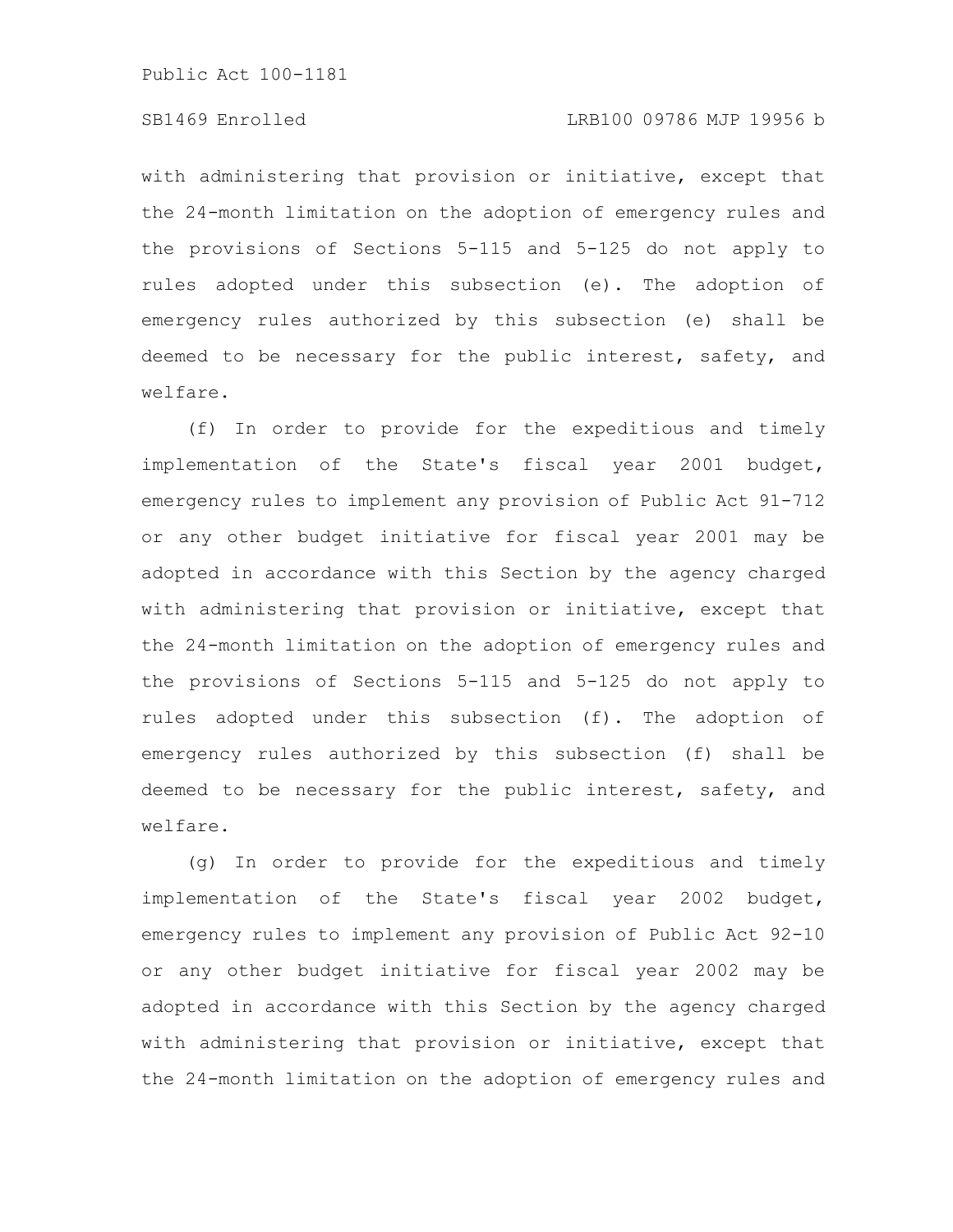with administering that provision or initiative, except that the 24-month limitation on the adoption of emergency rules and the provisions of Sections 5-115 and 5-125 do not apply to rules adopted under this subsection (e). The adoption of emergency rules authorized by this subsection (e) shall be deemed to be necessary for the public interest, safety, and welfare.

(f) In order to provide for the expeditious and timely implementation of the State's fiscal year 2001 budget, emergency rules to implement any provision of Public Act 91-712 or any other budget initiative for fiscal year 2001 may be adopted in accordance with this Section by the agency charged with administering that provision or initiative, except that the 24-month limitation on the adoption of emergency rules and the provisions of Sections 5-115 and 5-125 do not apply to rules adopted under this subsection (f). The adoption of emergency rules authorized by this subsection (f) shall be deemed to be necessary for the public interest, safety, and welfare.

(g) In order to provide for the expeditious and timely implementation of the State's fiscal year 2002 budget, emergency rules to implement any provision of Public Act 92-10 or any other budget initiative for fiscal year 2002 may be adopted in accordance with this Section by the agency charged with administering that provision or initiative, except that the 24-month limitation on the adoption of emergency rules and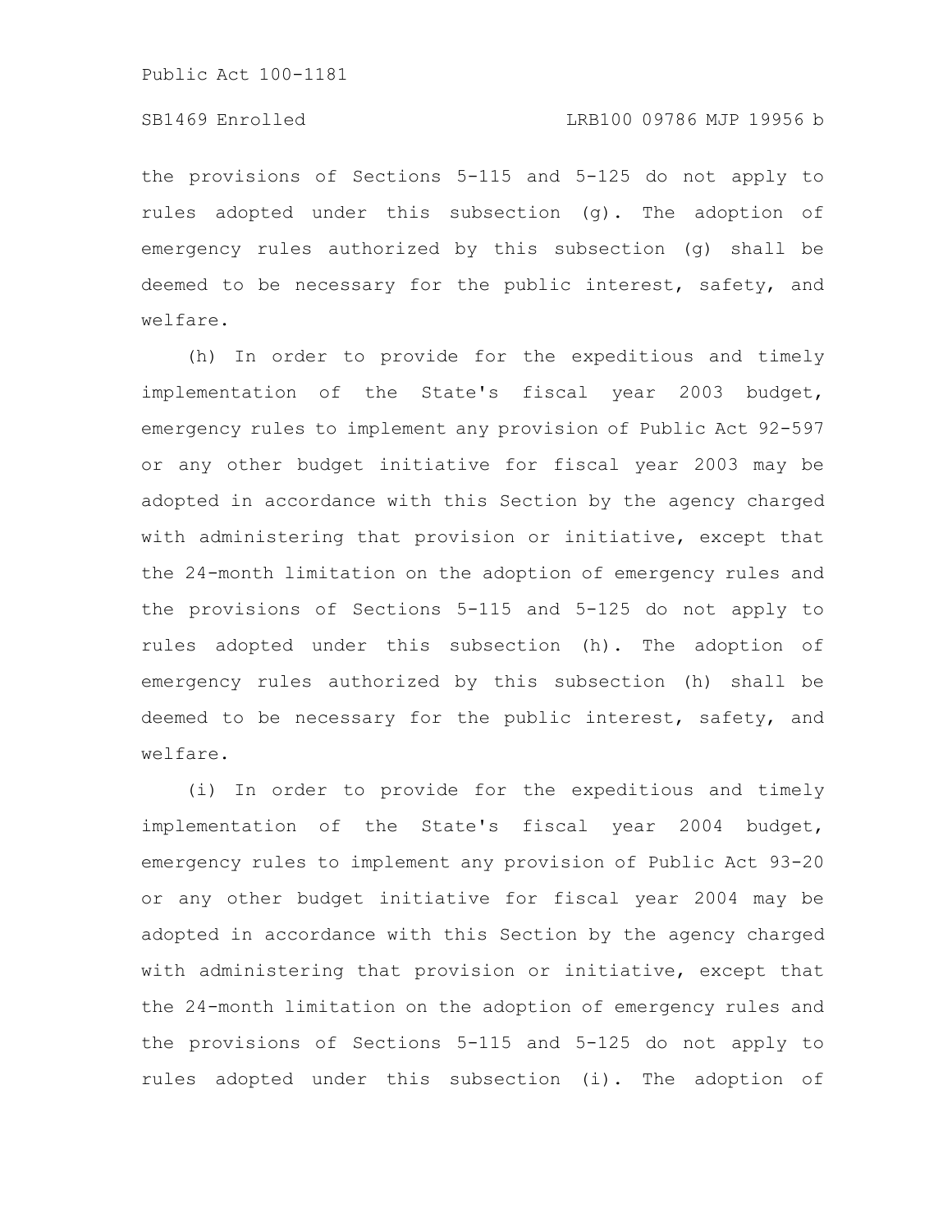the provisions of Sections 5-115 and 5-125 do not apply to rules adopted under this subsection (g). The adoption of emergency rules authorized by this subsection (g) shall be deemed to be necessary for the public interest, safety, and welfare.

(h) In order to provide for the expeditious and timely implementation of the State's fiscal year 2003 budget, emergency rules to implement any provision of Public Act 92-597 or any other budget initiative for fiscal year 2003 may be adopted in accordance with this Section by the agency charged with administering that provision or initiative, except that the 24-month limitation on the adoption of emergency rules and the provisions of Sections 5-115 and 5-125 do not apply to rules adopted under this subsection (h). The adoption of emergency rules authorized by this subsection (h) shall be deemed to be necessary for the public interest, safety, and welfare.

(i) In order to provide for the expeditious and timely implementation of the State's fiscal year 2004 budget, emergency rules to implement any provision of Public Act 93-20 or any other budget initiative for fiscal year 2004 may be adopted in accordance with this Section by the agency charged with administering that provision or initiative, except that the 24-month limitation on the adoption of emergency rules and the provisions of Sections 5-115 and 5-125 do not apply to rules adopted under this subsection (i). The adoption of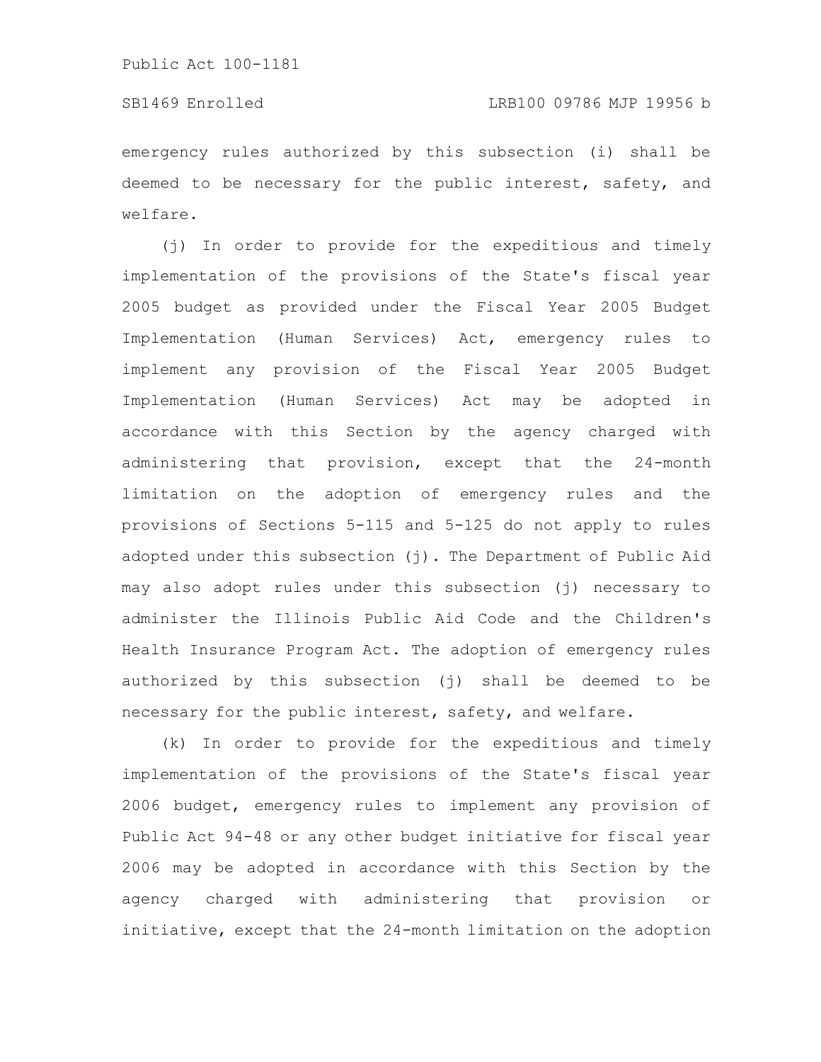emergency rules authorized by this subsection (i) shall be deemed to be necessary for the public interest, safety, and welfare.

(j) In order to provide for the expeditious and timely implementation of the provisions of the State's fiscal year 2005 budget as provided under the Fiscal Year 2005 Budget Implementation (Human Services) Act, emergency rules to implement any provision of the Fiscal Year 2005 Budget Implementation (Human Services) Act may be adopted in accordance with this Section by the agency charged with administering that provision, except that the 24-month limitation on the adoption of emergency rules and the provisions of Sections 5-115 and 5-125 do not apply to rules adopted under this subsection (j). The Department of Public Aid may also adopt rules under this subsection (j) necessary to administer the Illinois Public Aid Code and the Children's Health Insurance Program Act. The adoption of emergency rules authorized by this subsection (j) shall be deemed to be necessary for the public interest, safety, and welfare.

(k) In order to provide for the expeditious and timely implementation of the provisions of the State's fiscal year 2006 budget, emergency rules to implement any provision of Public Act 94-48 or any other budget initiative for fiscal year 2006 may be adopted in accordance with this Section by the agency charged with administering that provision or initiative, except that the 24-month limitation on the adoption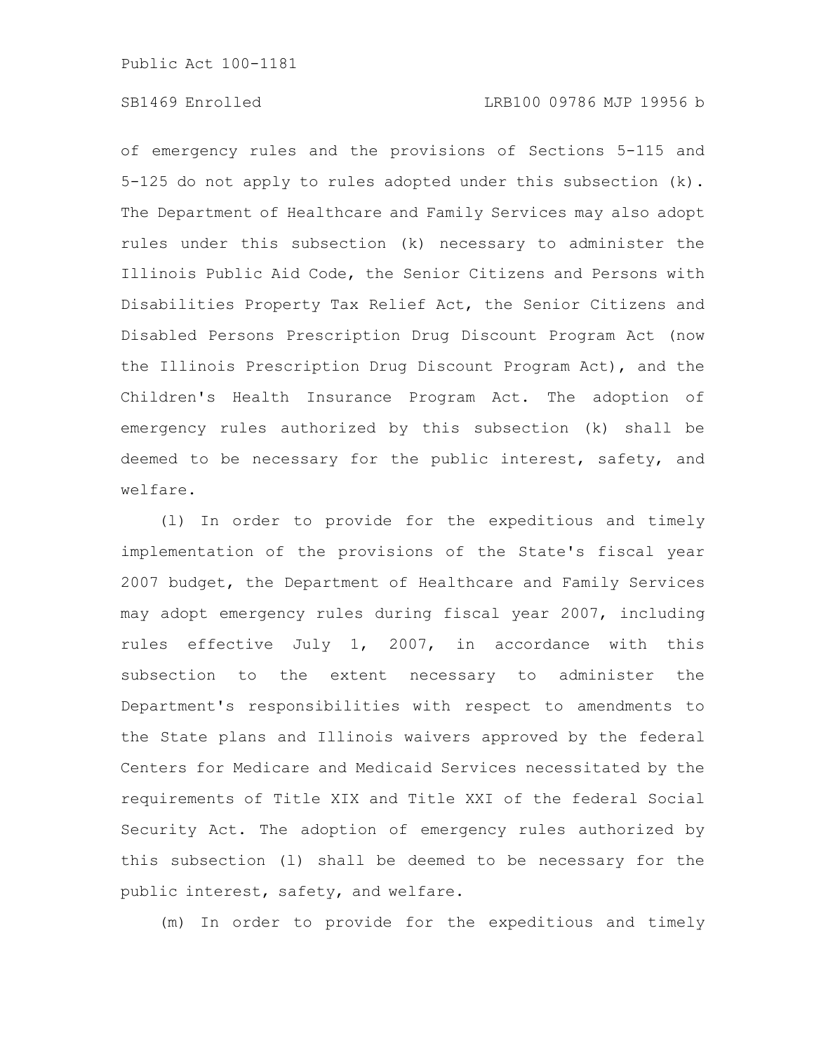of emergency rules and the provisions of Sections 5-115 and 5-125 do not apply to rules adopted under this subsection (k). The Department of Healthcare and Family Services may also adopt rules under this subsection (k) necessary to administer the Illinois Public Aid Code, the Senior Citizens and Persons with Disabilities Property Tax Relief Act, the Senior Citizens and Disabled Persons Prescription Drug Discount Program Act (now the Illinois Prescription Drug Discount Program Act), and the Children's Health Insurance Program Act. The adoption of emergency rules authorized by this subsection (k) shall be deemed to be necessary for the public interest, safety, and welfare.

(l) In order to provide for the expeditious and timely implementation of the provisions of the State's fiscal year 2007 budget, the Department of Healthcare and Family Services may adopt emergency rules during fiscal year 2007, including rules effective July 1, 2007, in accordance with this subsection to the extent necessary to administer the Department's responsibilities with respect to amendments to the State plans and Illinois waivers approved by the federal Centers for Medicare and Medicaid Services necessitated by the requirements of Title XIX and Title XXI of the federal Social Security Act. The adoption of emergency rules authorized by this subsection (l) shall be deemed to be necessary for the public interest, safety, and welfare.

(m) In order to provide for the expeditious and timely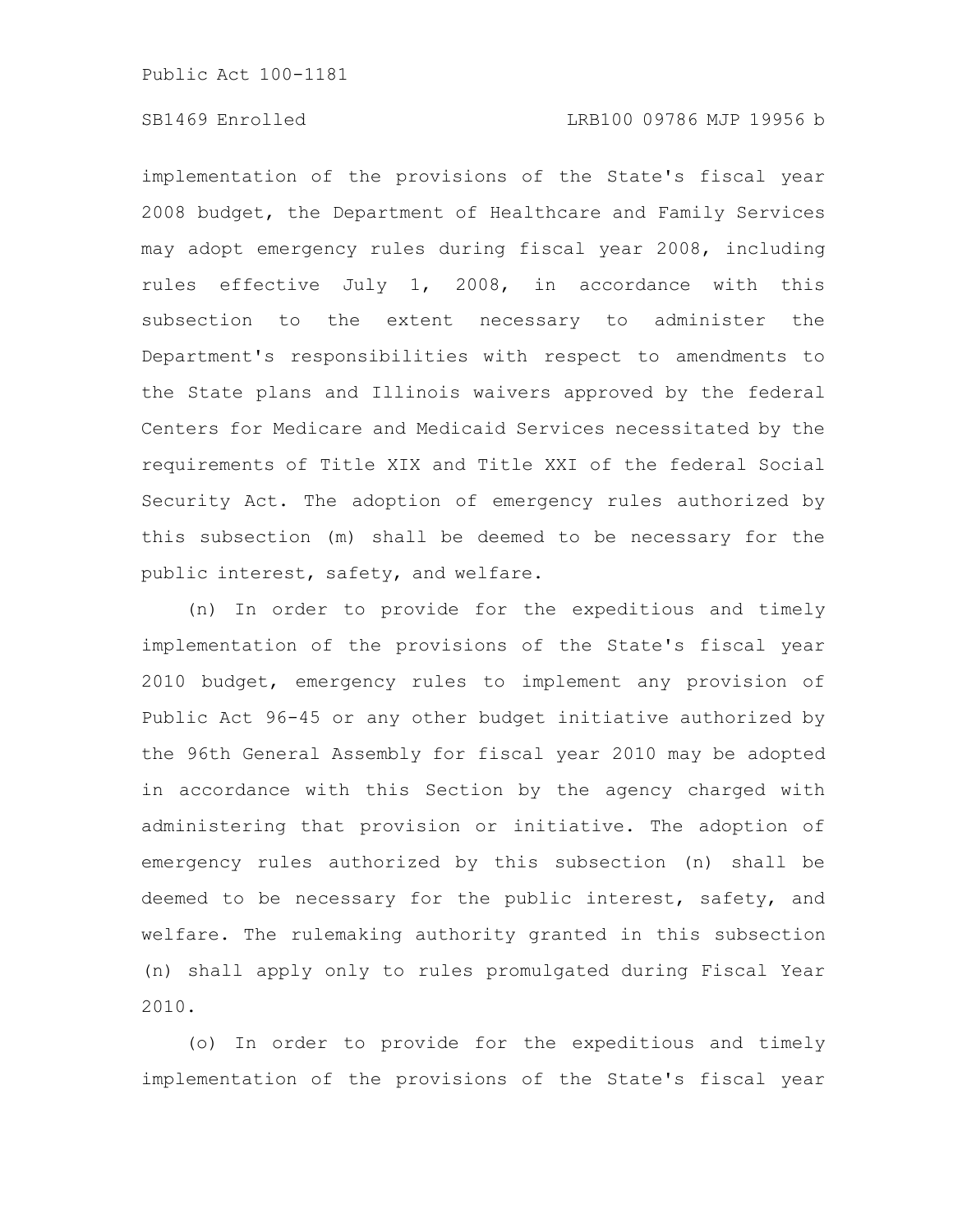implementation of the provisions of the State's fiscal year 2008 budget, the Department of Healthcare and Family Services may adopt emergency rules during fiscal year 2008, including rules effective July 1, 2008, in accordance with this subsection to the extent necessary to administer the Department's responsibilities with respect to amendments to the State plans and Illinois waivers approved by the federal Centers for Medicare and Medicaid Services necessitated by the requirements of Title XIX and Title XXI of the federal Social Security Act. The adoption of emergency rules authorized by this subsection (m) shall be deemed to be necessary for the public interest, safety, and welfare.

(n) In order to provide for the expeditious and timely implementation of the provisions of the State's fiscal year 2010 budget, emergency rules to implement any provision of Public Act 96-45 or any other budget initiative authorized by the 96th General Assembly for fiscal year 2010 may be adopted in accordance with this Section by the agency charged with administering that provision or initiative. The adoption of emergency rules authorized by this subsection (n) shall be deemed to be necessary for the public interest, safety, and welfare. The rulemaking authority granted in this subsection (n) shall apply only to rules promulgated during Fiscal Year 2010.

(o) In order to provide for the expeditious and timely implementation of the provisions of the State's fiscal year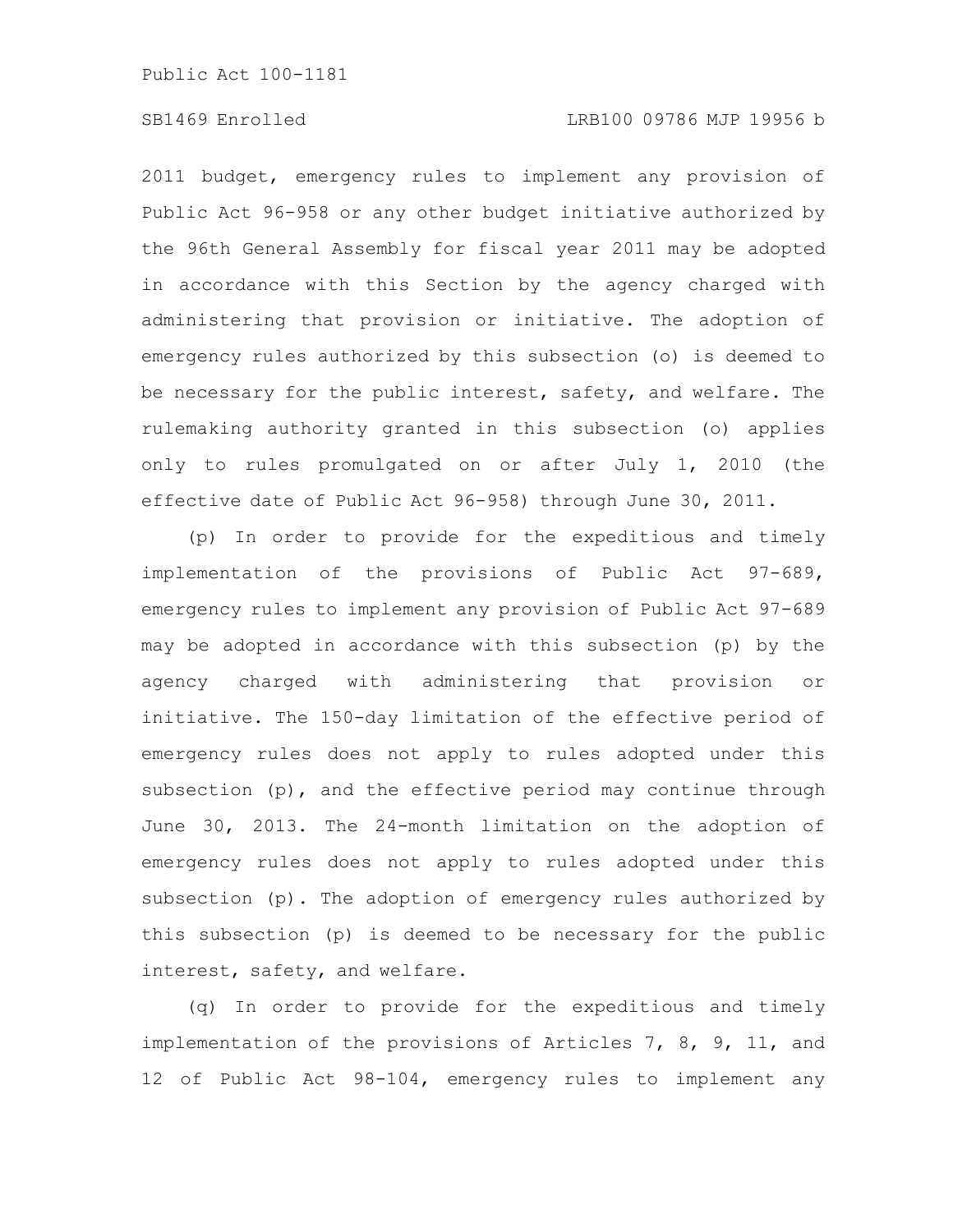2011 budget, emergency rules to implement any provision of Public Act 96-958 or any other budget initiative authorized by the 96th General Assembly for fiscal year 2011 may be adopted in accordance with this Section by the agency charged with administering that provision or initiative. The adoption of emergency rules authorized by this subsection (o) is deemed to be necessary for the public interest, safety, and welfare. The rulemaking authority granted in this subsection (o) applies only to rules promulgated on or after July 1, 2010 (the effective date of Public Act 96-958) through June 30, 2011.

(p) In order to provide for the expeditious and timely implementation of the provisions of Public Act 97-689, emergency rules to implement any provision of Public Act 97-689 may be adopted in accordance with this subsection (p) by the agency charged with administering that provision or initiative. The 150-day limitation of the effective period of emergency rules does not apply to rules adopted under this subsection (p), and the effective period may continue through June 30, 2013. The 24-month limitation on the adoption of emergency rules does not apply to rules adopted under this subsection (p). The adoption of emergency rules authorized by this subsection (p) is deemed to be necessary for the public interest, safety, and welfare.

(q) In order to provide for the expeditious and timely implementation of the provisions of Articles 7, 8, 9, 11, and 12 of Public Act 98-104, emergency rules to implement any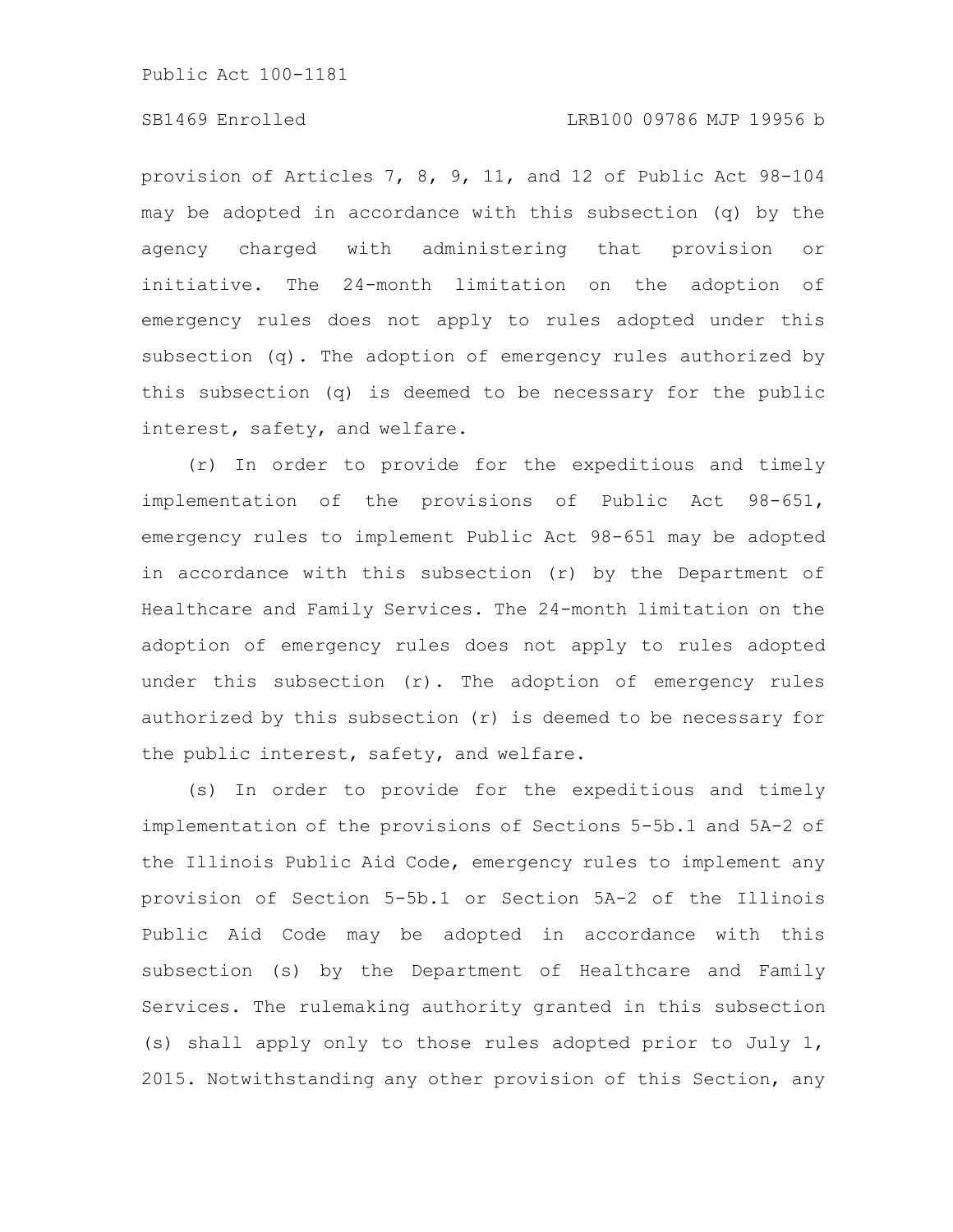provision of Articles 7, 8, 9, 11, and 12 of Public Act 98-104 may be adopted in accordance with this subsection (q) by the agency charged with administering that provision or initiative. The 24-month limitation on the adoption of emergency rules does not apply to rules adopted under this subsection (q). The adoption of emergency rules authorized by this subsection (q) is deemed to be necessary for the public interest, safety, and welfare.

(r) In order to provide for the expeditious and timely implementation of the provisions of Public Act 98-651, emergency rules to implement Public Act 98-651 may be adopted in accordance with this subsection (r) by the Department of Healthcare and Family Services. The 24-month limitation on the adoption of emergency rules does not apply to rules adopted under this subsection (r). The adoption of emergency rules authorized by this subsection (r) is deemed to be necessary for the public interest, safety, and welfare.

(s) In order to provide for the expeditious and timely implementation of the provisions of Sections 5-5b.1 and 5A-2 of the Illinois Public Aid Code, emergency rules to implement any provision of Section 5-5b.1 or Section 5A-2 of the Illinois Public Aid Code may be adopted in accordance with this subsection (s) by the Department of Healthcare and Family Services. The rulemaking authority granted in this subsection (s) shall apply only to those rules adopted prior to July 1, 2015. Notwithstanding any other provision of this Section, any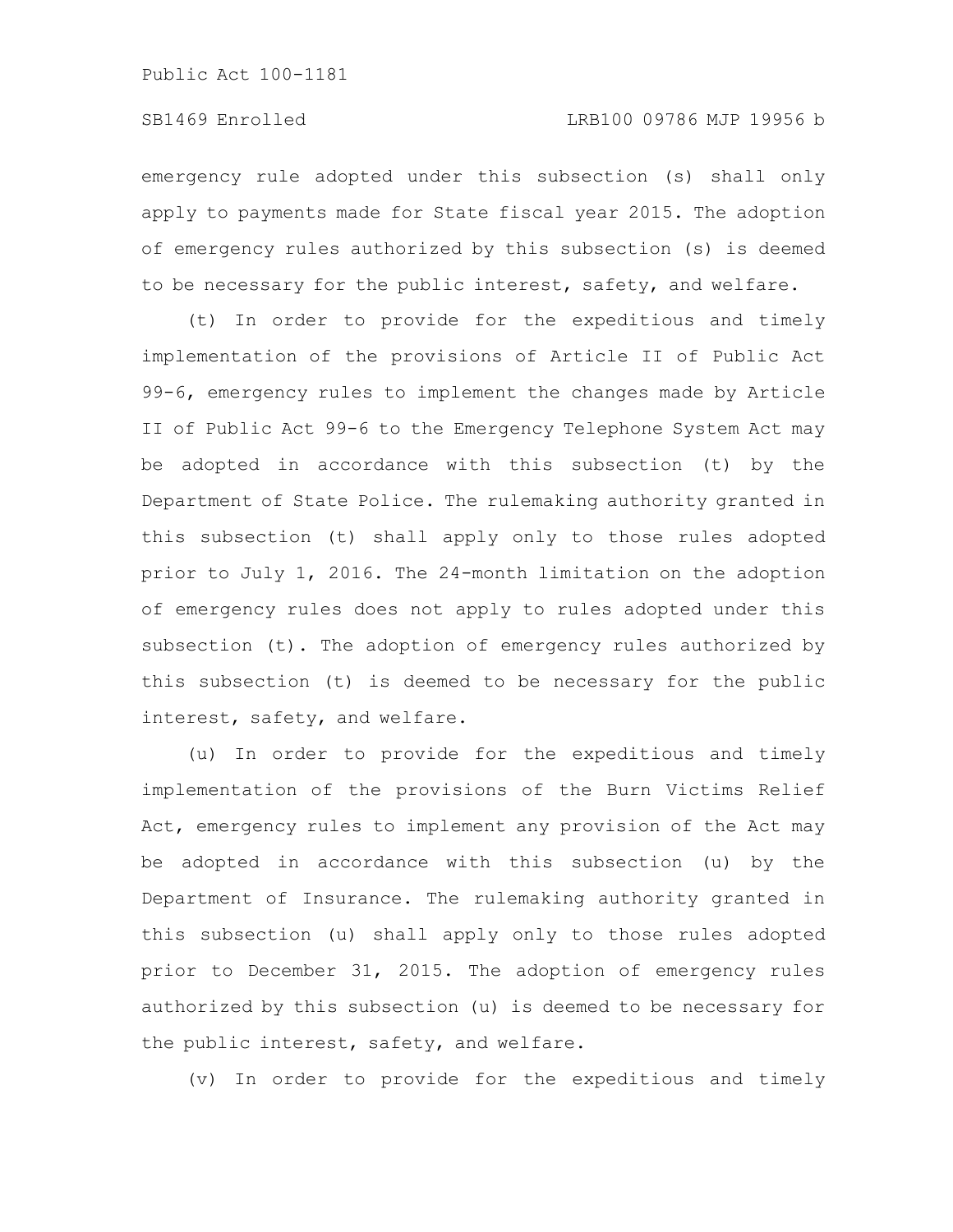emergency rule adopted under this subsection (s) shall only apply to payments made for State fiscal year 2015. The adoption of emergency rules authorized by this subsection (s) is deemed to be necessary for the public interest, safety, and welfare.

(t) In order to provide for the expeditious and timely implementation of the provisions of Article II of Public Act 99-6, emergency rules to implement the changes made by Article II of Public Act 99-6 to the Emergency Telephone System Act may be adopted in accordance with this subsection (t) by the Department of State Police. The rulemaking authority granted in this subsection (t) shall apply only to those rules adopted prior to July 1, 2016. The 24-month limitation on the adoption of emergency rules does not apply to rules adopted under this subsection (t). The adoption of emergency rules authorized by this subsection (t) is deemed to be necessary for the public interest, safety, and welfare.

(u) In order to provide for the expeditious and timely implementation of the provisions of the Burn Victims Relief Act, emergency rules to implement any provision of the Act may be adopted in accordance with this subsection (u) by the Department of Insurance. The rulemaking authority granted in this subsection (u) shall apply only to those rules adopted prior to December 31, 2015. The adoption of emergency rules authorized by this subsection (u) is deemed to be necessary for the public interest, safety, and welfare.

(v) In order to provide for the expeditious and timely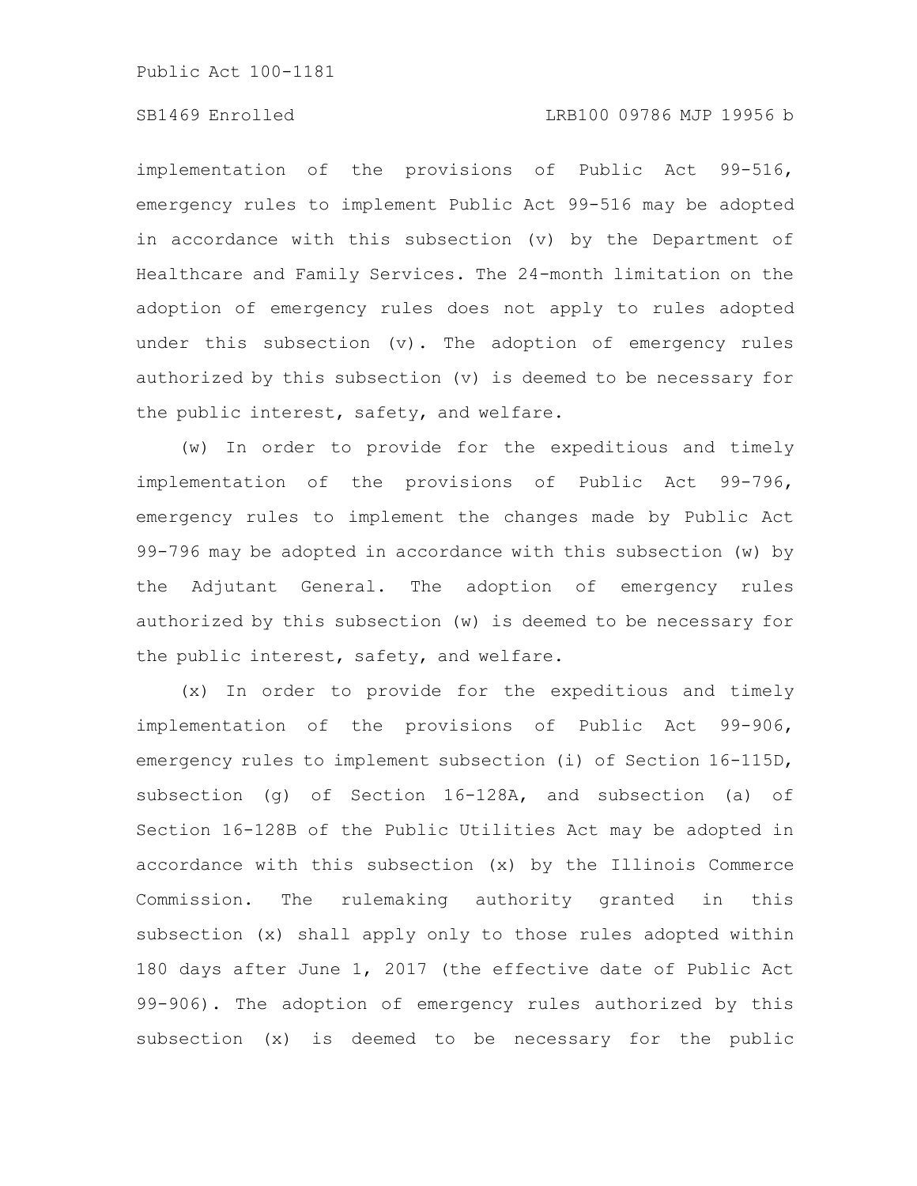implementation of the provisions of Public Act 99-516, emergency rules to implement Public Act 99-516 may be adopted in accordance with this subsection (v) by the Department of Healthcare and Family Services. The 24-month limitation on the adoption of emergency rules does not apply to rules adopted under this subsection (v). The adoption of emergency rules authorized by this subsection (v) is deemed to be necessary for the public interest, safety, and welfare.

(w) In order to provide for the expeditious and timely implementation of the provisions of Public Act 99-796, emergency rules to implement the changes made by Public Act 99-796 may be adopted in accordance with this subsection (w) by the Adjutant General. The adoption of emergency rules authorized by this subsection (w) is deemed to be necessary for the public interest, safety, and welfare.

(x) In order to provide for the expeditious and timely implementation of the provisions of Public Act 99-906, emergency rules to implement subsection (i) of Section 16-115D, subsection (g) of Section 16-128A, and subsection (a) of Section 16-128B of the Public Utilities Act may be adopted in accordance with this subsection (x) by the Illinois Commerce Commission. The rulemaking authority granted in this subsection (x) shall apply only to those rules adopted within 180 days after June 1, 2017 (the effective date of Public Act 99-906). The adoption of emergency rules authorized by this subsection (x) is deemed to be necessary for the public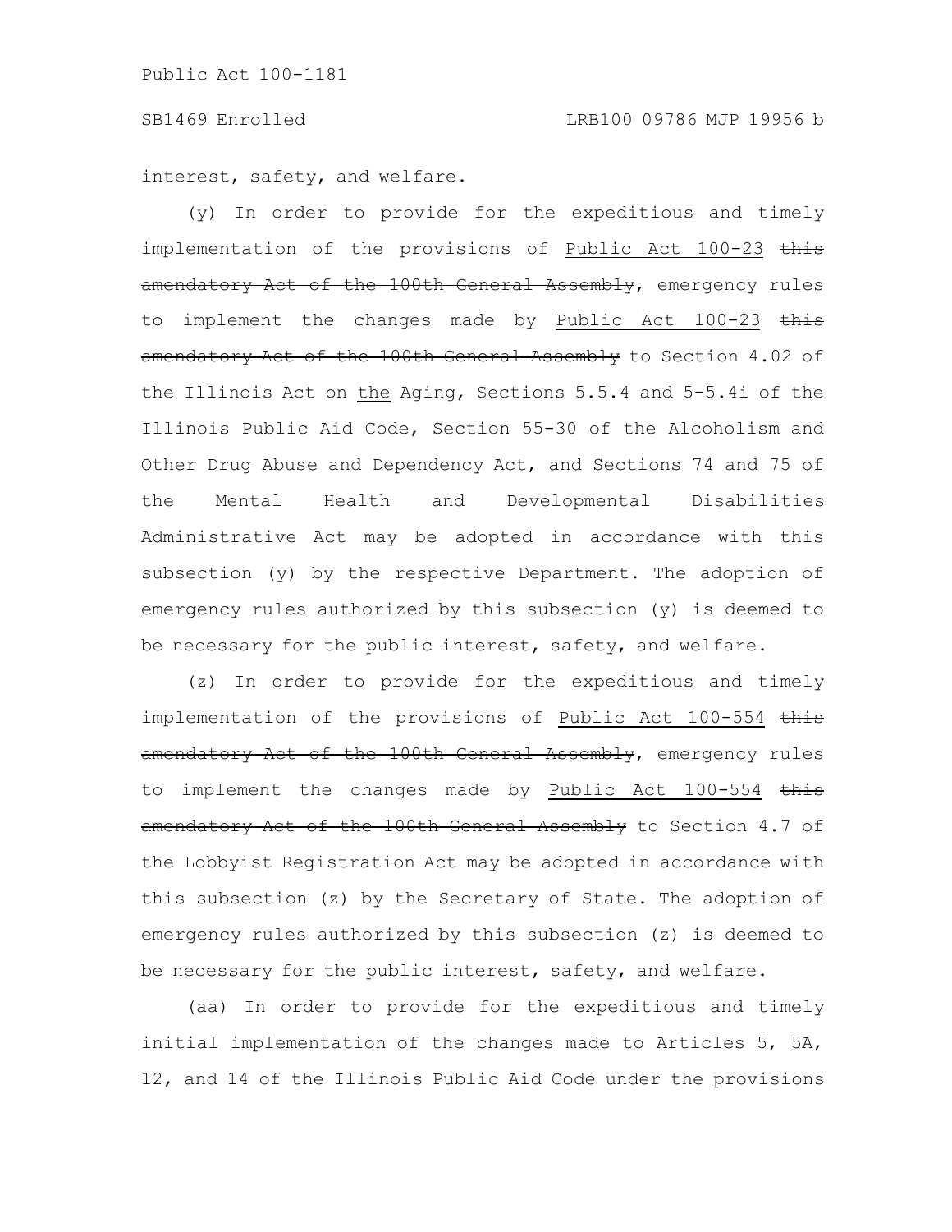interest, safety, and welfare.

(y) In order to provide for the expeditious and timely implementation of the provisions of Public Act 100-23 ~~this amendatory Act of the 100th General Assembly~~, emergency rules to implement the changes made by Public Act 100-23 ~~this amendatory Act of the 100th General Assembly~~ to Section 4.02 of the Illinois Act on the Aging, Sections 5.5.4 and 5-5.4i of the Illinois Public Aid Code, Section 55-30 of the Alcoholism and Other Drug Abuse and Dependency Act, and Sections 74 and 75 of the Mental Health and Developmental Disabilities Administrative Act may be adopted in accordance with this subsection (y) by the respective Department. The adoption of emergency rules authorized by this subsection (y) is deemed to be necessary for the public interest, safety, and welfare.

(z) In order to provide for the expeditious and timely implementation of the provisions of Public Act 100-554 ~~this amendatory Act of the 100th General Assembly~~, emergency rules to implement the changes made by Public Act 100-554 ~~this amendatory Act of the 100th General Assembly~~ to Section 4.7 of the Lobbyist Registration Act may be adopted in accordance with this subsection (z) by the Secretary of State. The adoption of emergency rules authorized by this subsection (z) is deemed to be necessary for the public interest, safety, and welfare.

(aa) In order to provide for the expeditious and timely initial implementation of the changes made to Articles 5, 5A, 12, and 14 of the Illinois Public Aid Code under the provisions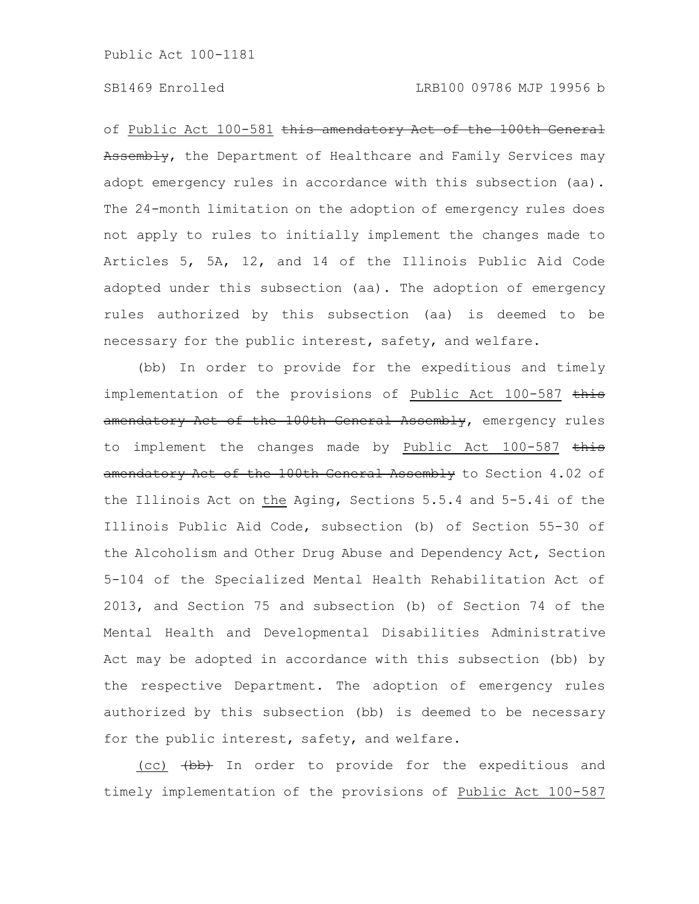of Public Act 100-581 ~~this amendatory Act of the 100th General Assembly~~, the Department of Healthcare and Family Services may adopt emergency rules in accordance with this subsection (aa). The 24-month limitation on the adoption of emergency rules does not apply to rules to initially implement the changes made to Articles 5, 5A, 12, and 14 of the Illinois Public Aid Code adopted under this subsection (aa). The adoption of emergency rules authorized by this subsection (aa) is deemed to be necessary for the public interest, safety, and welfare.

(bb) In order to provide for the expeditious and timely implementation of the provisions of Public Act 100-587 ~~this amendatory Act of the 100th General Assembly~~, emergency rules to implement the changes made by Public Act 100-587 ~~this amendatory Act of the 100th General Assembly~~ to Section 4.02 of the Illinois Act on the Aging, Sections 5.5.4 and 5-5.4i of the Illinois Public Aid Code, subsection (b) of Section 55-30 of the Alcoholism and Other Drug Abuse and Dependency Act, Section 5-104 of the Specialized Mental Health Rehabilitation Act of 2013, and Section 75 and subsection (b) of Section 74 of the Mental Health and Developmental Disabilities Administrative Act may be adopted in accordance with this subsection (bb) by the respective Department. The adoption of emergency rules authorized by this subsection (bb) is deemed to be necessary for the public interest, safety, and welfare.

(cc) ~~(bb)~~ In order to provide for the expeditious and timely implementation of the provisions of Public Act 100-587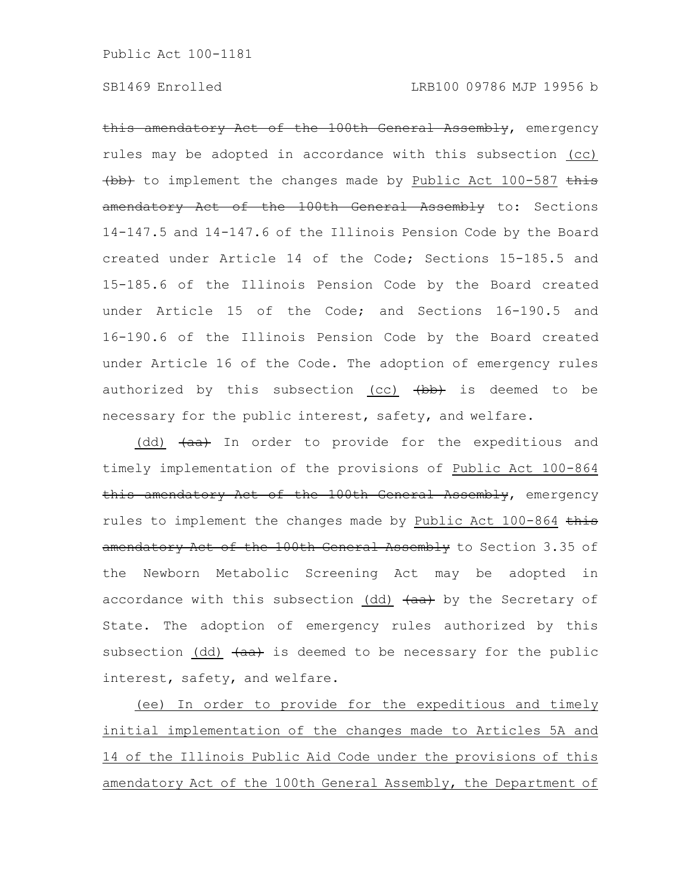this amendatory Act of the 100th General Assembly, emergency rules may be adopted in accordance with this subsection (cc) (bb) to implement the changes made by Public Act 100-587 this amendatory Act of the 100th General Assembly to: Sections 14-147.5 and 14-147.6 of the Illinois Pension Code by the Board created under Article 14 of the Code; Sections 15-185.5 and 15-185.6 of the Illinois Pension Code by the Board created under Article 15 of the Code; and Sections 16-190.5 and 16-190.6 of the Illinois Pension Code by the Board created under Article 16 of the Code. The adoption of emergency rules authorized by this subsection (cc) (bb) is deemed to be necessary for the public interest, safety, and welfare.

(dd) (aa) In order to provide for the expeditious and timely implementation of the provisions of Public Act 100-864 this amendatory Act of the 100th General Assembly, emergency rules to implement the changes made by Public Act 100-864 this amendatory Act of the 100th General Assembly to Section 3.35 of the Newborn Metabolic Screening Act may be adopted in accordance with this subsection (dd) (aa) by the Secretary of State. The adoption of emergency rules authorized by this subsection (dd) (aa) is deemed to be necessary for the public interest, safety, and welfare.

(ee) In order to provide for the expeditious and timely initial implementation of the changes made to Articles 5A and 14 of the Illinois Public Aid Code under the provisions of this amendatory Act of the 100th General Assembly, the Department of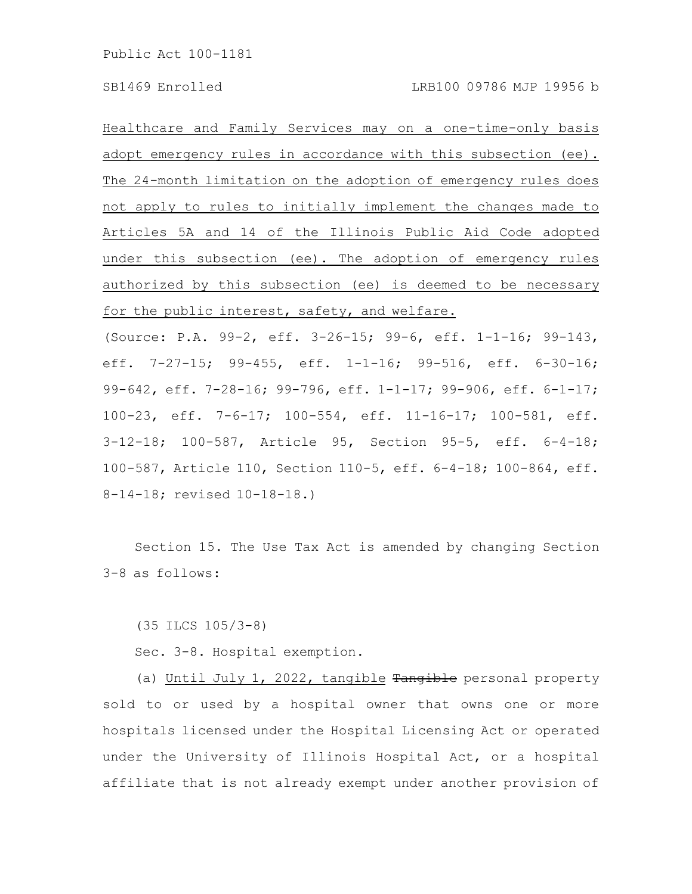Healthcare and Family Services may on a one-time-only basis adopt emergency rules in accordance with this subsection (ee). The 24-month limitation on the adoption of emergency rules does not apply to rules to initially implement the changes made to Articles 5A and 14 of the Illinois Public Aid Code adopted under this subsection (ee). The adoption of emergency rules authorized by this subsection (ee) is deemed to be necessary for the public interest, safety, and welfare.

(Source: P.A. 99-2, eff. 3-26-15; 99-6, eff. 1-1-16; 99-143, eff. 7-27-15; 99-455, eff. 1-1-16; 99-516, eff. 6-30-16; 99-642, eff. 7-28-16; 99-796, eff. 1-1-17; 99-906, eff. 6-1-17; 100-23, eff. 7-6-17; 100-554, eff. 11-16-17; 100-581, eff. 3-12-18; 100-587, Article 95, Section 95-5, eff. 6-4-18; 100-587, Article 110, Section 110-5, eff. 6-4-18; 100-864, eff. 8-14-18; revised 10-18-18.)

Section 15. The Use Tax Act is amended by changing Section 3-8 as follows:

(35 ILCS 105/3-8)

Sec. 3-8. Hospital exemption.

(a) Until July 1, 2022, tangible ~~Tangible~~ personal property sold to or used by a hospital owner that owns one or more hospitals licensed under the Hospital Licensing Act or operated under the University of Illinois Hospital Act, or a hospital affiliate that is not already exempt under another provision of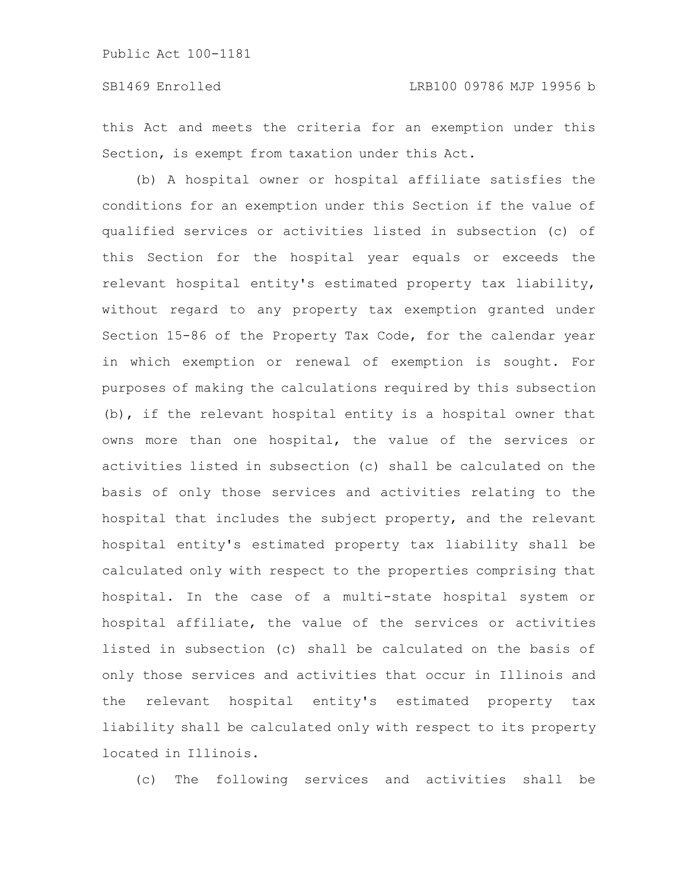this Act and meets the criteria for an exemption under this Section, is exempt from taxation under this Act.

(b) A hospital owner or hospital affiliate satisfies the conditions for an exemption under this Section if the value of qualified services or activities listed in subsection (c) of this Section for the hospital year equals or exceeds the relevant hospital entity's estimated property tax liability, without regard to any property tax exemption granted under Section 15-86 of the Property Tax Code, for the calendar year in which exemption or renewal of exemption is sought. For purposes of making the calculations required by this subsection (b), if the relevant hospital entity is a hospital owner that owns more than one hospital, the value of the services or activities listed in subsection (c) shall be calculated on the basis of only those services and activities relating to the hospital that includes the subject property, and the relevant hospital entity's estimated property tax liability shall be calculated only with respect to the properties comprising that hospital. In the case of a multi-state hospital system or hospital affiliate, the value of the services or activities listed in subsection (c) shall be calculated on the basis of only those services and activities that occur in Illinois and the relevant hospital entity's estimated property tax liability shall be calculated only with respect to its property located in Illinois.

(c) The following services and activities shall be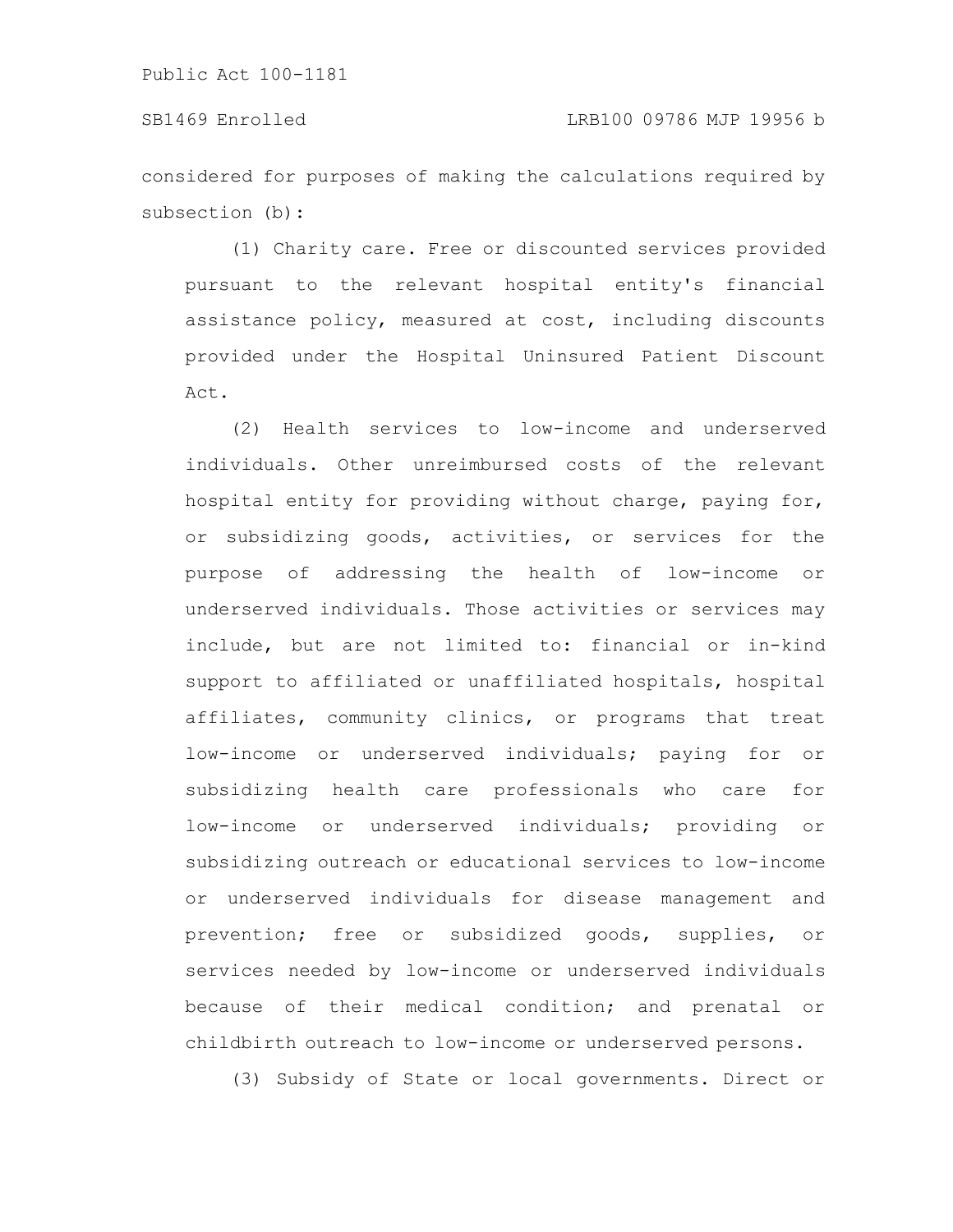considered for purposes of making the calculations required by subsection (b):

(1) Charity care. Free or discounted services provided pursuant to the relevant hospital entity's financial assistance policy, measured at cost, including discounts provided under the Hospital Uninsured Patient Discount Act.

(2) Health services to low-income and underserved individuals. Other unreimbursed costs of the relevant hospital entity for providing without charge, paying for, or subsidizing goods, activities, or services for the purpose of addressing the health of low-income or underserved individuals. Those activities or services may include, but are not limited to: financial or in-kind support to affiliated or unaffiliated hospitals, hospital affiliates, community clinics, or programs that treat low-income or underserved individuals; paying for or subsidizing health care professionals who care for low-income or underserved individuals; providing or subsidizing outreach or educational services to low-income or underserved individuals for disease management and prevention; free or subsidized goods, supplies, or services needed by low-income or underserved individuals because of their medical condition; and prenatal or childbirth outreach to low-income or underserved persons.

(3) Subsidy of State or local governments. Direct or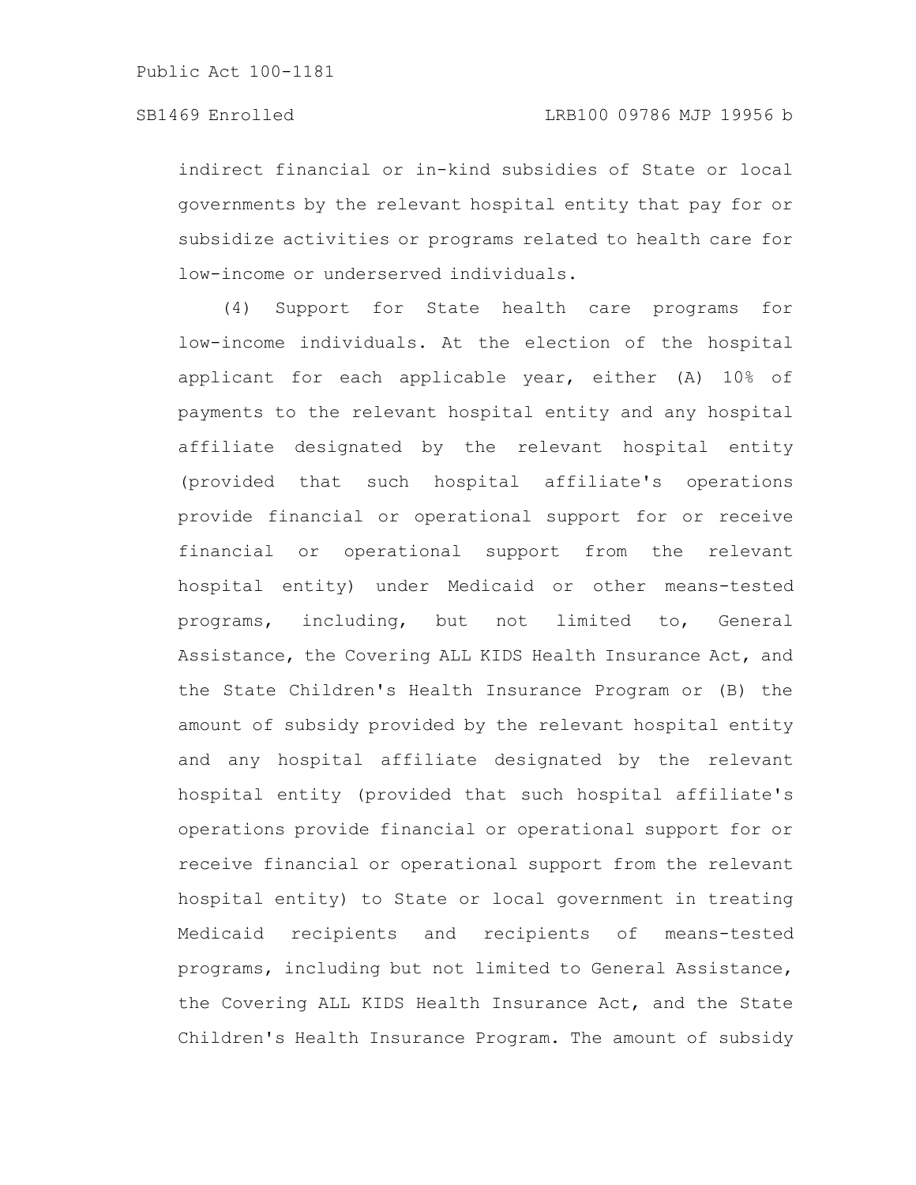indirect financial or in-kind subsidies of State or local governments by the relevant hospital entity that pay for or subsidize activities or programs related to health care for low-income or underserved individuals.

(4) Support for State health care programs for low-income individuals. At the election of the hospital applicant for each applicable year, either (A) 10% of payments to the relevant hospital entity and any hospital affiliate designated by the relevant hospital entity (provided that such hospital affiliate's operations provide financial or operational support for or receive financial or operational support from the relevant hospital entity) under Medicaid or other means-tested programs, including, but not limited to, General Assistance, the Covering ALL KIDS Health Insurance Act, and the State Children's Health Insurance Program or (B) the amount of subsidy provided by the relevant hospital entity and any hospital affiliate designated by the relevant hospital entity (provided that such hospital affiliate's operations provide financial or operational support for or receive financial or operational support from the relevant hospital entity) to State or local government in treating Medicaid recipients and recipients of means-tested programs, including but not limited to General Assistance, the Covering ALL KIDS Health Insurance Act, and the State Children's Health Insurance Program. The amount of subsidy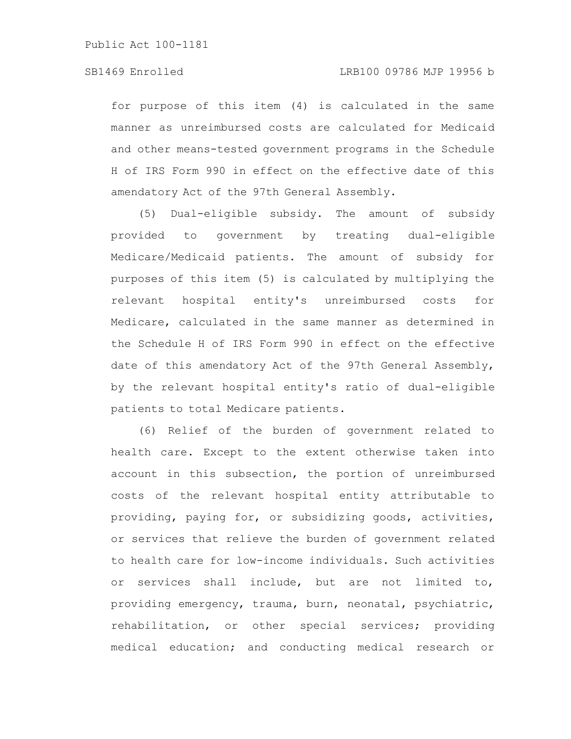for purpose of this item (4) is calculated in the same manner as unreimbursed costs are calculated for Medicaid and other means-tested government programs in the Schedule H of IRS Form 990 in effect on the effective date of this amendatory Act of the 97th General Assembly.

(5) Dual-eligible subsidy. The amount of subsidy provided to government by treating dual-eligible Medicare/Medicaid patients. The amount of subsidy for purposes of this item (5) is calculated by multiplying the relevant hospital entity's unreimbursed costs for Medicare, calculated in the same manner as determined in the Schedule H of IRS Form 990 in effect on the effective date of this amendatory Act of the 97th General Assembly, by the relevant hospital entity's ratio of dual-eligible patients to total Medicare patients.

(6) Relief of the burden of government related to health care. Except to the extent otherwise taken into account in this subsection, the portion of unreimbursed costs of the relevant hospital entity attributable to providing, paying for, or subsidizing goods, activities, or services that relieve the burden of government related to health care for low-income individuals. Such activities or services shall include, but are not limited to, providing emergency, trauma, burn, neonatal, psychiatric, rehabilitation, or other special services; providing medical education; and conducting medical research or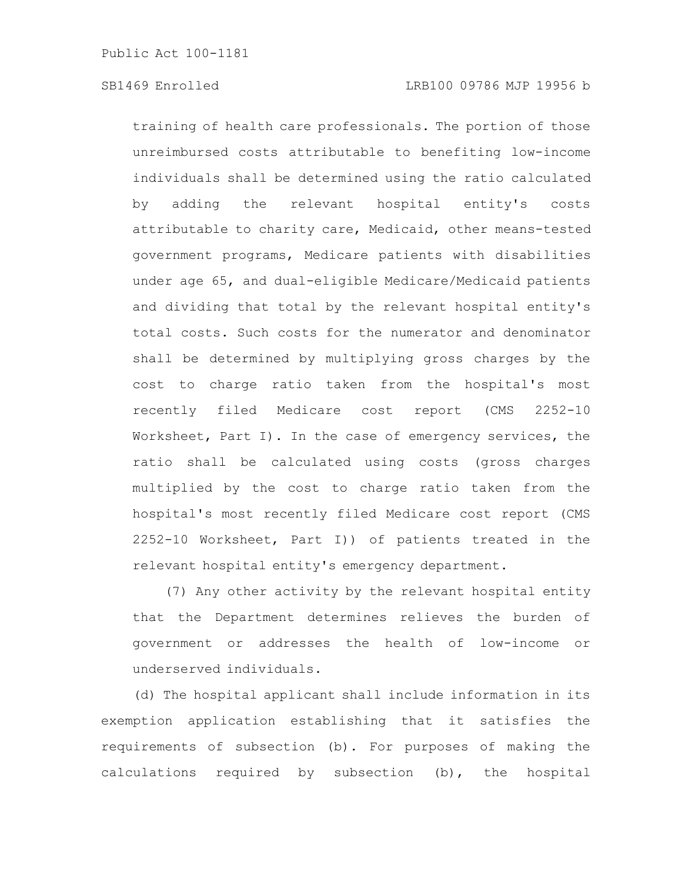training of health care professionals. The portion of those unreimbursed costs attributable to benefiting low-income individuals shall be determined using the ratio calculated by adding the relevant hospital entity's costs attributable to charity care, Medicaid, other means-tested government programs, Medicare patients with disabilities under age 65, and dual-eligible Medicare/Medicaid patients and dividing that total by the relevant hospital entity's total costs. Such costs for the numerator and denominator shall be determined by multiplying gross charges by the cost to charge ratio taken from the hospital's most recently filed Medicare cost report (CMS 2252-10 Worksheet, Part I). In the case of emergency services, the ratio shall be calculated using costs (gross charges multiplied by the cost to charge ratio taken from the hospital's most recently filed Medicare cost report (CMS 2252-10 Worksheet, Part I)) of patients treated in the relevant hospital entity's emergency department.

(7) Any other activity by the relevant hospital entity that the Department determines relieves the burden of government or addresses the health of low-income or underserved individuals.

(d) The hospital applicant shall include information in its exemption application establishing that it satisfies the requirements of subsection (b). For purposes of making the calculations required by subsection (b), the hospital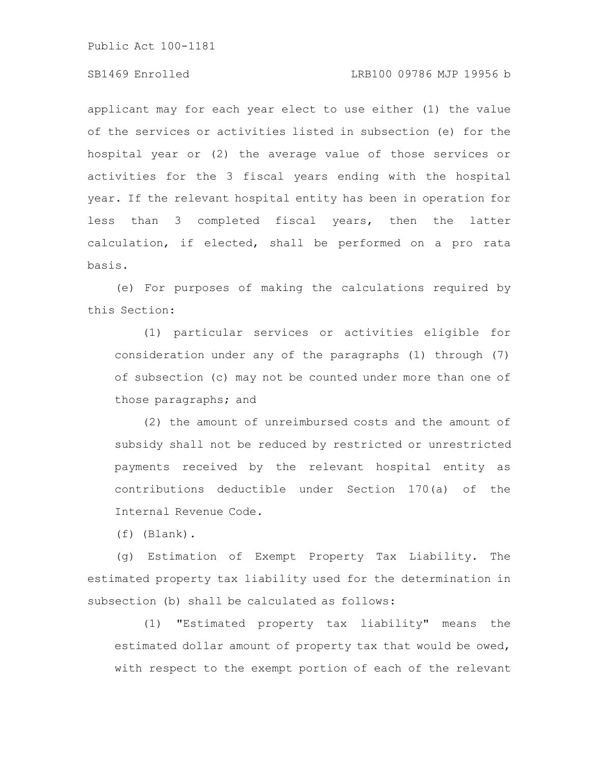applicant may for each year elect to use either (1) the value of the services or activities listed in subsection (e) for the hospital year or (2) the average value of those services or activities for the 3 fiscal years ending with the hospital year. If the relevant hospital entity has been in operation for less than 3 completed fiscal years, then the latter calculation, if elected, shall be performed on a pro rata basis.

(e) For purposes of making the calculations required by this Section:

(1) particular services or activities eligible for consideration under any of the paragraphs (1) through (7) of subsection (c) may not be counted under more than one of those paragraphs; and

(2) the amount of unreimbursed costs and the amount of subsidy shall not be reduced by restricted or unrestricted payments received by the relevant hospital entity as contributions deductible under Section 170(a) of the Internal Revenue Code.

(f) (Blank).

(g) Estimation of Exempt Property Tax Liability. The estimated property tax liability used for the determination in subsection (b) shall be calculated as follows:

(1) "Estimated property tax liability" means the estimated dollar amount of property tax that would be owed, with respect to the exempt portion of each of the relevant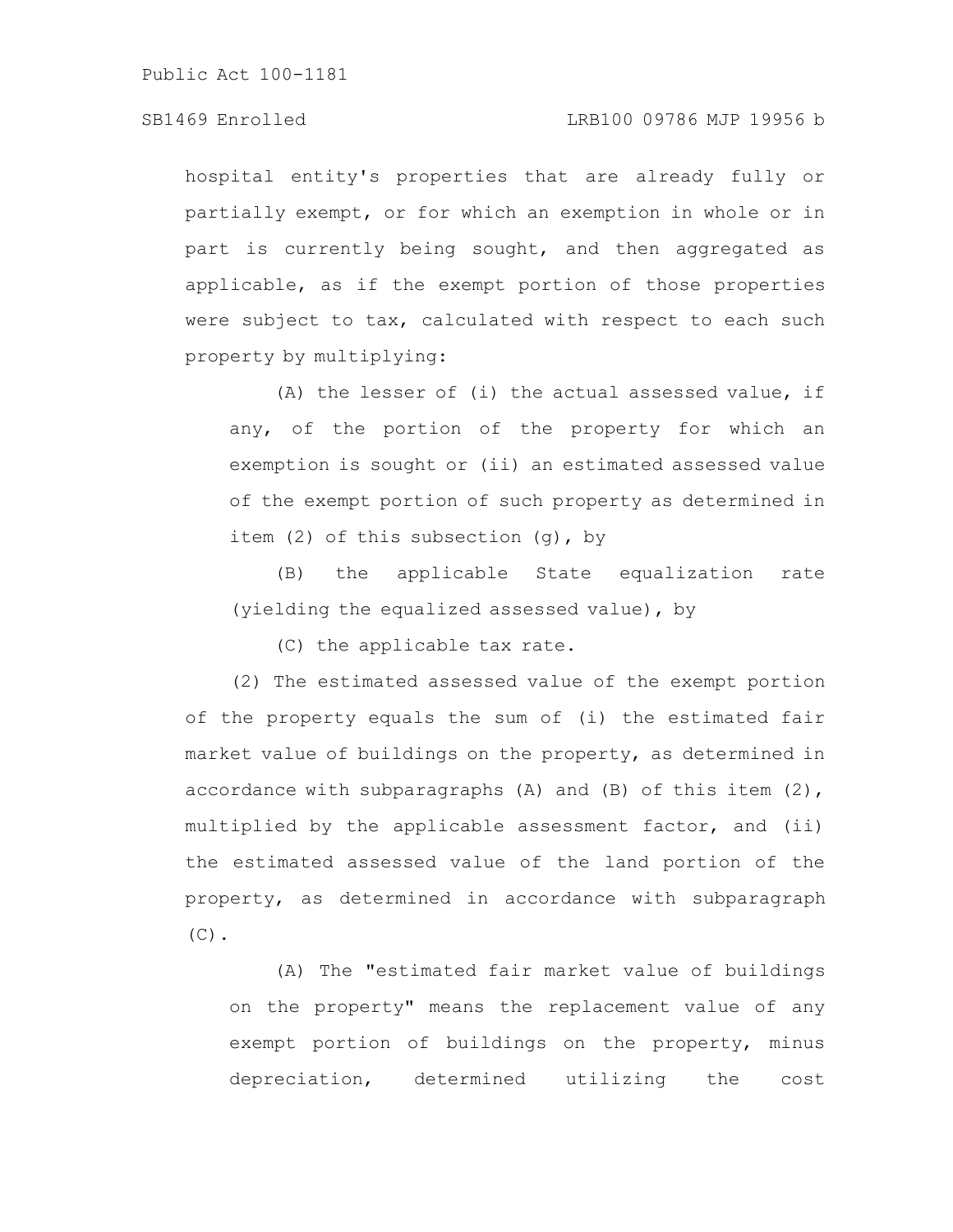hospital entity's properties that are already fully or partially exempt, or for which an exemption in whole or in part is currently being sought, and then aggregated as applicable, as if the exempt portion of those properties were subject to tax, calculated with respect to each such property by multiplying:

(A) the lesser of (i) the actual assessed value, if any, of the portion of the property for which an exemption is sought or (ii) an estimated assessed value of the exempt portion of such property as determined in item (2) of this subsection (g), by

(B) the applicable State equalization rate (yielding the equalized assessed value), by

(C) the applicable tax rate.

(2) The estimated assessed value of the exempt portion of the property equals the sum of (i) the estimated fair market value of buildings on the property, as determined in accordance with subparagraphs (A) and (B) of this item (2), multiplied by the applicable assessment factor, and (ii) the estimated assessed value of the land portion of the property, as determined in accordance with subparagraph (C).

(A) The "estimated fair market value of buildings on the property" means the replacement value of any exempt portion of buildings on the property, minus depreciation, determined utilizing the cost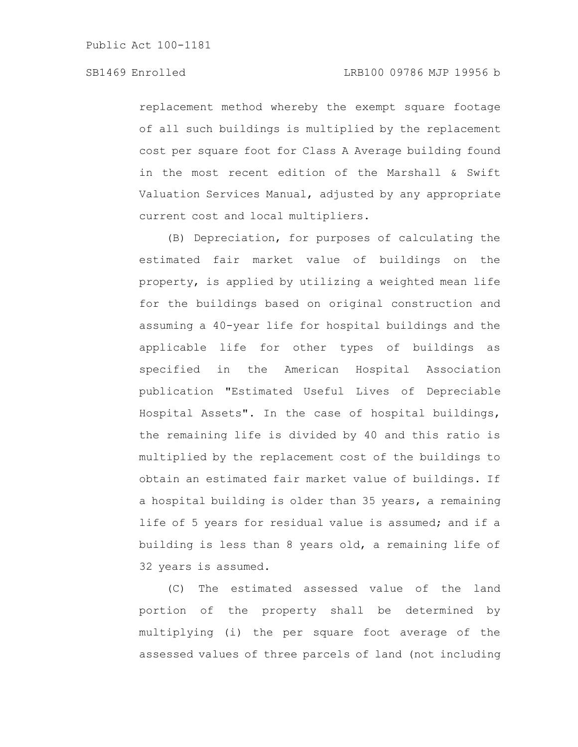replacement method whereby the exempt square footage of all such buildings is multiplied by the replacement cost per square foot for Class A Average building found in the most recent edition of the Marshall & Swift Valuation Services Manual, adjusted by any appropriate current cost and local multipliers.

(B) Depreciation, for purposes of calculating the estimated fair market value of buildings on the property, is applied by utilizing a weighted mean life for the buildings based on original construction and assuming a 40-year life for hospital buildings and the applicable life for other types of buildings as specified in the American Hospital Association publication "Estimated Useful Lives of Depreciable Hospital Assets". In the case of hospital buildings, the remaining life is divided by 40 and this ratio is multiplied by the replacement cost of the buildings to obtain an estimated fair market value of buildings. If a hospital building is older than 35 years, a remaining life of 5 years for residual value is assumed; and if a building is less than 8 years old, a remaining life of 32 years is assumed.

(C) The estimated assessed value of the land portion of the property shall be determined by multiplying (i) the per square foot average of the assessed values of three parcels of land (not including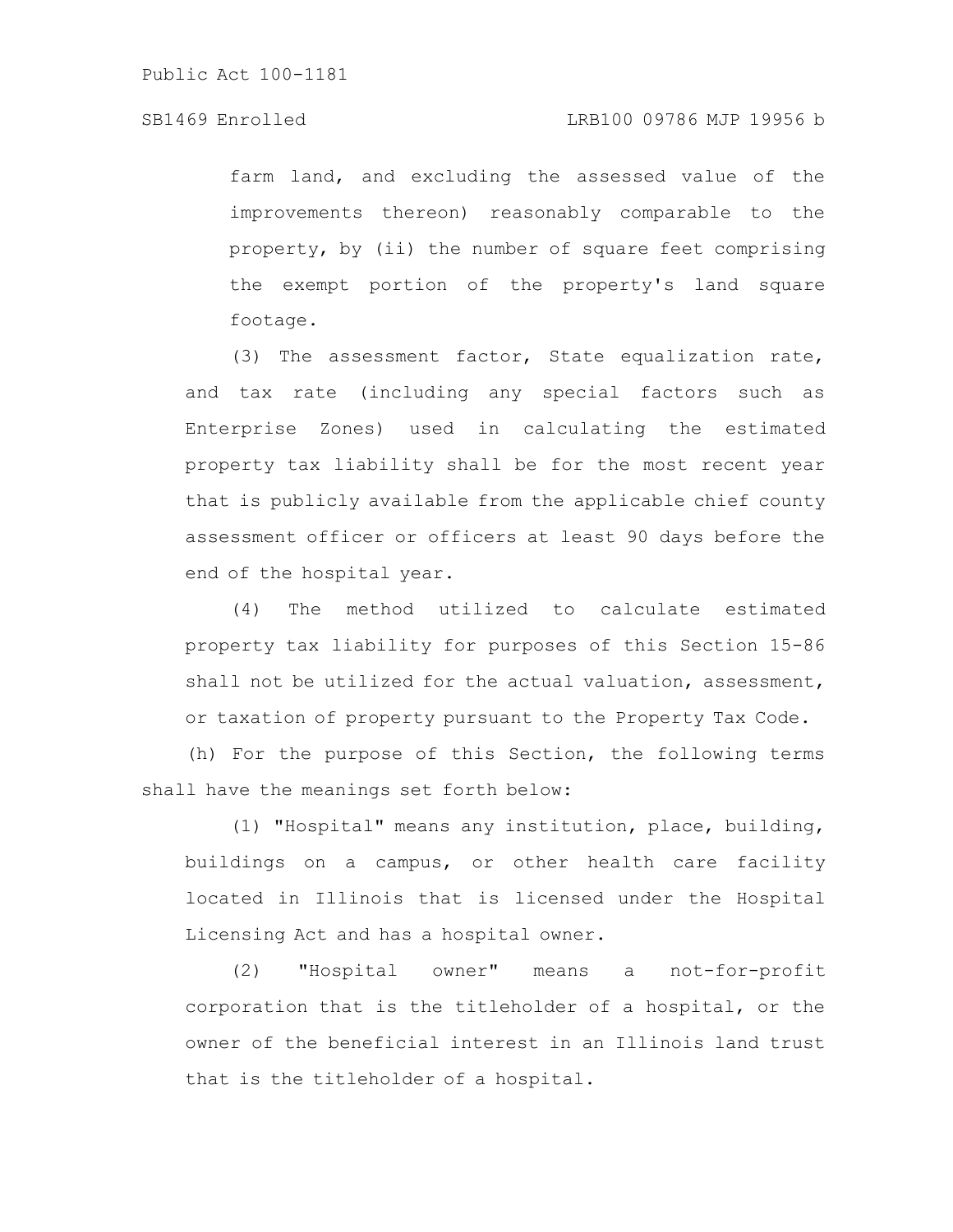farm land, and excluding the assessed value of the improvements thereon) reasonably comparable to the property, by (ii) the number of square feet comprising the exempt portion of the property's land square footage.

(3) The assessment factor, State equalization rate, and tax rate (including any special factors such as Enterprise Zones) used in calculating the estimated property tax liability shall be for the most recent year that is publicly available from the applicable chief county assessment officer or officers at least 90 days before the end of the hospital year.

(4) The method utilized to calculate estimated property tax liability for purposes of this Section 15-86 shall not be utilized for the actual valuation, assessment, or taxation of property pursuant to the Property Tax Code.

(h) For the purpose of this Section, the following terms shall have the meanings set forth below:

(1) "Hospital" means any institution, place, building, buildings on a campus, or other health care facility located in Illinois that is licensed under the Hospital Licensing Act and has a hospital owner.

(2) "Hospital owner" means a not-for-profit corporation that is the titleholder of a hospital, or the owner of the beneficial interest in an Illinois land trust that is the titleholder of a hospital.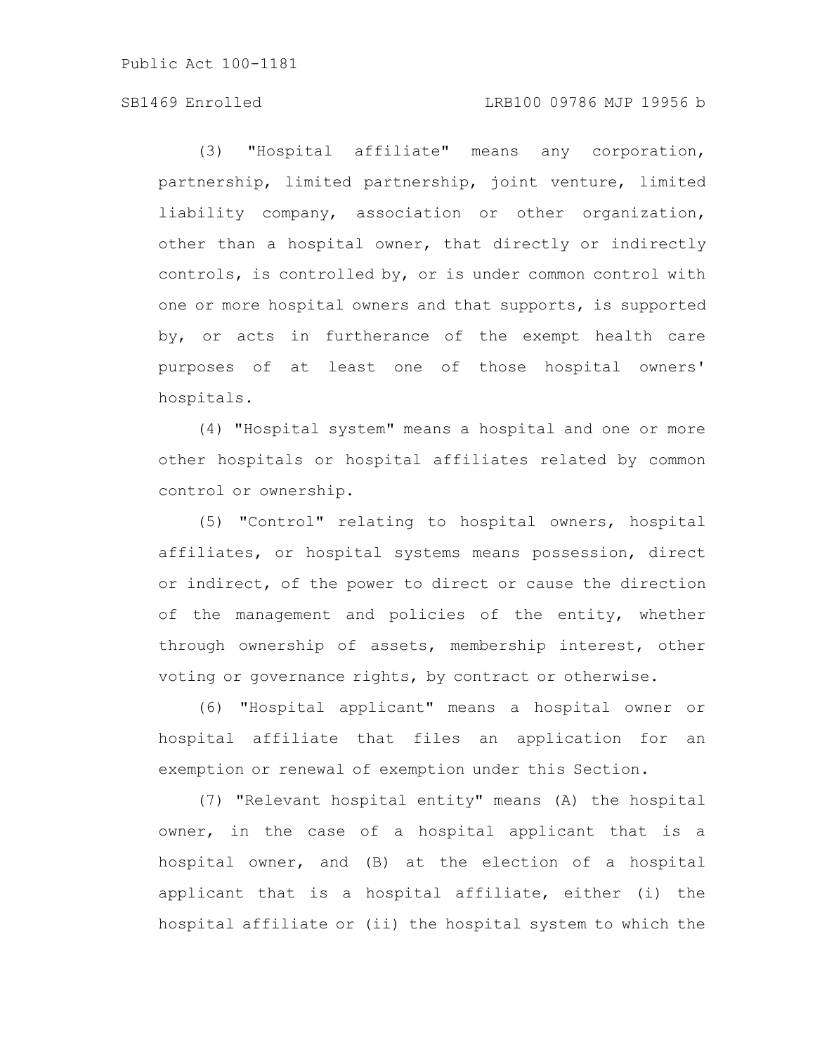(3) "Hospital affiliate" means any corporation, partnership, limited partnership, joint venture, limited liability company, association or other organization, other than a hospital owner, that directly or indirectly controls, is controlled by, or is under common control with one or more hospital owners and that supports, is supported by, or acts in furtherance of the exempt health care purposes of at least one of those hospital owners' hospitals.

(4) "Hospital system" means a hospital and one or more other hospitals or hospital affiliates related by common control or ownership.

(5) "Control" relating to hospital owners, hospital affiliates, or hospital systems means possession, direct or indirect, of the power to direct or cause the direction of the management and policies of the entity, whether through ownership of assets, membership interest, other voting or governance rights, by contract or otherwise.

(6) "Hospital applicant" means a hospital owner or hospital affiliate that files an application for an exemption or renewal of exemption under this Section.

(7) "Relevant hospital entity" means (A) the hospital owner, in the case of a hospital applicant that is a hospital owner, and (B) at the election of a hospital applicant that is a hospital affiliate, either (i) the hospital affiliate or (ii) the hospital system to which the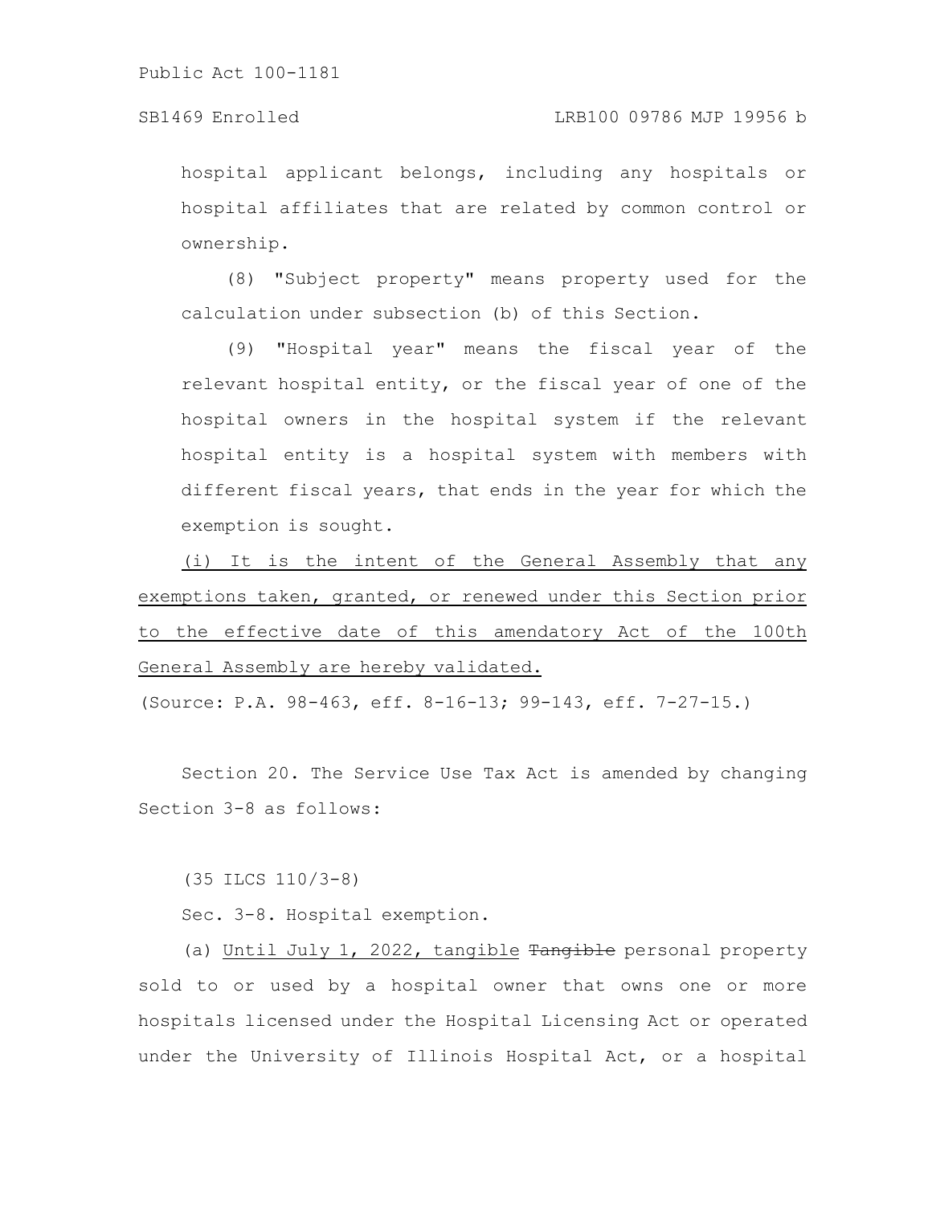hospital applicant belongs, including any hospitals or hospital affiliates that are related by common control or ownership.

(8) "Subject property" means property used for the calculation under subsection (b) of this Section.

(9) "Hospital year" means the fiscal year of the relevant hospital entity, or the fiscal year of one of the hospital owners in the hospital system if the relevant hospital entity is a hospital system with members with different fiscal years, that ends in the year for which the exemption is sought.

(i) It is the intent of the General Assembly that any exemptions taken, granted, or renewed under this Section prior to the effective date of this amendatory Act of the 100th General Assembly are hereby validated.

(Source: P.A. 98-463, eff. 8-16-13; 99-143, eff. 7-27-15.)

Section 20. The Service Use Tax Act is amended by changing Section 3-8 as follows:

(35 ILCS 110/3-8)

Sec. 3-8. Hospital exemption.

(a) Until July 1, 2022, tangible ~~Tangible~~ personal property sold to or used by a hospital owner that owns one or more hospitals licensed under the Hospital Licensing Act or operated under the University of Illinois Hospital Act, or a hospital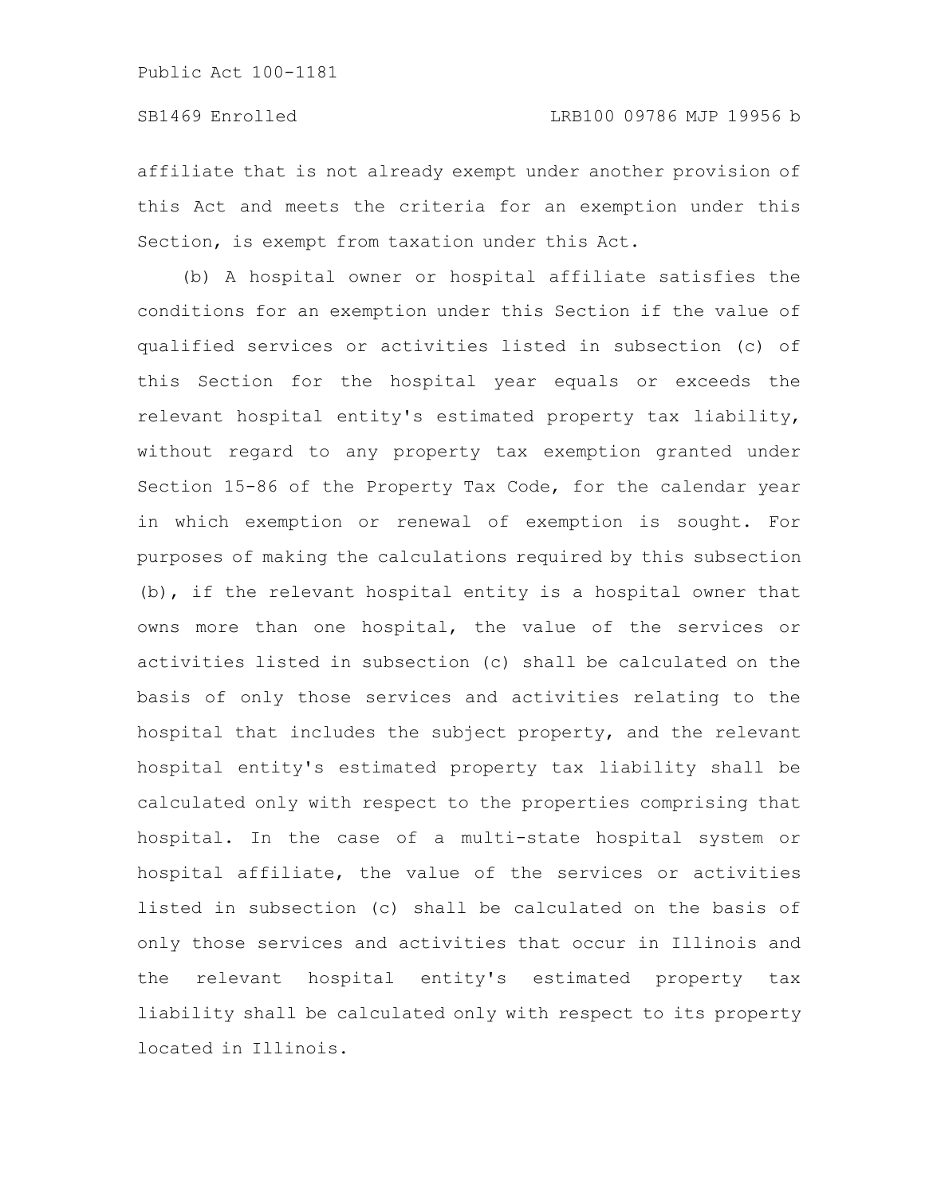affiliate that is not already exempt under another provision of this Act and meets the criteria for an exemption under this Section, is exempt from taxation under this Act.

(b) A hospital owner or hospital affiliate satisfies the conditions for an exemption under this Section if the value of qualified services or activities listed in subsection (c) of this Section for the hospital year equals or exceeds the relevant hospital entity's estimated property tax liability, without regard to any property tax exemption granted under Section 15-86 of the Property Tax Code, for the calendar year in which exemption or renewal of exemption is sought. For purposes of making the calculations required by this subsection (b), if the relevant hospital entity is a hospital owner that owns more than one hospital, the value of the services or activities listed in subsection (c) shall be calculated on the basis of only those services and activities relating to the hospital that includes the subject property, and the relevant hospital entity's estimated property tax liability shall be calculated only with respect to the properties comprising that hospital. In the case of a multi-state hospital system or hospital affiliate, the value of the services or activities listed in subsection (c) shall be calculated on the basis of only those services and activities that occur in Illinois and the relevant hospital entity's estimated property tax liability shall be calculated only with respect to its property located in Illinois.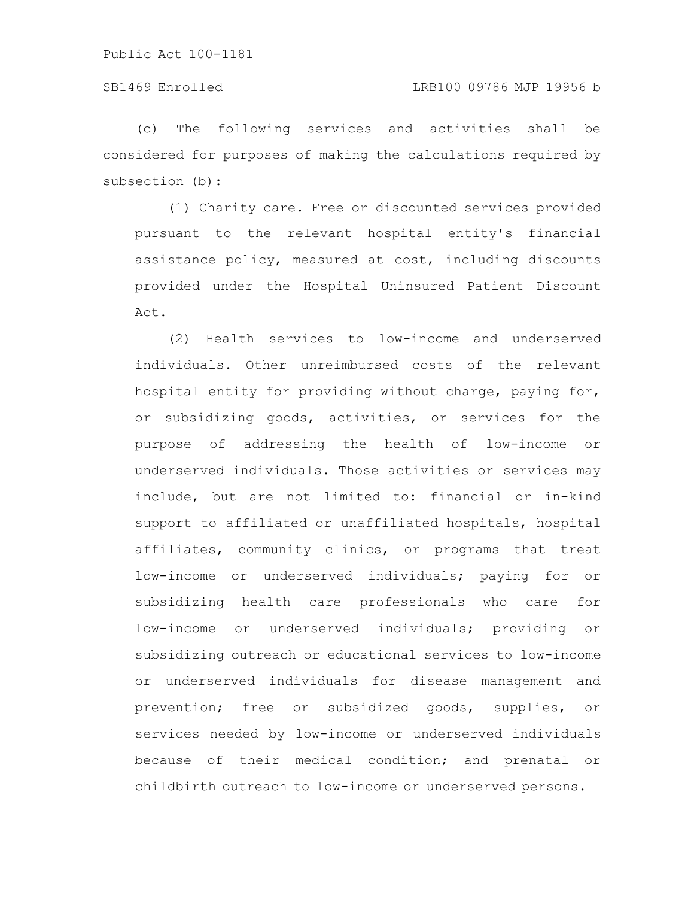(c) The following services and activities shall be considered for purposes of making the calculations required by subsection (b):

(1) Charity care. Free or discounted services provided pursuant to the relevant hospital entity's financial assistance policy, measured at cost, including discounts provided under the Hospital Uninsured Patient Discount Act.

(2) Health services to low-income and underserved individuals. Other unreimbursed costs of the relevant hospital entity for providing without charge, paying for, or subsidizing goods, activities, or services for the purpose of addressing the health of low-income or underserved individuals. Those activities or services may include, but are not limited to: financial or in-kind support to affiliated or unaffiliated hospitals, hospital affiliates, community clinics, or programs that treat low-income or underserved individuals; paying for or subsidizing health care professionals who care for low-income or underserved individuals; providing or subsidizing outreach or educational services to low-income or underserved individuals for disease management and prevention; free or subsidized goods, supplies, or services needed by low-income or underserved individuals because of their medical condition; and prenatal or childbirth outreach to low-income or underserved persons.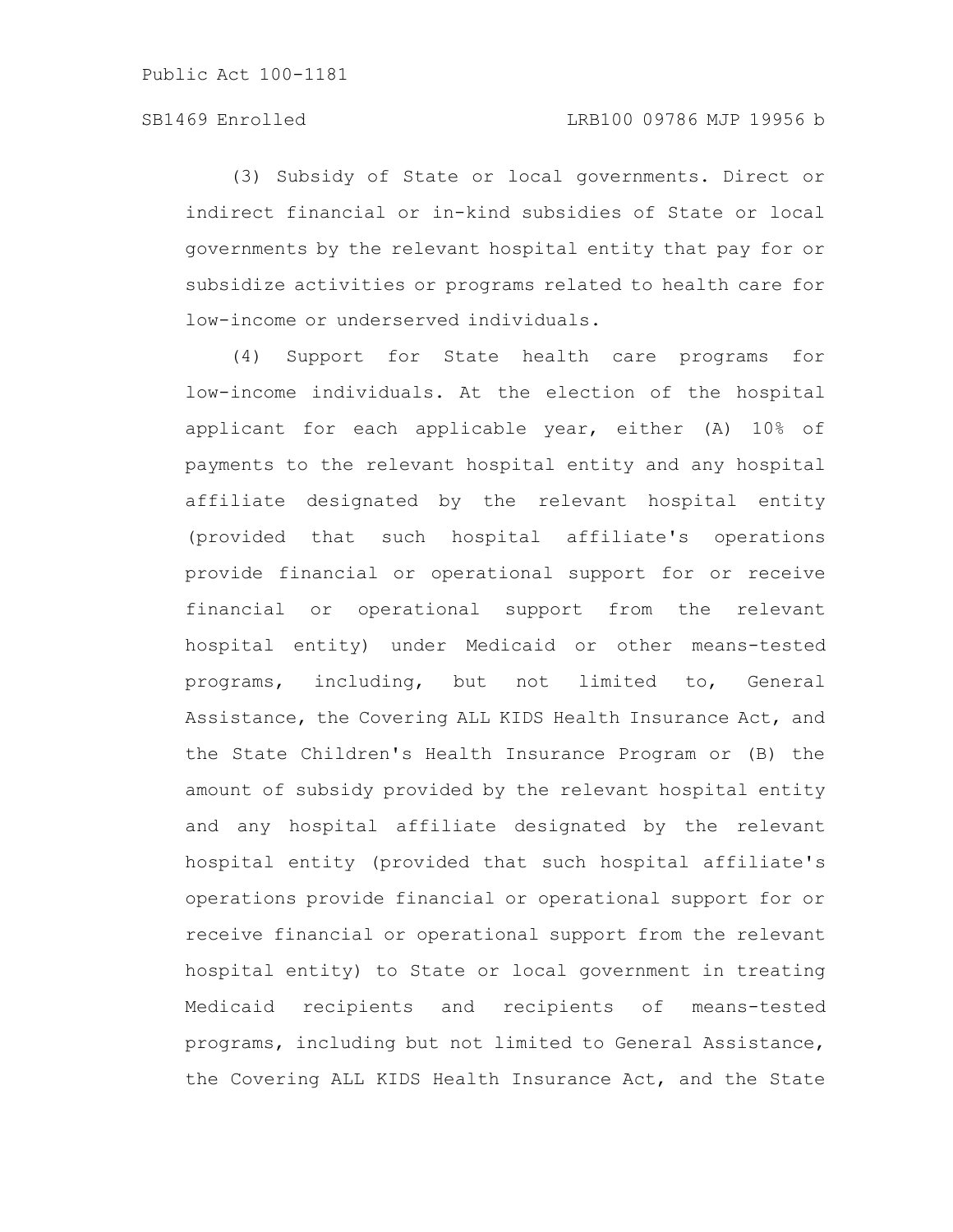(3) Subsidy of State or local governments. Direct or indirect financial or in-kind subsidies of State or local governments by the relevant hospital entity that pay for or subsidize activities or programs related to health care for low-income or underserved individuals.

(4) Support for State health care programs for low-income individuals. At the election of the hospital applicant for each applicable year, either (A) 10% of payments to the relevant hospital entity and any hospital affiliate designated by the relevant hospital entity (provided that such hospital affiliate's operations provide financial or operational support for or receive financial or operational support from the relevant hospital entity) under Medicaid or other means-tested programs, including, but not limited to, General Assistance, the Covering ALL KIDS Health Insurance Act, and the State Children's Health Insurance Program or (B) the amount of subsidy provided by the relevant hospital entity and any hospital affiliate designated by the relevant hospital entity (provided that such hospital affiliate's operations provide financial or operational support for or receive financial or operational support from the relevant hospital entity) to State or local government in treating Medicaid recipients and recipients of means-tested programs, including but not limited to General Assistance, the Covering ALL KIDS Health Insurance Act, and the State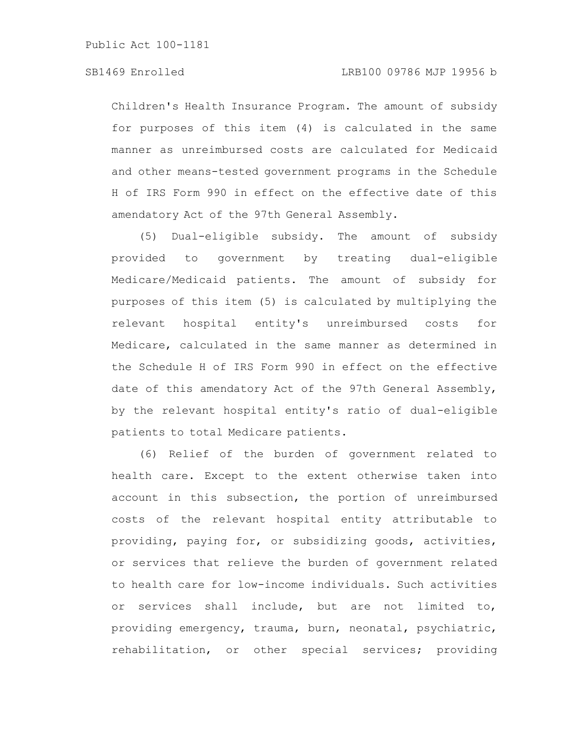Children's Health Insurance Program. The amount of subsidy for purposes of this item (4) is calculated in the same manner as unreimbursed costs are calculated for Medicaid and other means-tested government programs in the Schedule H of IRS Form 990 in effect on the effective date of this amendatory Act of the 97th General Assembly.

(5) Dual-eligible subsidy. The amount of subsidy provided to government by treating dual-eligible Medicare/Medicaid patients. The amount of subsidy for purposes of this item (5) is calculated by multiplying the relevant hospital entity's unreimbursed costs for Medicare, calculated in the same manner as determined in the Schedule H of IRS Form 990 in effect on the effective date of this amendatory Act of the 97th General Assembly, by the relevant hospital entity's ratio of dual-eligible patients to total Medicare patients.

(6) Relief of the burden of government related to health care. Except to the extent otherwise taken into account in this subsection, the portion of unreimbursed costs of the relevant hospital entity attributable to providing, paying for, or subsidizing goods, activities, or services that relieve the burden of government related to health care for low-income individuals. Such activities or services shall include, but are not limited to, providing emergency, trauma, burn, neonatal, psychiatric, rehabilitation, or other special services; providing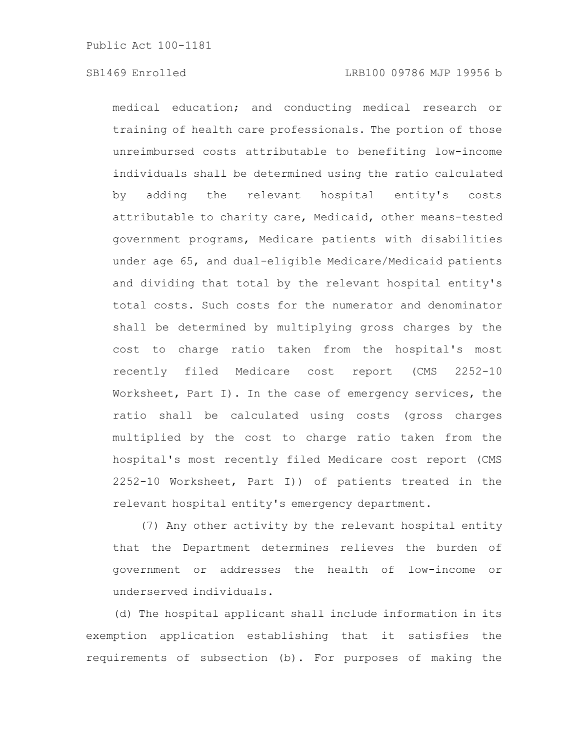medical education; and conducting medical research or training of health care professionals. The portion of those unreimbursed costs attributable to benefiting low-income individuals shall be determined using the ratio calculated by adding the relevant hospital entity's costs attributable to charity care, Medicaid, other means-tested government programs, Medicare patients with disabilities under age 65, and dual-eligible Medicare/Medicaid patients and dividing that total by the relevant hospital entity's total costs. Such costs for the numerator and denominator shall be determined by multiplying gross charges by the cost to charge ratio taken from the hospital's most recently filed Medicare cost report (CMS 2252-10 Worksheet, Part I). In the case of emergency services, the ratio shall be calculated using costs (gross charges multiplied by the cost to charge ratio taken from the hospital's most recently filed Medicare cost report (CMS 2252-10 Worksheet, Part I)) of patients treated in the relevant hospital entity's emergency department.

(7) Any other activity by the relevant hospital entity that the Department determines relieves the burden of government or addresses the health of low-income or underserved individuals.

(d) The hospital applicant shall include information in its exemption application establishing that it satisfies the requirements of subsection (b). For purposes of making the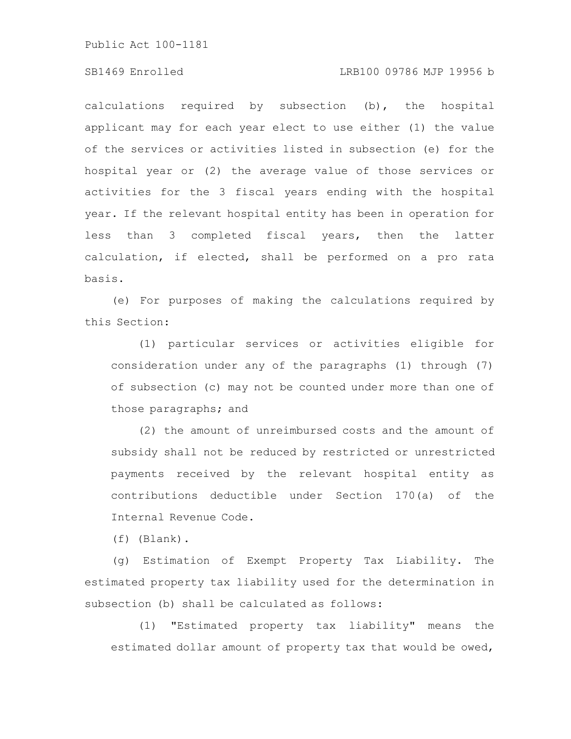calculations required by subsection (b), the hospital applicant may for each year elect to use either (1) the value of the services or activities listed in subsection (e) for the hospital year or (2) the average value of those services or activities for the 3 fiscal years ending with the hospital year. If the relevant hospital entity has been in operation for less than 3 completed fiscal years, then the latter calculation, if elected, shall be performed on a pro rata basis.

(e) For purposes of making the calculations required by this Section:

(1) particular services or activities eligible for consideration under any of the paragraphs (1) through (7) of subsection (c) may not be counted under more than one of those paragraphs; and

(2) the amount of unreimbursed costs and the amount of subsidy shall not be reduced by restricted or unrestricted payments received by the relevant hospital entity as contributions deductible under Section 170(a) of the Internal Revenue Code.

(f) (Blank).

(g) Estimation of Exempt Property Tax Liability. The estimated property tax liability used for the determination in subsection (b) shall be calculated as follows:

(1) "Estimated property tax liability" means the estimated dollar amount of property tax that would be owed,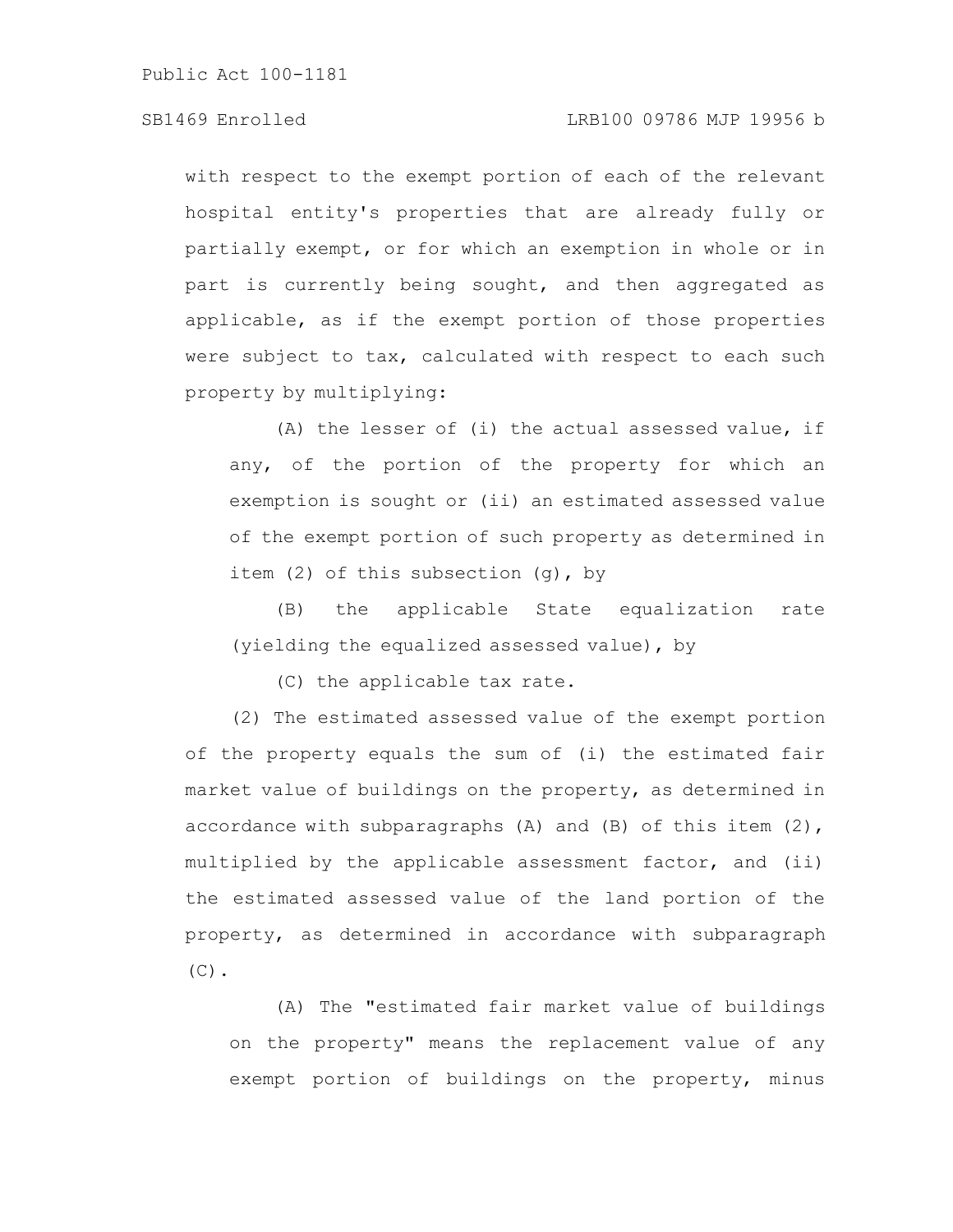with respect to the exempt portion of each of the relevant hospital entity's properties that are already fully or partially exempt, or for which an exemption in whole or in part is currently being sought, and then aggregated as applicable, as if the exempt portion of those properties were subject to tax, calculated with respect to each such property by multiplying:

(A) the lesser of (i) the actual assessed value, if any, of the portion of the property for which an exemption is sought or (ii) an estimated assessed value of the exempt portion of such property as determined in item (2) of this subsection (g), by

(B) the applicable State equalization rate (yielding the equalized assessed value), by

(C) the applicable tax rate.

(2) The estimated assessed value of the exempt portion of the property equals the sum of (i) the estimated fair market value of buildings on the property, as determined in accordance with subparagraphs (A) and (B) of this item (2), multiplied by the applicable assessment factor, and (ii) the estimated assessed value of the land portion of the property, as determined in accordance with subparagraph (C).

(A) The "estimated fair market value of buildings on the property" means the replacement value of any exempt portion of buildings on the property, minus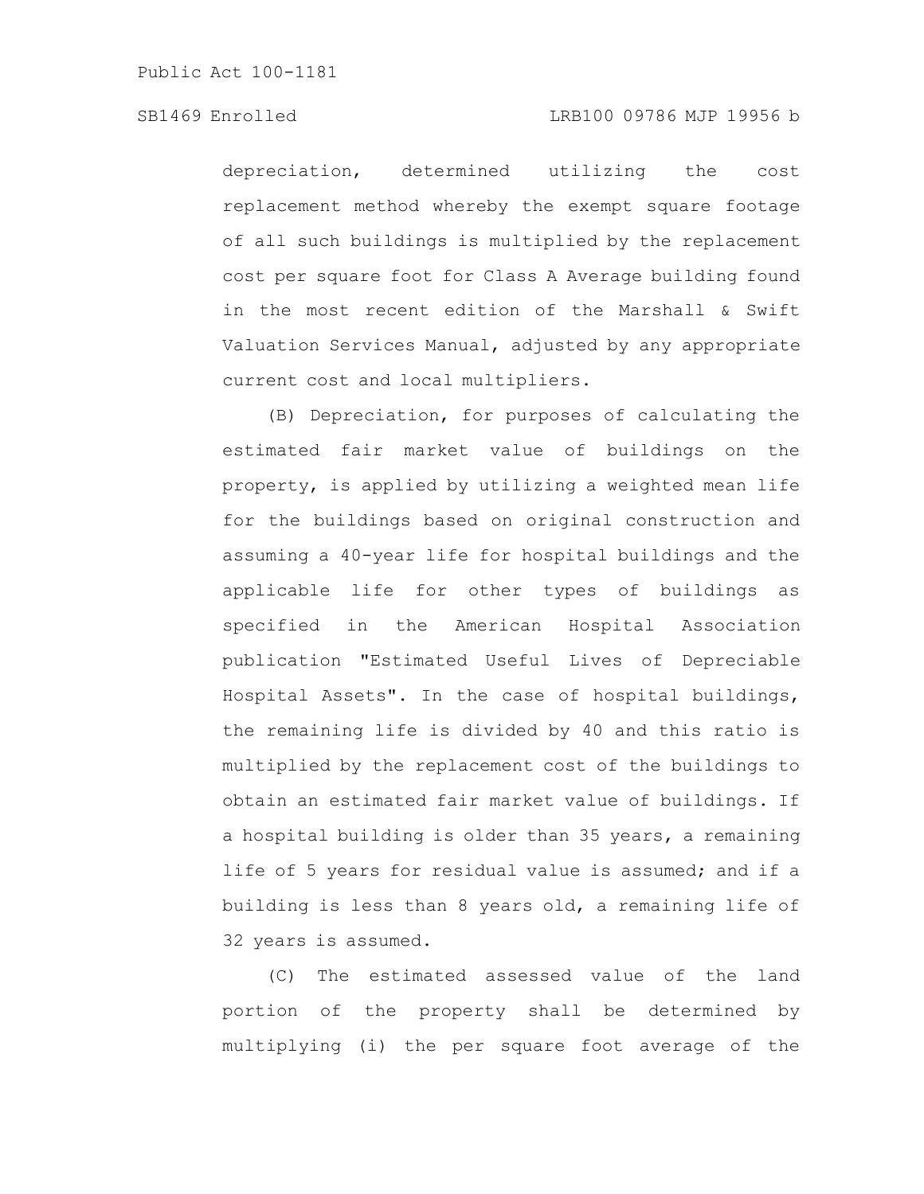depreciation, determined utilizing the cost replacement method whereby the exempt square footage of all such buildings is multiplied by the replacement cost per square foot for Class A Average building found in the most recent edition of the Marshall & Swift Valuation Services Manual, adjusted by any appropriate current cost and local multipliers.

(B) Depreciation, for purposes of calculating the estimated fair market value of buildings on the property, is applied by utilizing a weighted mean life for the buildings based on original construction and assuming a 40-year life for hospital buildings and the applicable life for other types of buildings as specified in the American Hospital Association publication "Estimated Useful Lives of Depreciable Hospital Assets". In the case of hospital buildings, the remaining life is divided by 40 and this ratio is multiplied by the replacement cost of the buildings to obtain an estimated fair market value of buildings. If a hospital building is older than 35 years, a remaining life of 5 years for residual value is assumed; and if a building is less than 8 years old, a remaining life of 32 years is assumed.

(C) The estimated assessed value of the land portion of the property shall be determined by multiplying (i) the per square foot average of the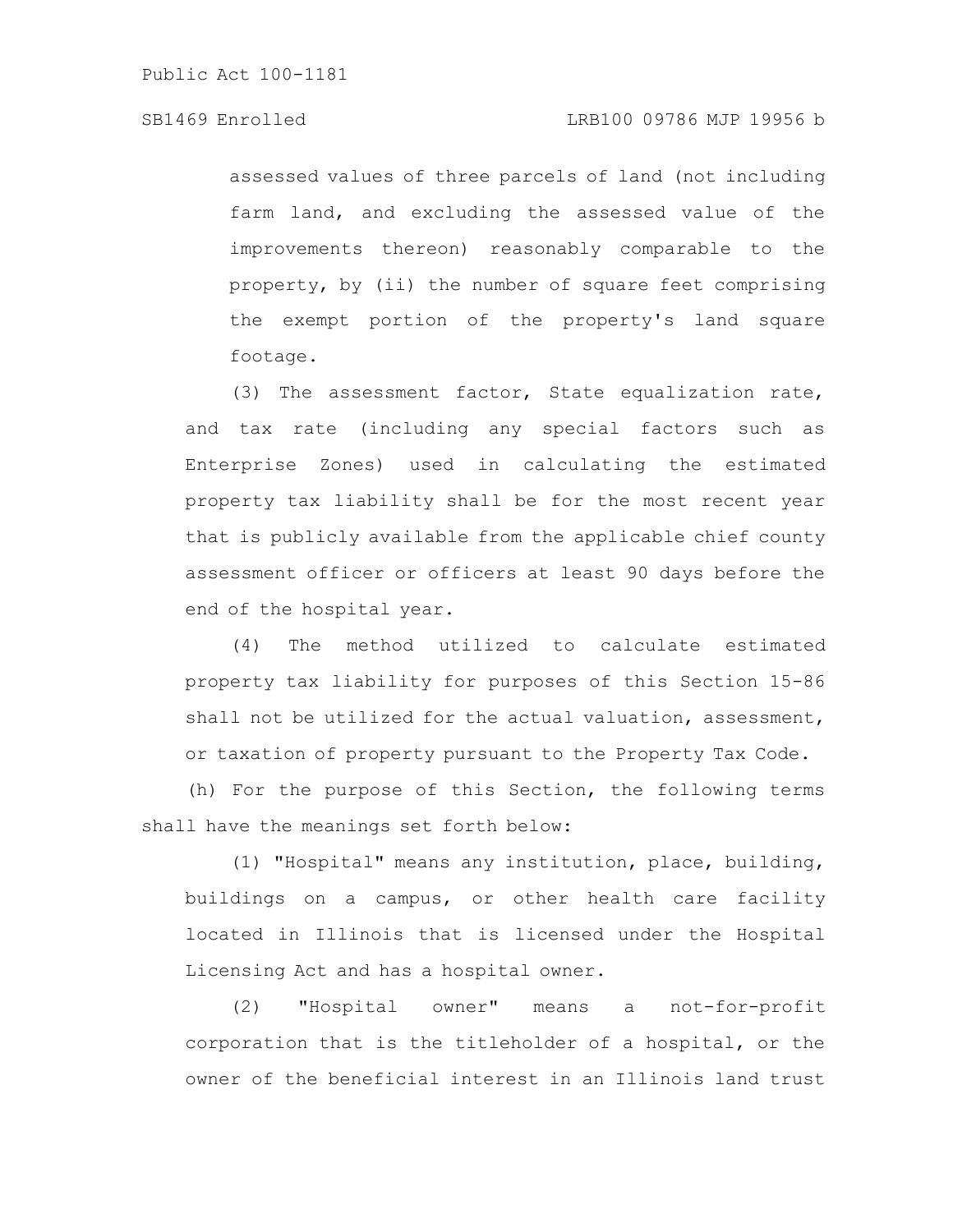assessed values of three parcels of land (not including farm land, and excluding the assessed value of the improvements thereon) reasonably comparable to the property, by (ii) the number of square feet comprising the exempt portion of the property's land square footage.

(3) The assessment factor, State equalization rate, and tax rate (including any special factors such as Enterprise Zones) used in calculating the estimated property tax liability shall be for the most recent year that is publicly available from the applicable chief county assessment officer or officers at least 90 days before the end of the hospital year.

(4) The method utilized to calculate estimated property tax liability for purposes of this Section 15-86 shall not be utilized for the actual valuation, assessment, or taxation of property pursuant to the Property Tax Code.

(h) For the purpose of this Section, the following terms shall have the meanings set forth below:

(1) "Hospital" means any institution, place, building, buildings on a campus, or other health care facility located in Illinois that is licensed under the Hospital Licensing Act and has a hospital owner.

(2) "Hospital owner" means a not-for-profit corporation that is the titleholder of a hospital, or the owner of the beneficial interest in an Illinois land trust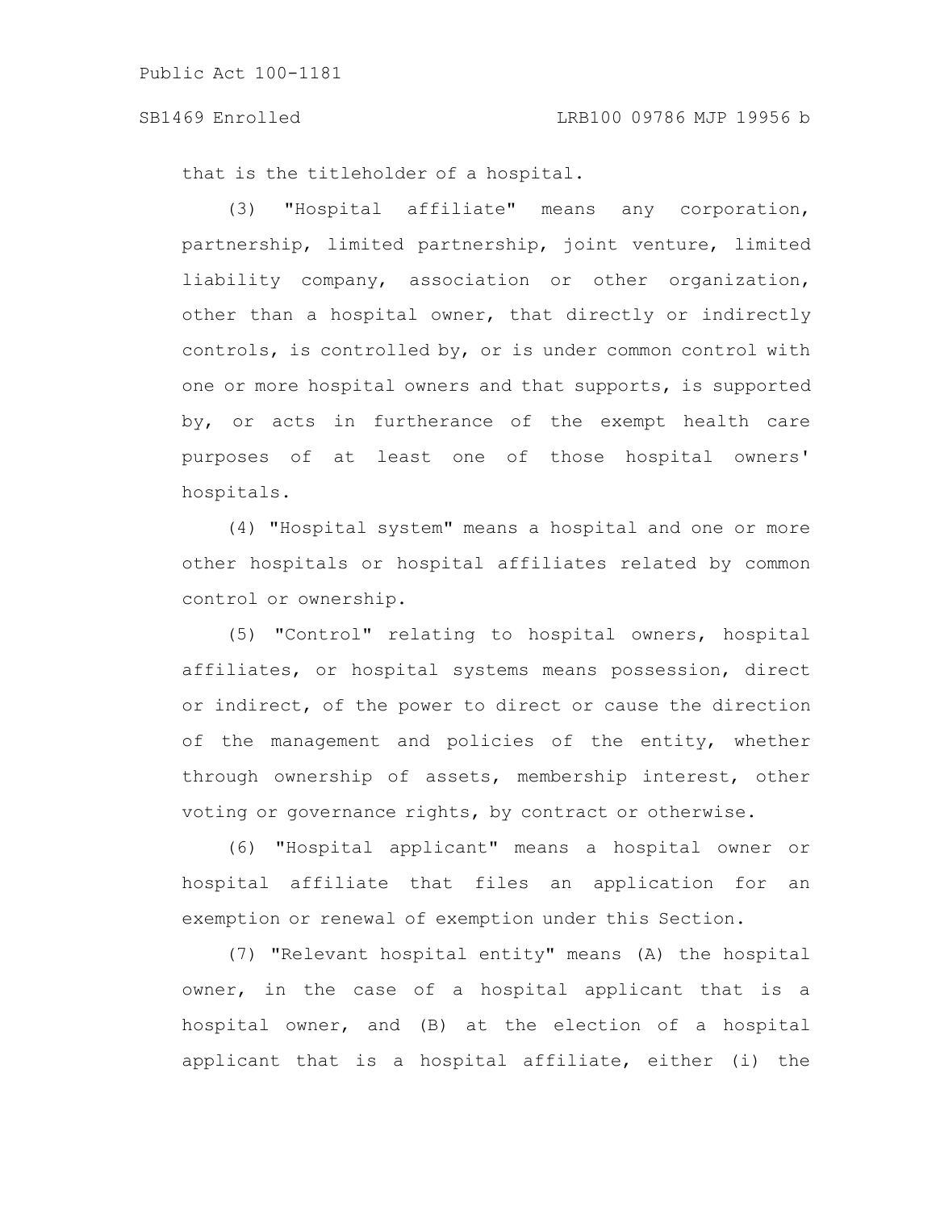that is the titleholder of a hospital.

(3) "Hospital affiliate" means any corporation, partnership, limited partnership, joint venture, limited liability company, association or other organization, other than a hospital owner, that directly or indirectly controls, is controlled by, or is under common control with one or more hospital owners and that supports, is supported by, or acts in furtherance of the exempt health care purposes of at least one of those hospital owners' hospitals.

(4) "Hospital system" means a hospital and one or more other hospitals or hospital affiliates related by common control or ownership.

(5) "Control" relating to hospital owners, hospital affiliates, or hospital systems means possession, direct or indirect, of the power to direct or cause the direction of the management and policies of the entity, whether through ownership of assets, membership interest, other voting or governance rights, by contract or otherwise.

(6) "Hospital applicant" means a hospital owner or hospital affiliate that files an application for an exemption or renewal of exemption under this Section.

(7) "Relevant hospital entity" means (A) the hospital owner, in the case of a hospital applicant that is a hospital owner, and (B) at the election of a hospital applicant that is a hospital affiliate, either (i) the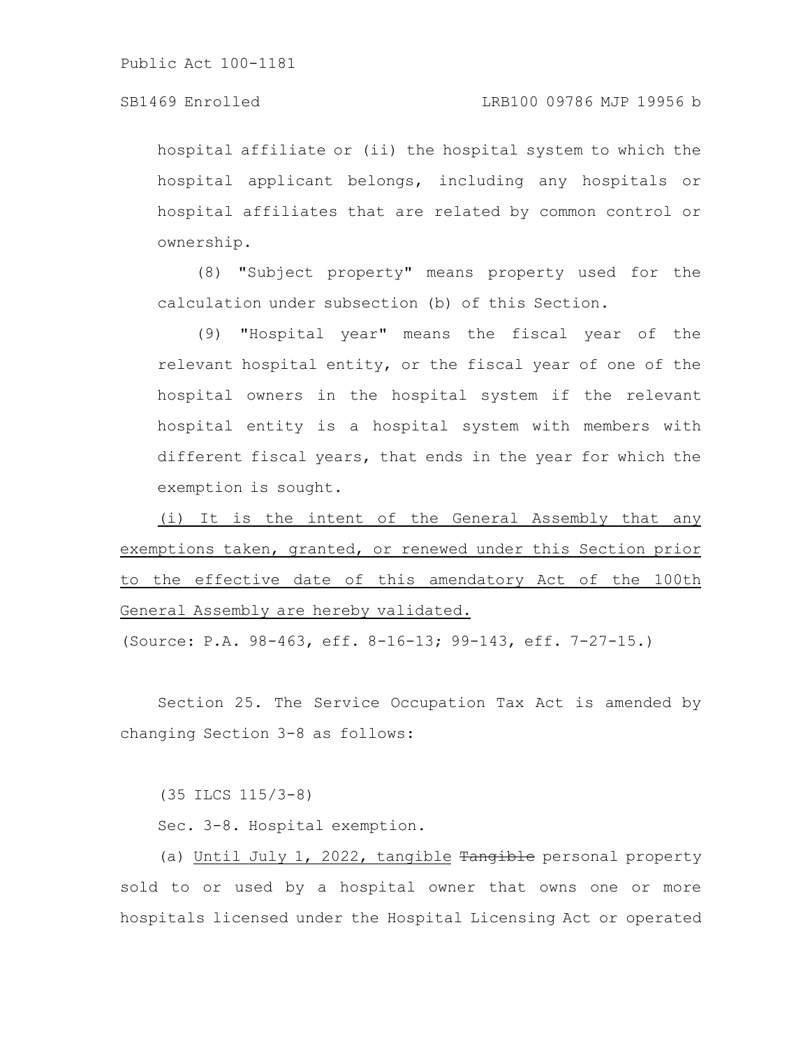hospital affiliate or (ii) the hospital system to which the hospital applicant belongs, including any hospitals or hospital affiliates that are related by common control or ownership.

(8) "Subject property" means property used for the calculation under subsection (b) of this Section.

(9) "Hospital year" means the fiscal year of the relevant hospital entity, or the fiscal year of one of the hospital owners in the hospital system if the relevant hospital entity is a hospital system with members with different fiscal years, that ends in the year for which the exemption is sought.

(i) It is the intent of the General Assembly that any exemptions taken, granted, or renewed under this Section prior to the effective date of this amendatory Act of the 100th General Assembly are hereby validated.

(Source: P.A. 98-463, eff. 8-16-13; 99-143, eff. 7-27-15.)

Section 25. The Service Occupation Tax Act is amended by changing Section 3-8 as follows:

(35 ILCS 115/3-8)

Sec. 3-8. Hospital exemption.

(a) Until July 1, 2022, tangible ~~Tangible~~ personal property sold to or used by a hospital owner that owns one or more hospitals licensed under the Hospital Licensing Act or operated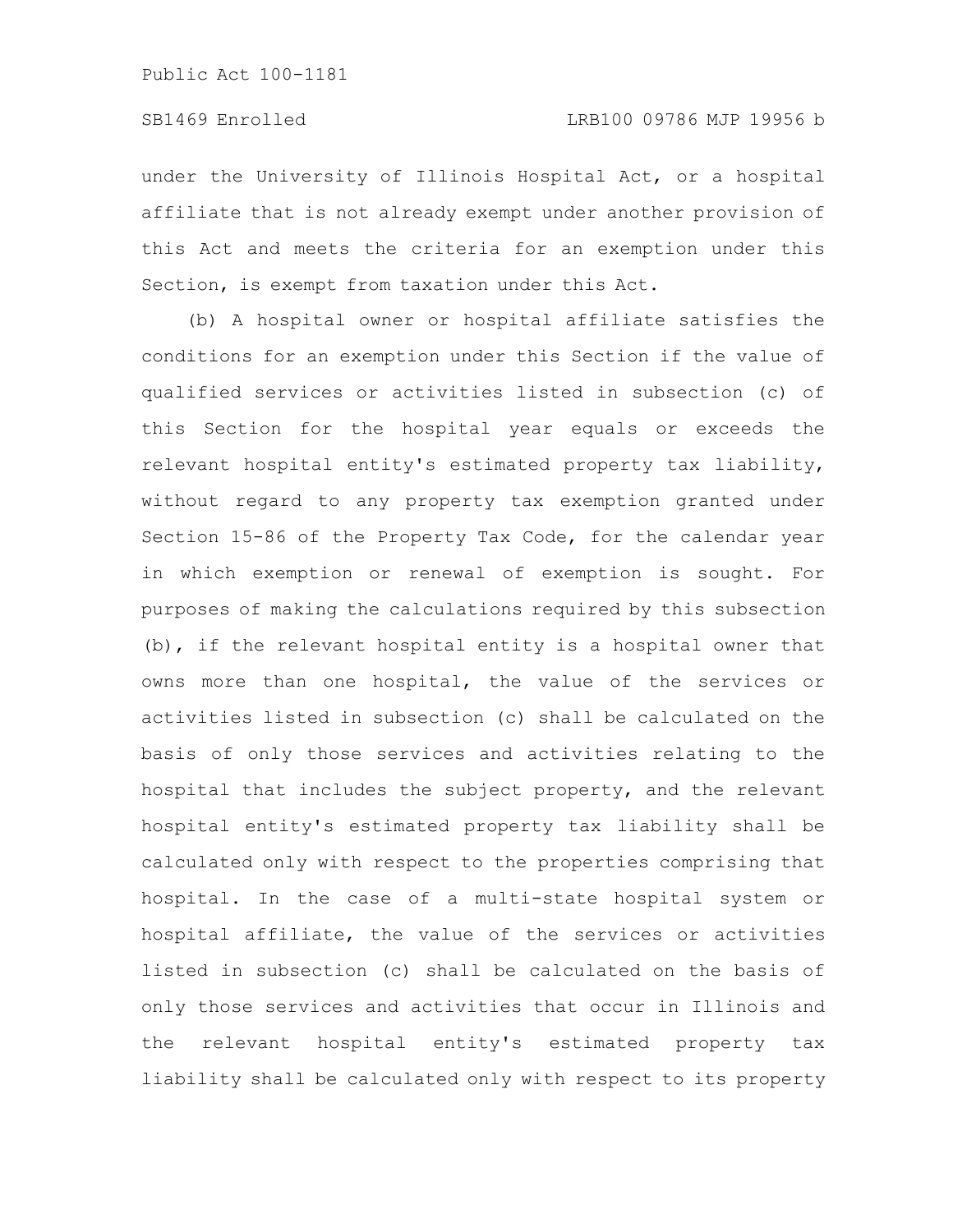under the University of Illinois Hospital Act, or a hospital affiliate that is not already exempt under another provision of this Act and meets the criteria for an exemption under this Section, is exempt from taxation under this Act.

(b) A hospital owner or hospital affiliate satisfies the conditions for an exemption under this Section if the value of qualified services or activities listed in subsection (c) of this Section for the hospital year equals or exceeds the relevant hospital entity's estimated property tax liability, without regard to any property tax exemption granted under Section 15-86 of the Property Tax Code, for the calendar year in which exemption or renewal of exemption is sought. For purposes of making the calculations required by this subsection (b), if the relevant hospital entity is a hospital owner that owns more than one hospital, the value of the services or activities listed in subsection (c) shall be calculated on the basis of only those services and activities relating to the hospital that includes the subject property, and the relevant hospital entity's estimated property tax liability shall be calculated only with respect to the properties comprising that hospital. In the case of a multi-state hospital system or hospital affiliate, the value of the services or activities listed in subsection (c) shall be calculated on the basis of only those services and activities that occur in Illinois and the relevant hospital entity's estimated property tax liability shall be calculated only with respect to its property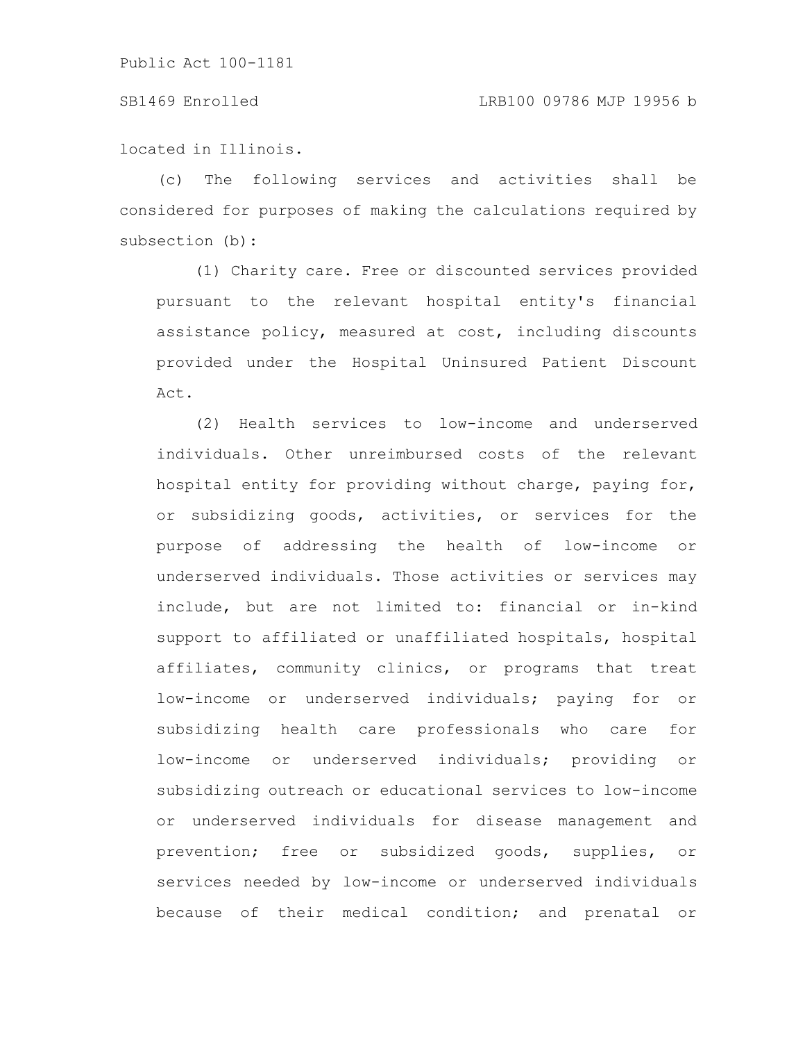located in Illinois.

(c) The following services and activities shall be considered for purposes of making the calculations required by subsection (b):

(1) Charity care. Free or discounted services provided pursuant to the relevant hospital entity's financial assistance policy, measured at cost, including discounts provided under the Hospital Uninsured Patient Discount Act.

(2) Health services to low-income and underserved individuals. Other unreimbursed costs of the relevant hospital entity for providing without charge, paying for, or subsidizing goods, activities, or services for the purpose of addressing the health of low-income or underserved individuals. Those activities or services may include, but are not limited to: financial or in-kind support to affiliated or unaffiliated hospitals, hospital affiliates, community clinics, or programs that treat low-income or underserved individuals; paying for or subsidizing health care professionals who care for low-income or underserved individuals; providing or subsidizing outreach or educational services to low-income or underserved individuals for disease management and prevention; free or subsidized goods, supplies, or services needed by low-income or underserved individuals because of their medical condition; and prenatal or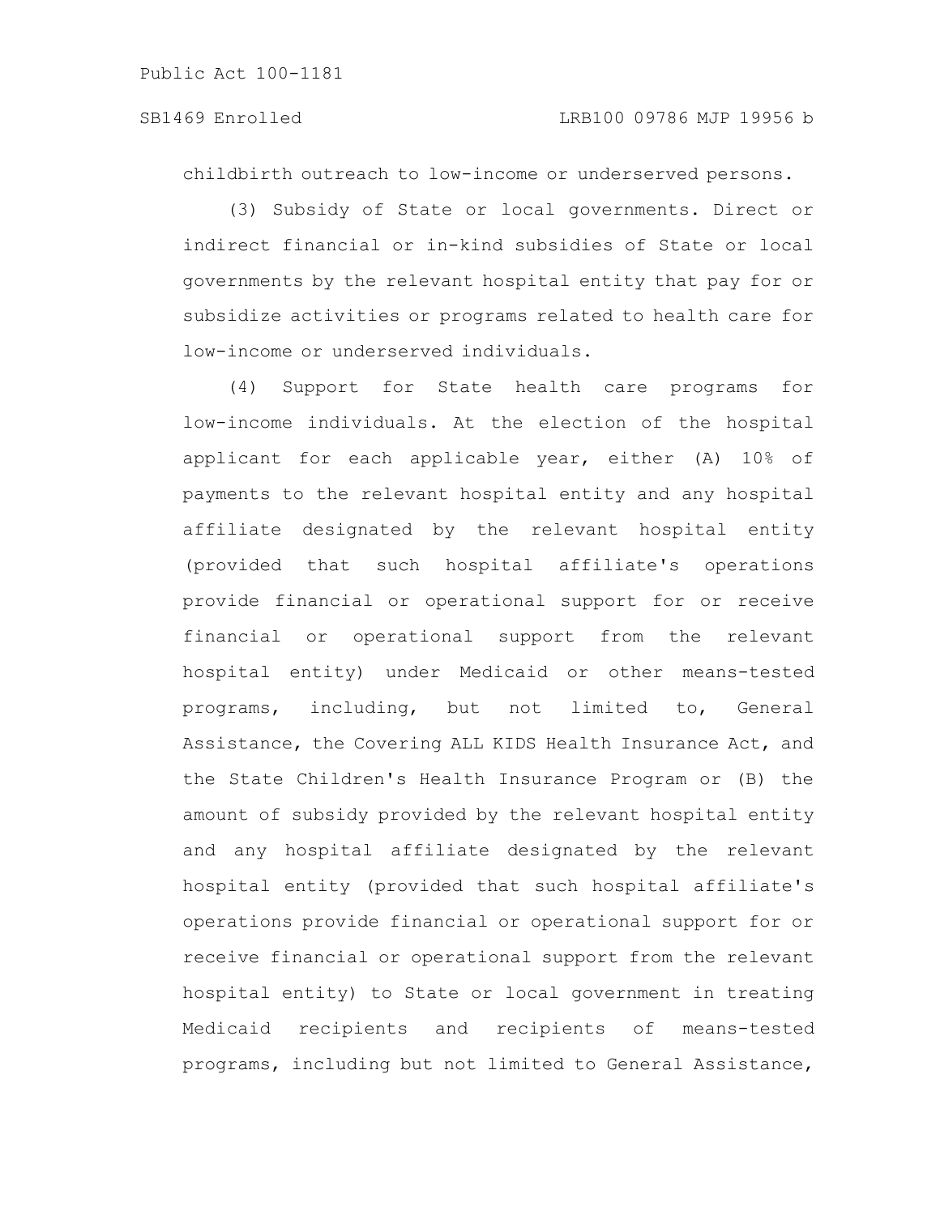childbirth outreach to low-income or underserved persons.

(3) Subsidy of State or local governments. Direct or indirect financial or in-kind subsidies of State or local governments by the relevant hospital entity that pay for or subsidize activities or programs related to health care for low-income or underserved individuals.

(4) Support for State health care programs for low-income individuals. At the election of the hospital applicant for each applicable year, either (A) 10% of payments to the relevant hospital entity and any hospital affiliate designated by the relevant hospital entity (provided that such hospital affiliate's operations provide financial or operational support for or receive financial or operational support from the relevant hospital entity) under Medicaid or other means-tested programs, including, but not limited to, General Assistance, the Covering ALL KIDS Health Insurance Act, and the State Children's Health Insurance Program or (B) the amount of subsidy provided by the relevant hospital entity and any hospital affiliate designated by the relevant hospital entity (provided that such hospital affiliate's operations provide financial or operational support for or receive financial or operational support from the relevant hospital entity) to State or local government in treating Medicaid recipients and recipients of means-tested programs, including but not limited to General Assistance,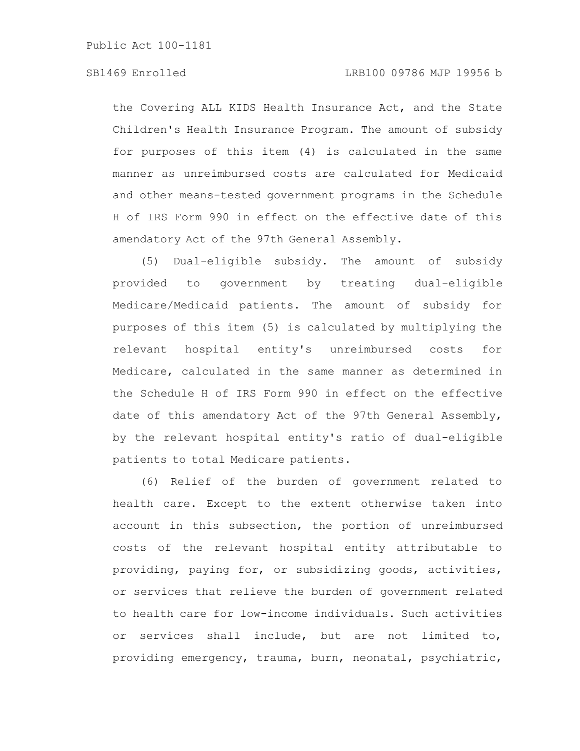the Covering ALL KIDS Health Insurance Act, and the State Children's Health Insurance Program. The amount of subsidy for purposes of this item (4) is calculated in the same manner as unreimbursed costs are calculated for Medicaid and other means-tested government programs in the Schedule H of IRS Form 990 in effect on the effective date of this amendatory Act of the 97th General Assembly.

(5) Dual-eligible subsidy. The amount of subsidy provided to government by treating dual-eligible Medicare/Medicaid patients. The amount of subsidy for purposes of this item (5) is calculated by multiplying the relevant hospital entity's unreimbursed costs for Medicare, calculated in the same manner as determined in the Schedule H of IRS Form 990 in effect on the effective date of this amendatory Act of the 97th General Assembly, by the relevant hospital entity's ratio of dual-eligible patients to total Medicare patients.

(6) Relief of the burden of government related to health care. Except to the extent otherwise taken into account in this subsection, the portion of unreimbursed costs of the relevant hospital entity attributable to providing, paying for, or subsidizing goods, activities, or services that relieve the burden of government related to health care for low-income individuals. Such activities or services shall include, but are not limited to, providing emergency, trauma, burn, neonatal, psychiatric,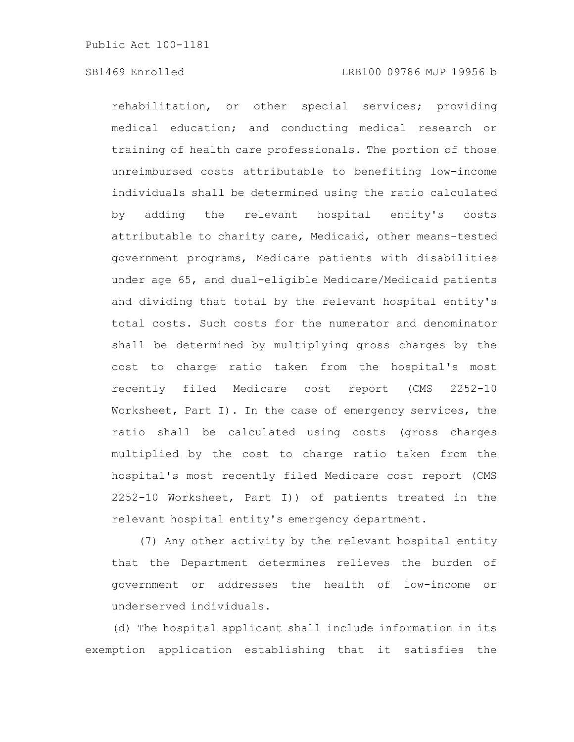rehabilitation, or other special services; providing medical education; and conducting medical research or training of health care professionals. The portion of those unreimbursed costs attributable to benefiting low-income individuals shall be determined using the ratio calculated by adding the relevant hospital entity's costs attributable to charity care, Medicaid, other means-tested government programs, Medicare patients with disabilities under age 65, and dual-eligible Medicare/Medicaid patients and dividing that total by the relevant hospital entity's total costs. Such costs for the numerator and denominator shall be determined by multiplying gross charges by the cost to charge ratio taken from the hospital's most recently filed Medicare cost report (CMS 2252-10 Worksheet, Part I). In the case of emergency services, the ratio shall be calculated using costs (gross charges multiplied by the cost to charge ratio taken from the hospital's most recently filed Medicare cost report (CMS 2252-10 Worksheet, Part I)) of patients treated in the relevant hospital entity's emergency department.

(7) Any other activity by the relevant hospital entity that the Department determines relieves the burden of government or addresses the health of low-income or underserved individuals.

(d) The hospital applicant shall include information in its exemption application establishing that it satisfies the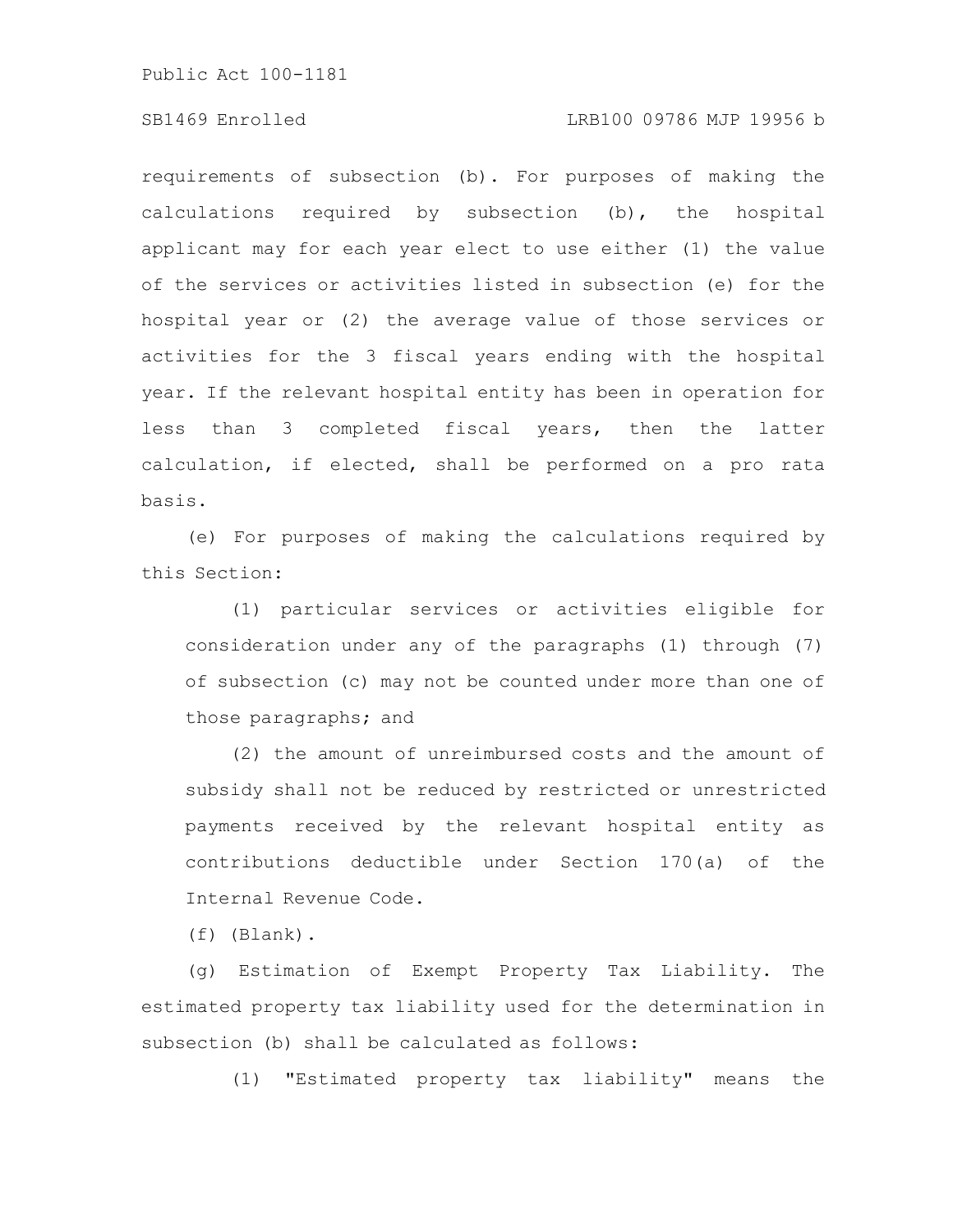requirements of subsection (b). For purposes of making the calculations required by subsection (b), the hospital applicant may for each year elect to use either (1) the value of the services or activities listed in subsection (e) for the hospital year or (2) the average value of those services or activities for the 3 fiscal years ending with the hospital year. If the relevant hospital entity has been in operation for less than 3 completed fiscal years, then the latter calculation, if elected, shall be performed on a pro rata basis.

(e) For purposes of making the calculations required by this Section:

(1) particular services or activities eligible for consideration under any of the paragraphs (1) through (7) of subsection (c) may not be counted under more than one of those paragraphs; and

(2) the amount of unreimbursed costs and the amount of subsidy shall not be reduced by restricted or unrestricted payments received by the relevant hospital entity as contributions deductible under Section 170(a) of the Internal Revenue Code.

(f) (Blank).

(g) Estimation of Exempt Property Tax Liability. The estimated property tax liability used for the determination in subsection (b) shall be calculated as follows:

(1) "Estimated property tax liability" means the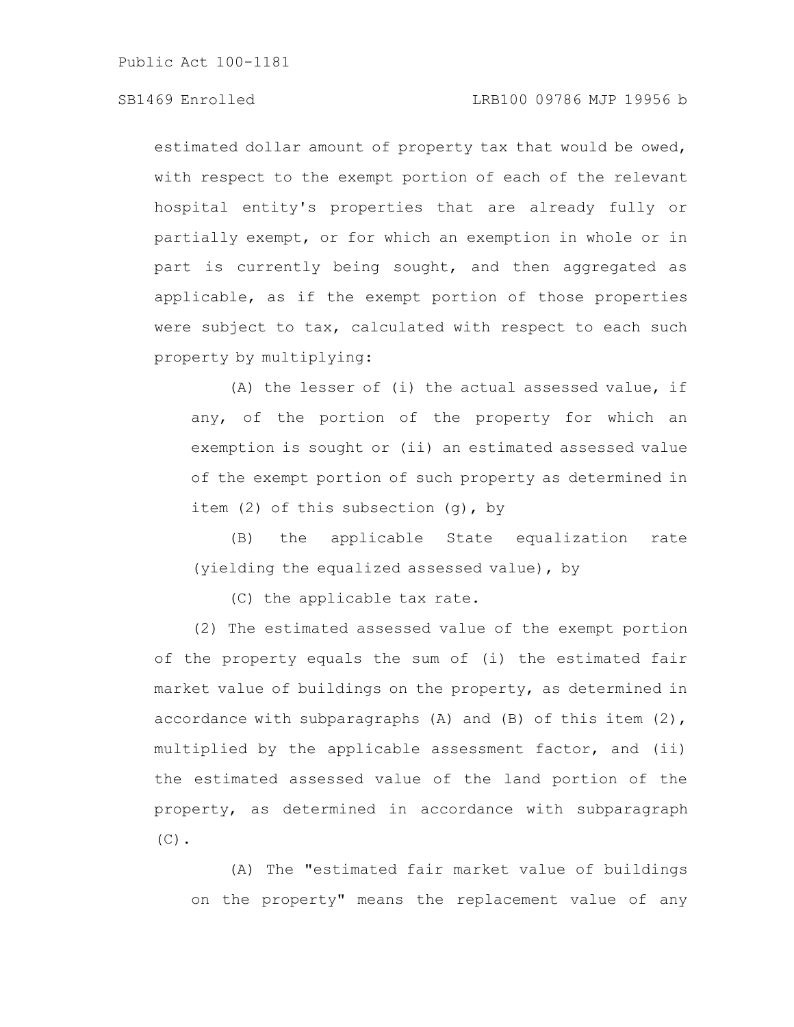estimated dollar amount of property tax that would be owed, with respect to the exempt portion of each of the relevant hospital entity's properties that are already fully or partially exempt, or for which an exemption in whole or in part is currently being sought, and then aggregated as applicable, as if the exempt portion of those properties were subject to tax, calculated with respect to each such property by multiplying:

(A) the lesser of (i) the actual assessed value, if any, of the portion of the property for which an exemption is sought or (ii) an estimated assessed value of the exempt portion of such property as determined in item (2) of this subsection (g), by

(B) the applicable State equalization rate (yielding the equalized assessed value), by

(C) the applicable tax rate.

(2) The estimated assessed value of the exempt portion of the property equals the sum of (i) the estimated fair market value of buildings on the property, as determined in accordance with subparagraphs (A) and (B) of this item (2), multiplied by the applicable assessment factor, and (ii) the estimated assessed value of the land portion of the property, as determined in accordance with subparagraph (C).

(A) The "estimated fair market value of buildings on the property" means the replacement value of any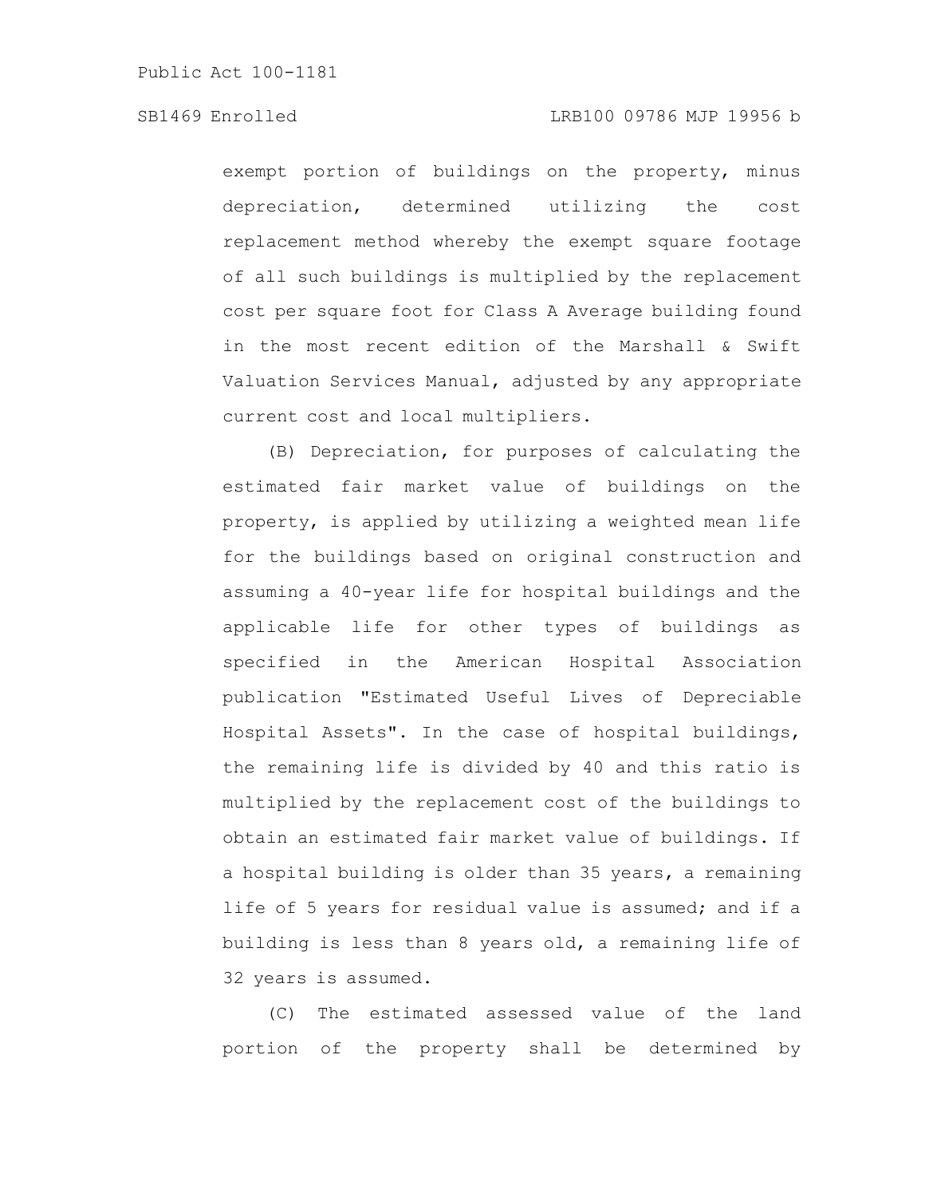exempt portion of buildings on the property, minus depreciation, determined utilizing the cost replacement method whereby the exempt square footage of all such buildings is multiplied by the replacement cost per square foot for Class A Average building found in the most recent edition of the Marshall & Swift Valuation Services Manual, adjusted by any appropriate current cost and local multipliers.

(B) Depreciation, for purposes of calculating the estimated fair market value of buildings on the property, is applied by utilizing a weighted mean life for the buildings based on original construction and assuming a 40-year life for hospital buildings and the applicable life for other types of buildings as specified in the American Hospital Association publication "Estimated Useful Lives of Depreciable Hospital Assets". In the case of hospital buildings, the remaining life is divided by 40 and this ratio is multiplied by the replacement cost of the buildings to obtain an estimated fair market value of buildings. If a hospital building is older than 35 years, a remaining life of 5 years for residual value is assumed; and if a building is less than 8 years old, a remaining life of 32 years is assumed.

(C) The estimated assessed value of the land portion of the property shall be determined by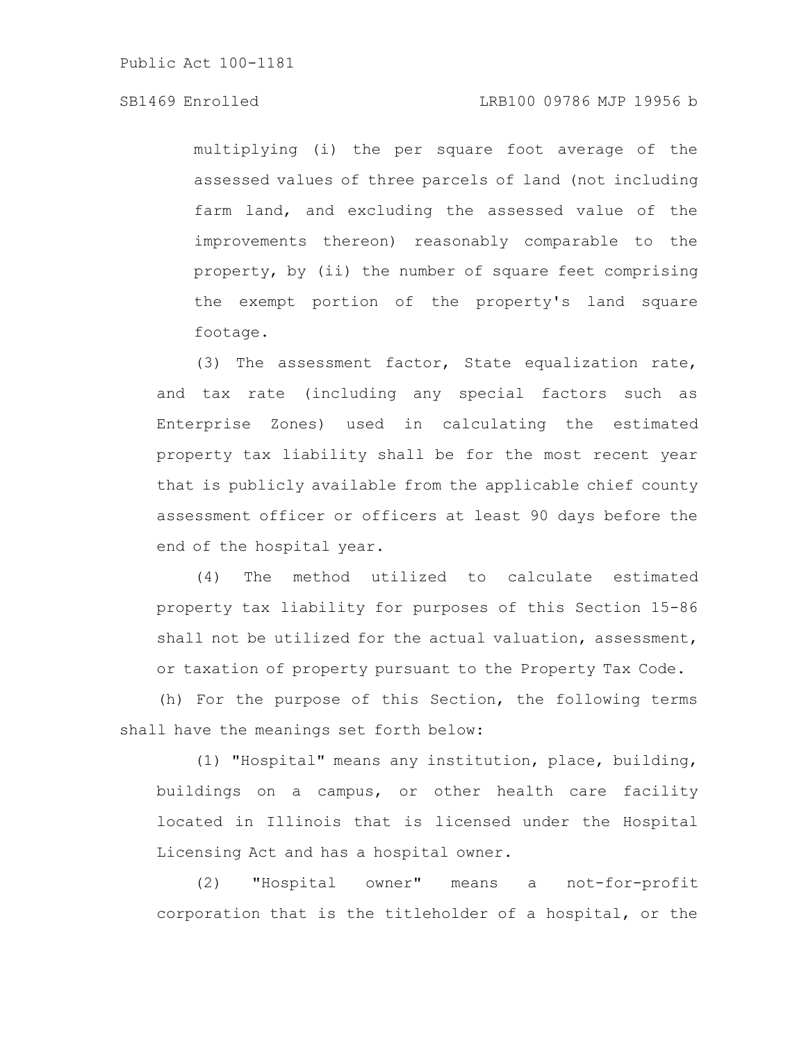multiplying (i) the per square foot average of the assessed values of three parcels of land (not including farm land, and excluding the assessed value of the improvements thereon) reasonably comparable to the property, by (ii) the number of square feet comprising the exempt portion of the property's land square footage.

(3) The assessment factor, State equalization rate, and tax rate (including any special factors such as Enterprise Zones) used in calculating the estimated property tax liability shall be for the most recent year that is publicly available from the applicable chief county assessment officer or officers at least 90 days before the end of the hospital year.

(4) The method utilized to calculate estimated property tax liability for purposes of this Section 15-86 shall not be utilized for the actual valuation, assessment, or taxation of property pursuant to the Property Tax Code.

(h) For the purpose of this Section, the following terms shall have the meanings set forth below:

(1) "Hospital" means any institution, place, building, buildings on a campus, or other health care facility located in Illinois that is licensed under the Hospital Licensing Act and has a hospital owner.

(2) "Hospital owner" means a not-for-profit corporation that is the titleholder of a hospital, or the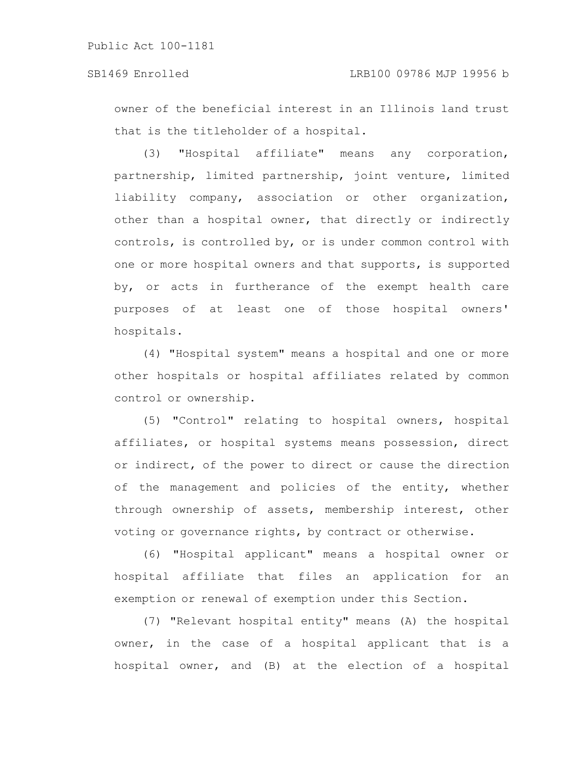owner of the beneficial interest in an Illinois land trust that is the titleholder of a hospital.

(3) "Hospital affiliate" means any corporation, partnership, limited partnership, joint venture, limited liability company, association or other organization, other than a hospital owner, that directly or indirectly controls, is controlled by, or is under common control with one or more hospital owners and that supports, is supported by, or acts in furtherance of the exempt health care purposes of at least one of those hospital owners' hospitals.

(4) "Hospital system" means a hospital and one or more other hospitals or hospital affiliates related by common control or ownership.

(5) "Control" relating to hospital owners, hospital affiliates, or hospital systems means possession, direct or indirect, of the power to direct or cause the direction of the management and policies of the entity, whether through ownership of assets, membership interest, other voting or governance rights, by contract or otherwise.

(6) "Hospital applicant" means a hospital owner or hospital affiliate that files an application for an exemption or renewal of exemption under this Section.

(7) "Relevant hospital entity" means (A) the hospital owner, in the case of a hospital applicant that is a hospital owner, and (B) at the election of a hospital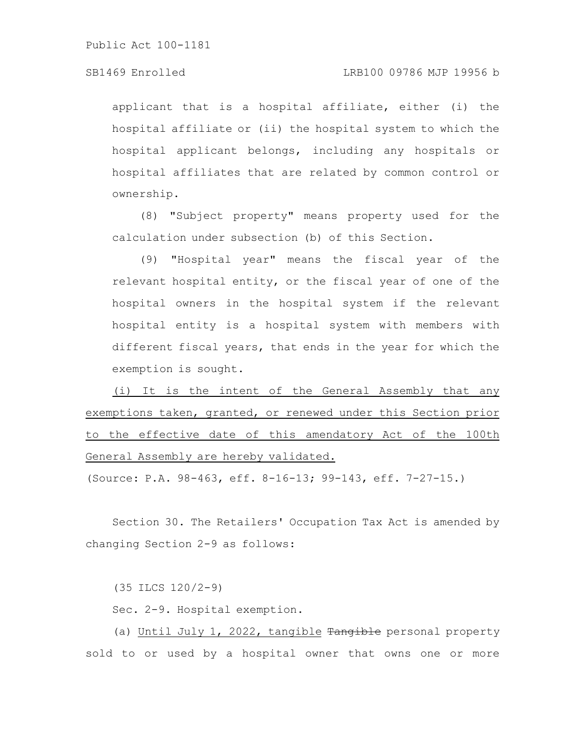applicant that is a hospital affiliate, either (i) the hospital affiliate or (ii) the hospital system to which the hospital applicant belongs, including any hospitals or hospital affiliates that are related by common control or ownership.

(8) "Subject property" means property used for the calculation under subsection (b) of this Section.

(9) "Hospital year" means the fiscal year of the relevant hospital entity, or the fiscal year of one of the hospital owners in the hospital system if the relevant hospital entity is a hospital system with members with different fiscal years, that ends in the year for which the exemption is sought.

<u>(i) It is the intent of the General Assembly that any exemptions taken, granted, or renewed under this Section prior to the effective date of this amendatory Act of the 100th General Assembly are hereby validated.</u>

(Source: P.A. 98-463, eff. 8-16-13; 99-143, eff. 7-27-15.)

Section 30. The Retailers' Occupation Tax Act is amended by changing Section 2-9 as follows:

(35 ILCS 120/2-9)

Sec. 2-9. Hospital exemption.

(a) <u>Until July 1, 2022, tangible</u> ~~Tangible~~ personal property sold to or used by a hospital owner that owns one or more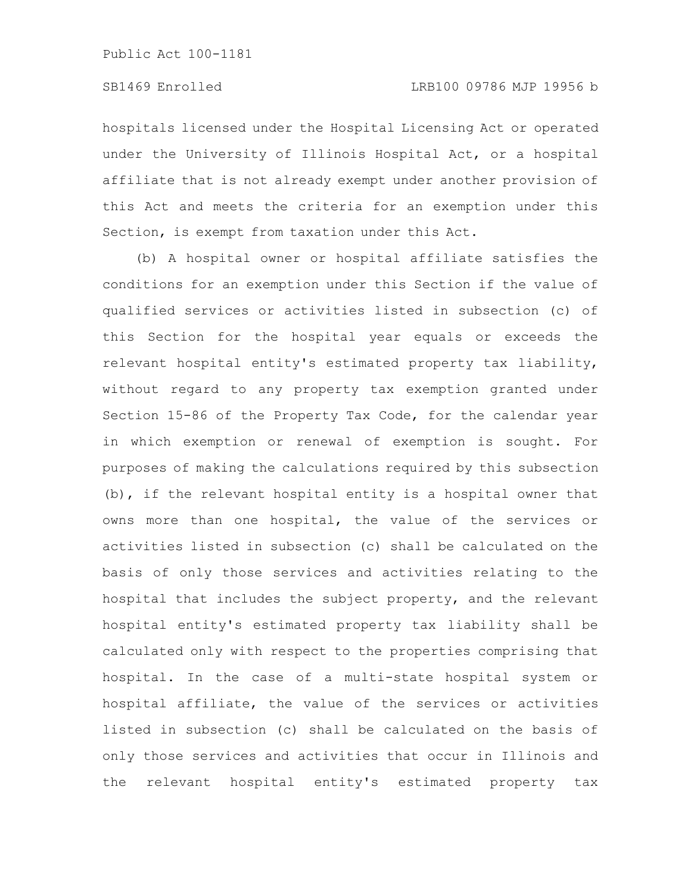hospitals licensed under the Hospital Licensing Act or operated under the University of Illinois Hospital Act, or a hospital affiliate that is not already exempt under another provision of this Act and meets the criteria for an exemption under this Section, is exempt from taxation under this Act.

(b) A hospital owner or hospital affiliate satisfies the conditions for an exemption under this Section if the value of qualified services or activities listed in subsection (c) of this Section for the hospital year equals or exceeds the relevant hospital entity's estimated property tax liability, without regard to any property tax exemption granted under Section 15-86 of the Property Tax Code, for the calendar year in which exemption or renewal of exemption is sought. For purposes of making the calculations required by this subsection (b), if the relevant hospital entity is a hospital owner that owns more than one hospital, the value of the services or activities listed in subsection (c) shall be calculated on the basis of only those services and activities relating to the hospital that includes the subject property, and the relevant hospital entity's estimated property tax liability shall be calculated only with respect to the properties comprising that hospital. In the case of a multi-state hospital system or hospital affiliate, the value of the services or activities listed in subsection (c) shall be calculated on the basis of only those services and activities that occur in Illinois and the relevant hospital entity's estimated property tax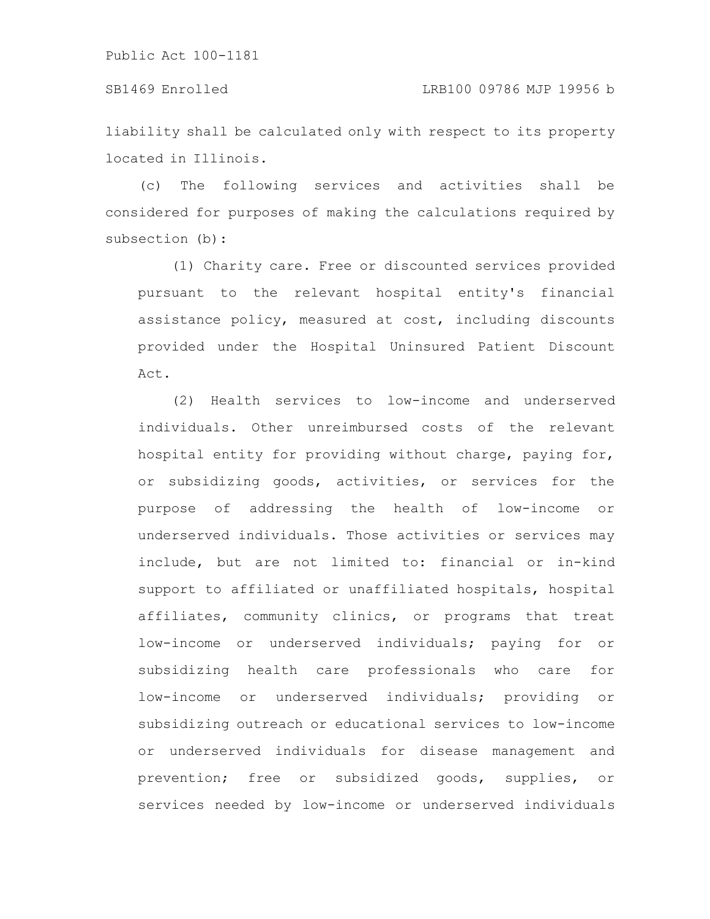liability shall be calculated only with respect to its property located in Illinois.

(c) The following services and activities shall be considered for purposes of making the calculations required by subsection (b):

(1) Charity care. Free or discounted services provided pursuant to the relevant hospital entity's financial assistance policy, measured at cost, including discounts provided under the Hospital Uninsured Patient Discount Act.

(2) Health services to low-income and underserved individuals. Other unreimbursed costs of the relevant hospital entity for providing without charge, paying for, or subsidizing goods, activities, or services for the purpose of addressing the health of low-income or underserved individuals. Those activities or services may include, but are not limited to: financial or in-kind support to affiliated or unaffiliated hospitals, hospital affiliates, community clinics, or programs that treat low-income or underserved individuals; paying for or subsidizing health care professionals who care for low-income or underserved individuals; providing or subsidizing outreach or educational services to low-income or underserved individuals for disease management and prevention; free or subsidized goods, supplies, or services needed by low-income or underserved individuals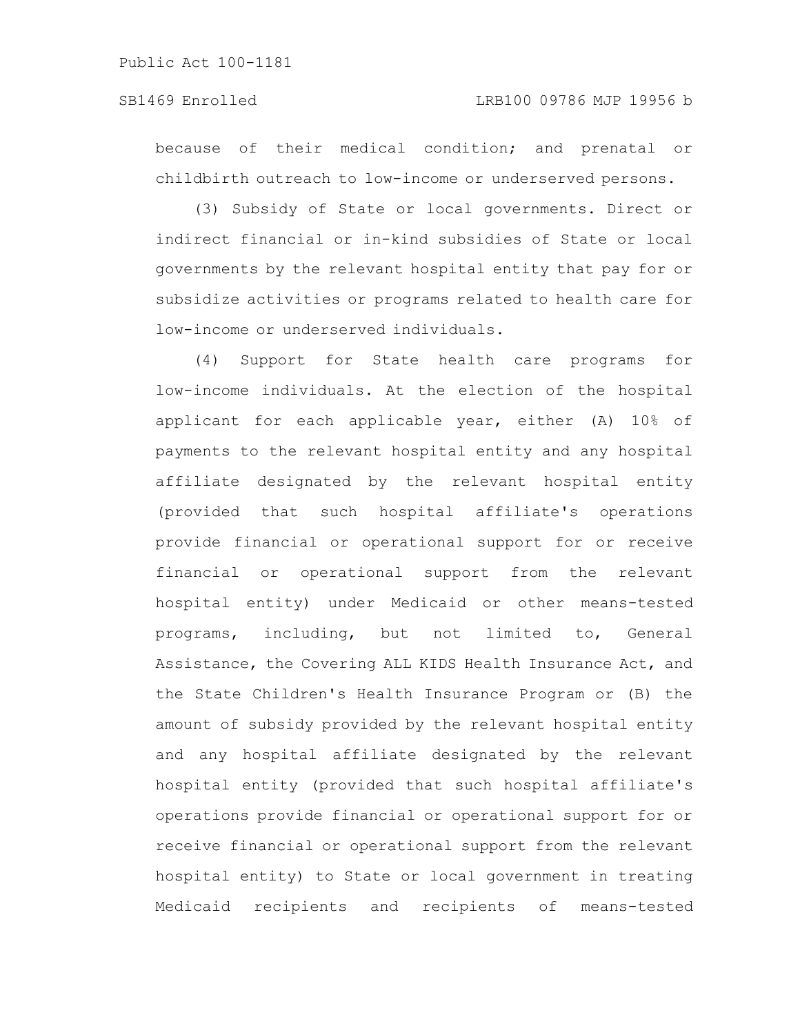because of their medical condition; and prenatal or childbirth outreach to low-income or underserved persons.

(3) Subsidy of State or local governments. Direct or indirect financial or in-kind subsidies of State or local governments by the relevant hospital entity that pay for or subsidize activities or programs related to health care for low-income or underserved individuals.

(4) Support for State health care programs for low-income individuals. At the election of the hospital applicant for each applicable year, either (A) 10% of payments to the relevant hospital entity and any hospital affiliate designated by the relevant hospital entity (provided that such hospital affiliate's operations provide financial or operational support for or receive financial or operational support from the relevant hospital entity) under Medicaid or other means-tested programs, including, but not limited to, General Assistance, the Covering ALL KIDS Health Insurance Act, and the State Children's Health Insurance Program or (B) the amount of subsidy provided by the relevant hospital entity and any hospital affiliate designated by the relevant hospital entity (provided that such hospital affiliate's operations provide financial or operational support for or receive financial or operational support from the relevant hospital entity) to State or local government in treating Medicaid recipients and recipients of means-tested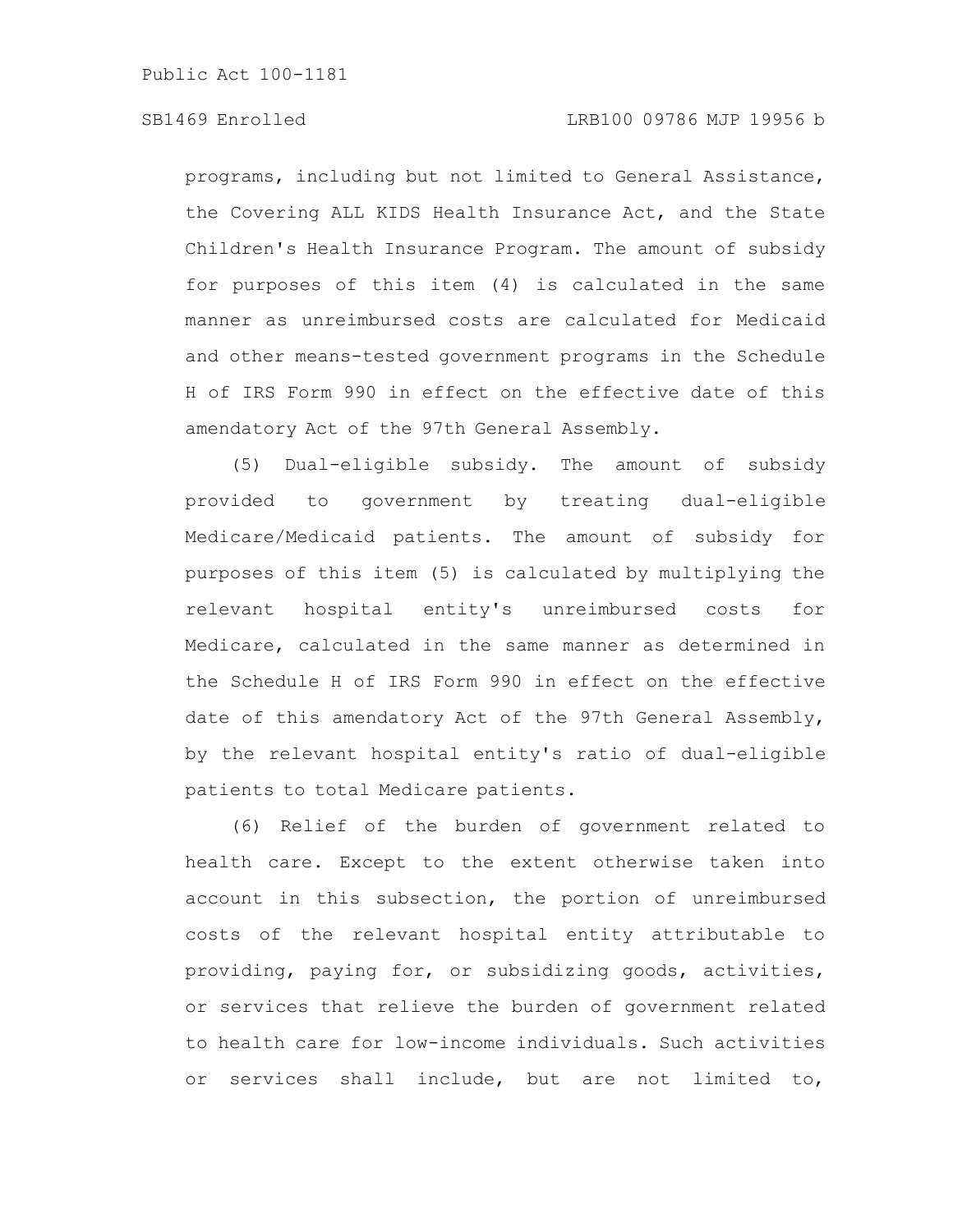programs, including but not limited to General Assistance, the Covering ALL KIDS Health Insurance Act, and the State Children's Health Insurance Program. The amount of subsidy for purposes of this item (4) is calculated in the same manner as unreimbursed costs are calculated for Medicaid and other means-tested government programs in the Schedule H of IRS Form 990 in effect on the effective date of this amendatory Act of the 97th General Assembly.

(5) Dual-eligible subsidy. The amount of subsidy provided to government by treating dual-eligible Medicare/Medicaid patients. The amount of subsidy for purposes of this item (5) is calculated by multiplying the relevant hospital entity's unreimbursed costs for Medicare, calculated in the same manner as determined in the Schedule H of IRS Form 990 in effect on the effective date of this amendatory Act of the 97th General Assembly, by the relevant hospital entity's ratio of dual-eligible patients to total Medicare patients.

(6) Relief of the burden of government related to health care. Except to the extent otherwise taken into account in this subsection, the portion of unreimbursed costs of the relevant hospital entity attributable to providing, paying for, or subsidizing goods, activities, or services that relieve the burden of government related to health care for low-income individuals. Such activities or services shall include, but are not limited to,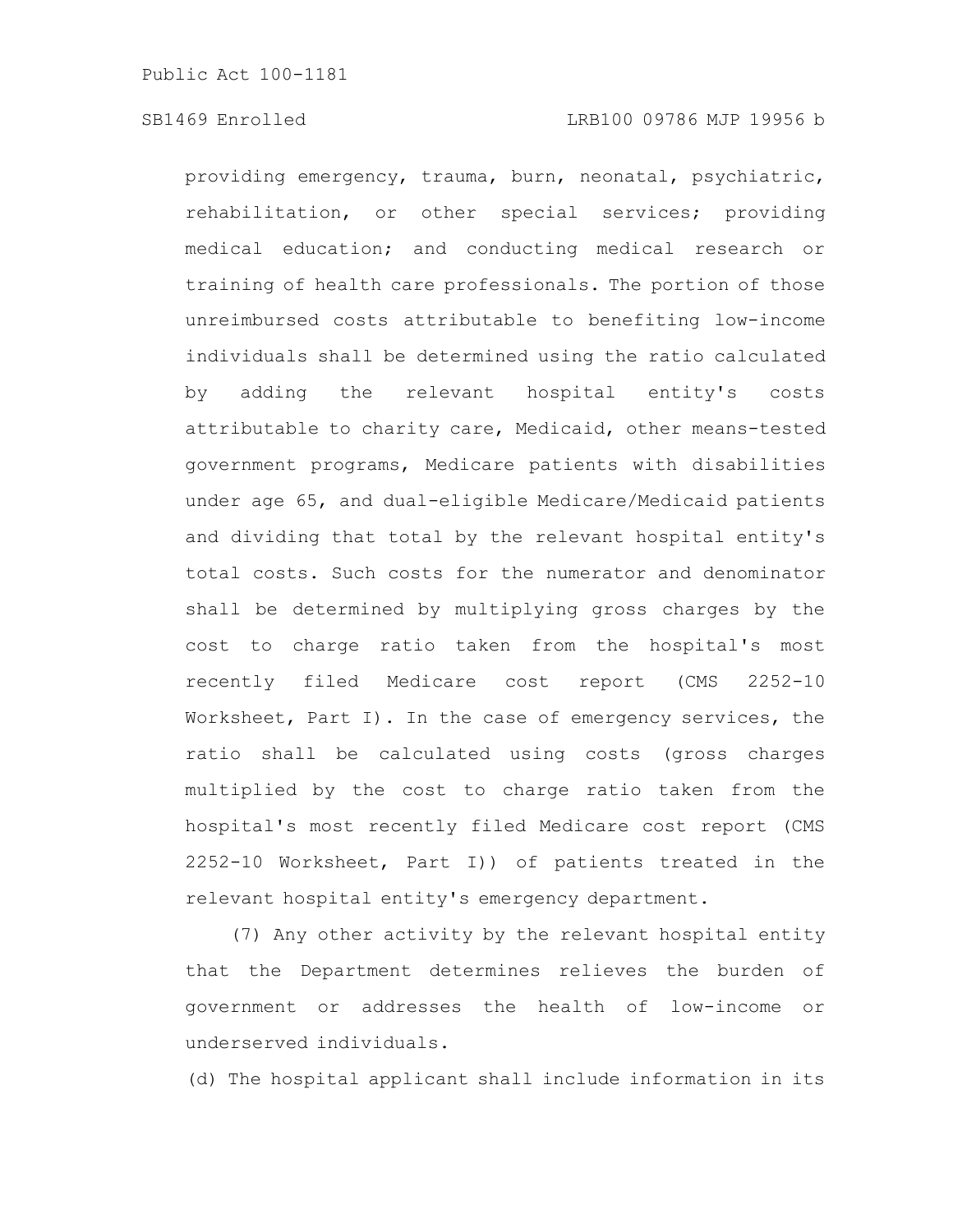providing emergency, trauma, burn, neonatal, psychiatric, rehabilitation, or other special services; providing medical education; and conducting medical research or training of health care professionals. The portion of those unreimbursed costs attributable to benefiting low-income individuals shall be determined using the ratio calculated by adding the relevant hospital entity's costs attributable to charity care, Medicaid, other means-tested government programs, Medicare patients with disabilities under age 65, and dual-eligible Medicare/Medicaid patients and dividing that total by the relevant hospital entity's total costs. Such costs for the numerator and denominator shall be determined by multiplying gross charges by the cost to charge ratio taken from the hospital's most recently filed Medicare cost report (CMS 2252-10 Worksheet, Part I). In the case of emergency services, the ratio shall be calculated using costs (gross charges multiplied by the cost to charge ratio taken from the hospital's most recently filed Medicare cost report (CMS 2252-10 Worksheet, Part I)) of patients treated in the relevant hospital entity's emergency department.

(7) Any other activity by the relevant hospital entity that the Department determines relieves the burden of government or addresses the health of low-income or underserved individuals.

(d) The hospital applicant shall include information in its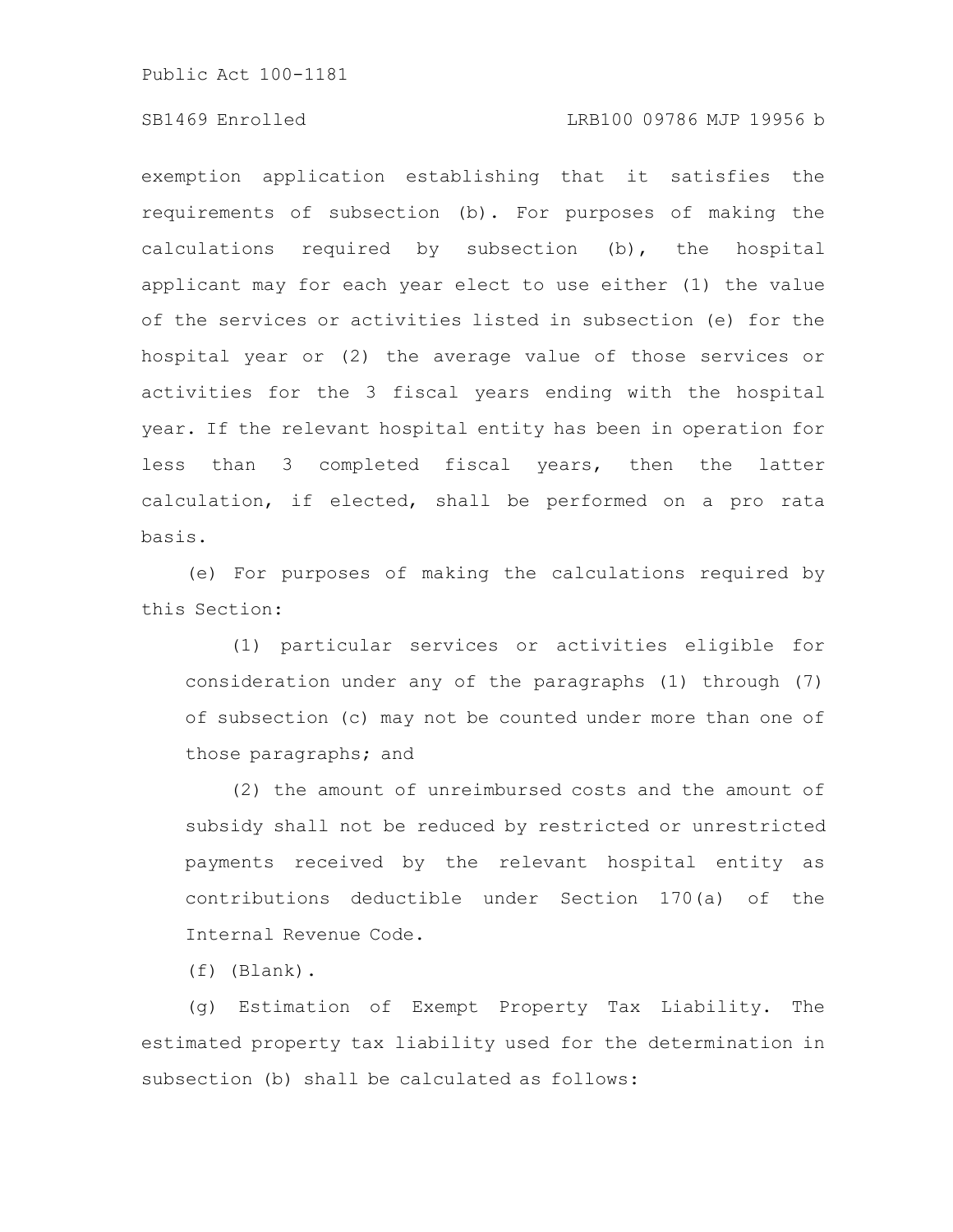exemption application establishing that it satisfies the requirements of subsection (b). For purposes of making the calculations required by subsection (b), the hospital applicant may for each year elect to use either (1) the value of the services or activities listed in subsection (e) for the hospital year or (2) the average value of those services or activities for the 3 fiscal years ending with the hospital year. If the relevant hospital entity has been in operation for less than 3 completed fiscal years, then the latter calculation, if elected, shall be performed on a pro rata basis.

(e) For purposes of making the calculations required by this Section:

(1) particular services or activities eligible for consideration under any of the paragraphs (1) through (7) of subsection (c) may not be counted under more than one of those paragraphs; and

(2) the amount of unreimbursed costs and the amount of subsidy shall not be reduced by restricted or unrestricted payments received by the relevant hospital entity as contributions deductible under Section 170(a) of the Internal Revenue Code.

(f) (Blank).

(g) Estimation of Exempt Property Tax Liability. The estimated property tax liability used for the determination in subsection (b) shall be calculated as follows: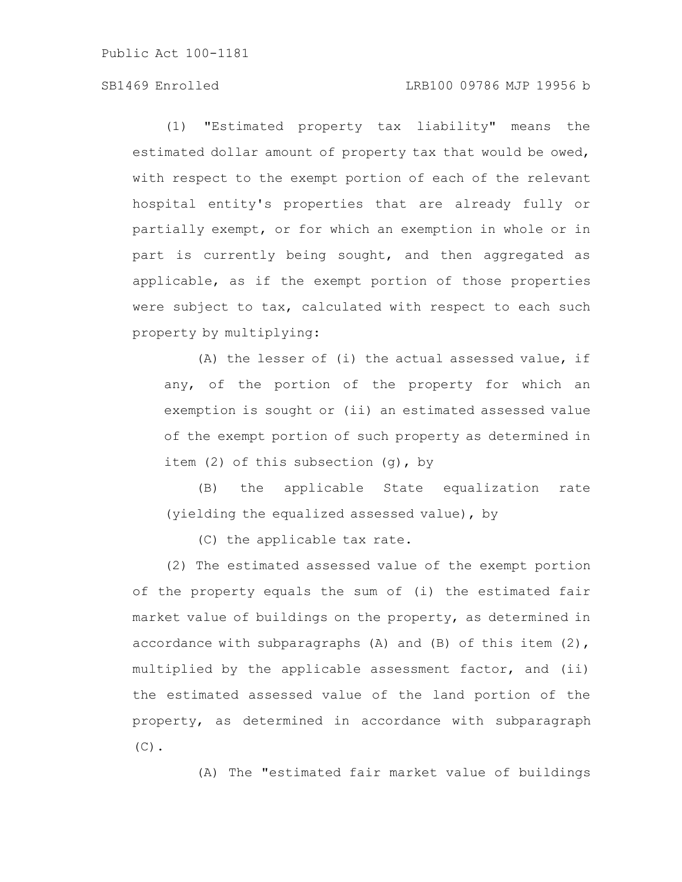(1) "Estimated property tax liability" means the estimated dollar amount of property tax that would be owed, with respect to the exempt portion of each of the relevant hospital entity's properties that are already fully or partially exempt, or for which an exemption in whole or in part is currently being sought, and then aggregated as applicable, as if the exempt portion of those properties were subject to tax, calculated with respect to each such property by multiplying:

(A) the lesser of (i) the actual assessed value, if any, of the portion of the property for which an exemption is sought or (ii) an estimated assessed value of the exempt portion of such property as determined in item (2) of this subsection (g), by

(B) the applicable State equalization rate (yielding the equalized assessed value), by

(C) the applicable tax rate.

(2) The estimated assessed value of the exempt portion of the property equals the sum of (i) the estimated fair market value of buildings on the property, as determined in accordance with subparagraphs (A) and (B) of this item (2), multiplied by the applicable assessment factor, and (ii) the estimated assessed value of the land portion of the property, as determined in accordance with subparagraph (C).

(A) The "estimated fair market value of buildings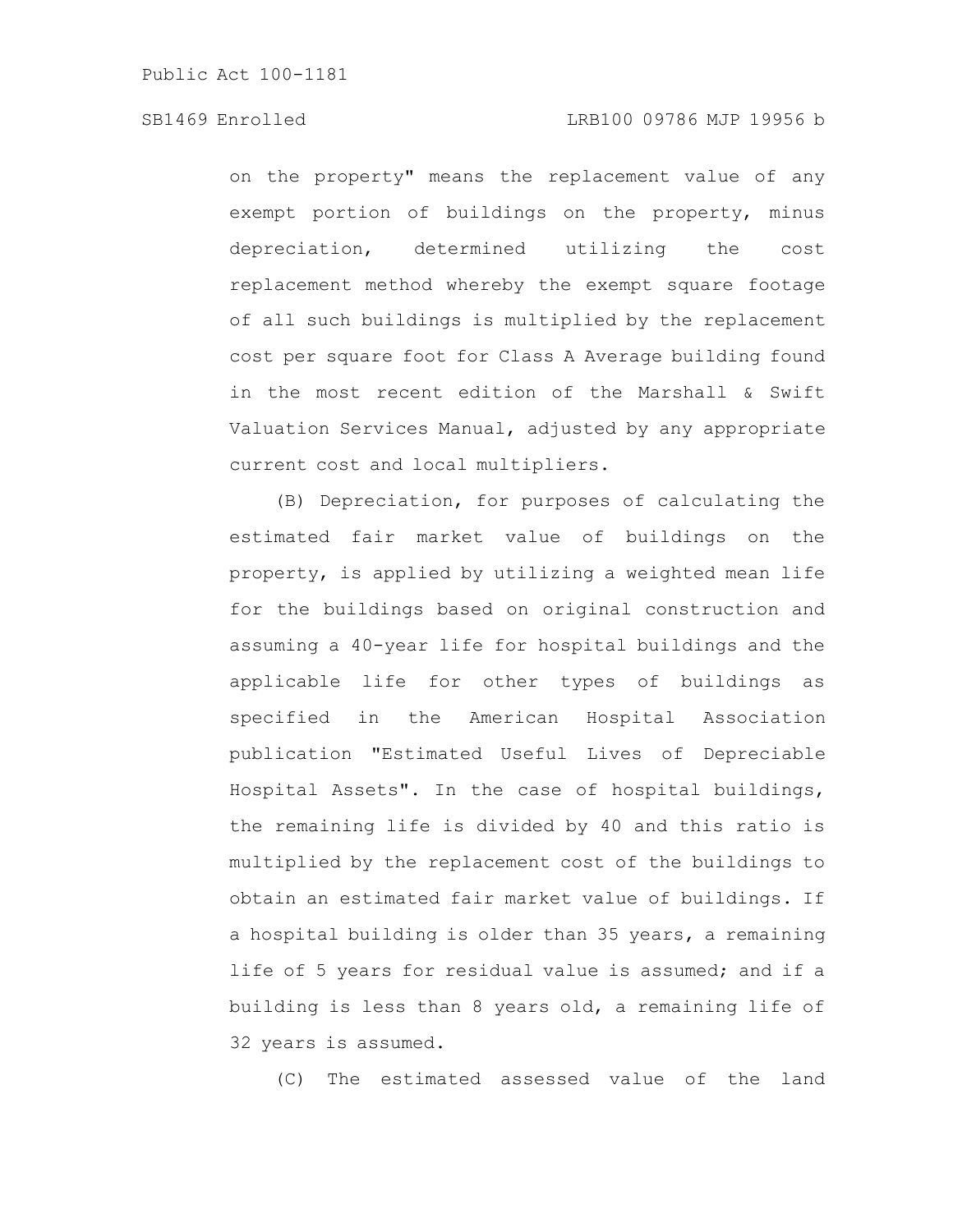on the property" means the replacement value of any exempt portion of buildings on the property, minus depreciation, determined utilizing the cost replacement method whereby the exempt square footage of all such buildings is multiplied by the replacement cost per square foot for Class A Average building found in the most recent edition of the Marshall & Swift Valuation Services Manual, adjusted by any appropriate current cost and local multipliers.

(B) Depreciation, for purposes of calculating the estimated fair market value of buildings on the property, is applied by utilizing a weighted mean life for the buildings based on original construction and assuming a 40-year life for hospital buildings and the applicable life for other types of buildings as specified in the American Hospital Association publication "Estimated Useful Lives of Depreciable Hospital Assets". In the case of hospital buildings, the remaining life is divided by 40 and this ratio is multiplied by the replacement cost of the buildings to obtain an estimated fair market value of buildings. If a hospital building is older than 35 years, a remaining life of 5 years for residual value is assumed; and if a building is less than 8 years old, a remaining life of 32 years is assumed.

(C) The estimated assessed value of the land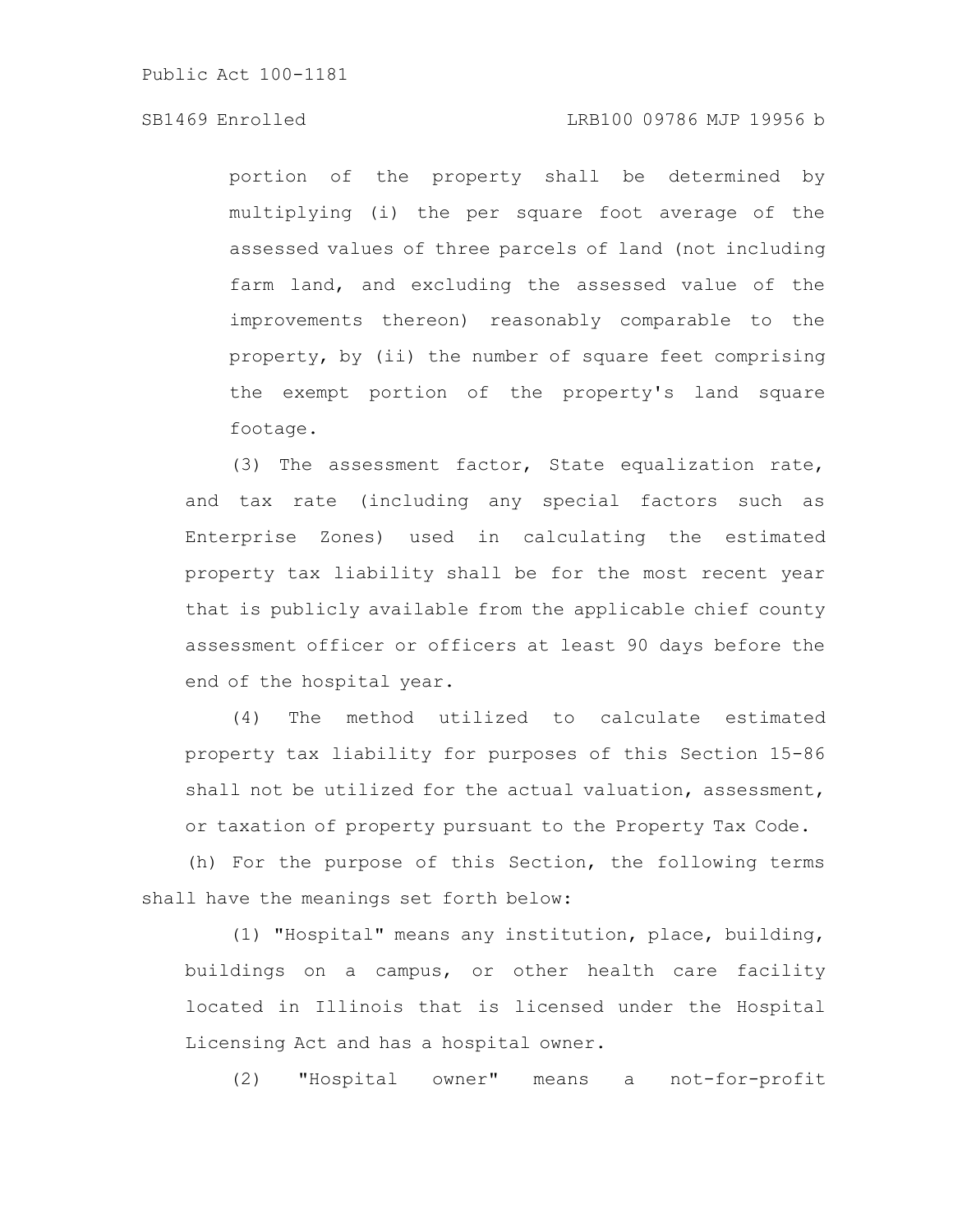portion of the property shall be determined by multiplying (i) the per square foot average of the assessed values of three parcels of land (not including farm land, and excluding the assessed value of the improvements thereon) reasonably comparable to the property, by (ii) the number of square feet comprising the exempt portion of the property's land square footage.

(3) The assessment factor, State equalization rate, and tax rate (including any special factors such as Enterprise Zones) used in calculating the estimated property tax liability shall be for the most recent year that is publicly available from the applicable chief county assessment officer or officers at least 90 days before the end of the hospital year.

(4) The method utilized to calculate estimated property tax liability for purposes of this Section 15-86 shall not be utilized for the actual valuation, assessment, or taxation of property pursuant to the Property Tax Code.

(h) For the purpose of this Section, the following terms shall have the meanings set forth below:

(1) "Hospital" means any institution, place, building, buildings on a campus, or other health care facility located in Illinois that is licensed under the Hospital Licensing Act and has a hospital owner.

(2) "Hospital owner" means a not-for-profit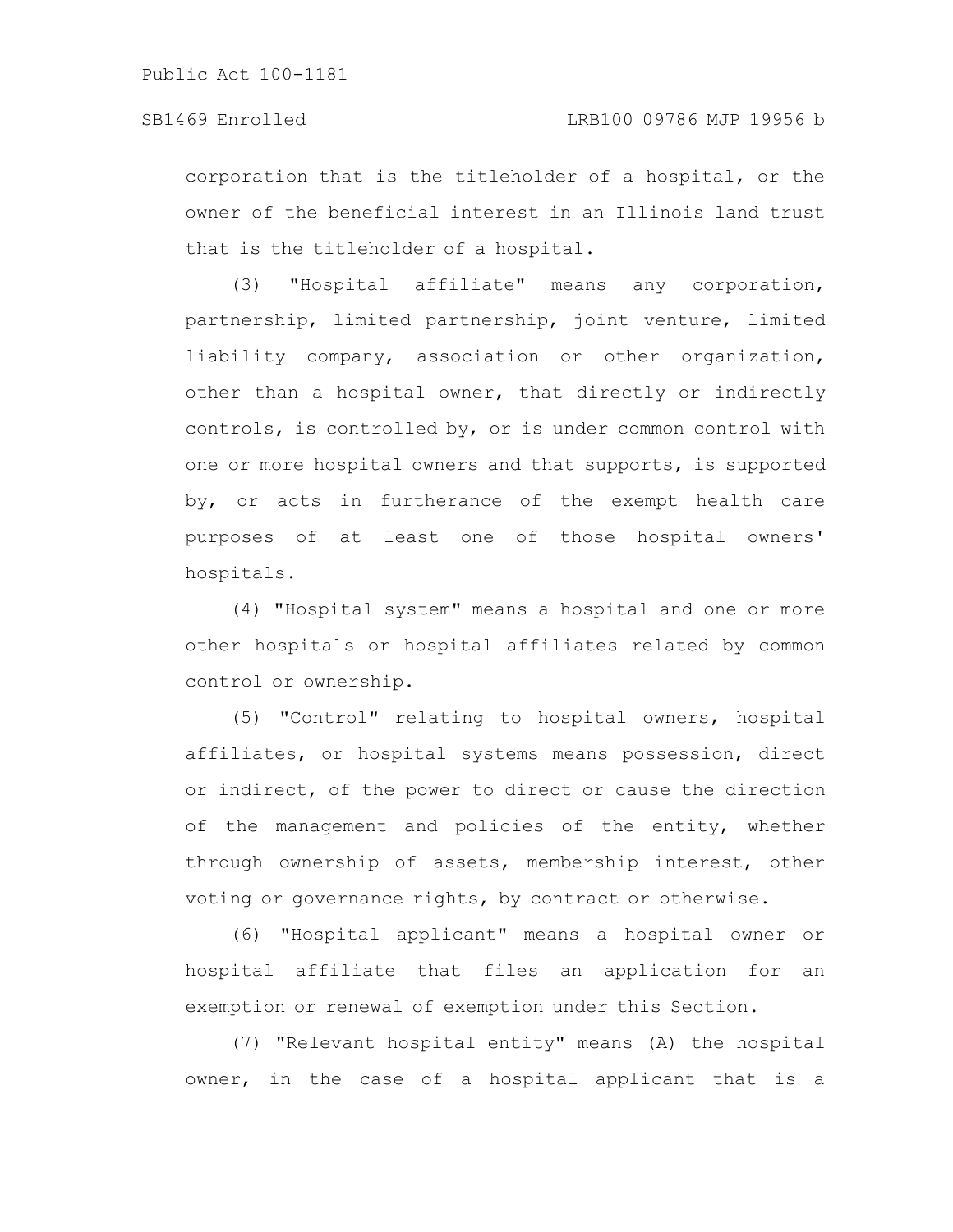corporation that is the titleholder of a hospital, or the owner of the beneficial interest in an Illinois land trust that is the titleholder of a hospital.

(3) "Hospital affiliate" means any corporation, partnership, limited partnership, joint venture, limited liability company, association or other organization, other than a hospital owner, that directly or indirectly controls, is controlled by, or is under common control with one or more hospital owners and that supports, is supported by, or acts in furtherance of the exempt health care purposes of at least one of those hospital owners' hospitals.

(4) "Hospital system" means a hospital and one or more other hospitals or hospital affiliates related by common control or ownership.

(5) "Control" relating to hospital owners, hospital affiliates, or hospital systems means possession, direct or indirect, of the power to direct or cause the direction of the management and policies of the entity, whether through ownership of assets, membership interest, other voting or governance rights, by contract or otherwise.

(6) "Hospital applicant" means a hospital owner or hospital affiliate that files an application for an exemption or renewal of exemption under this Section.

(7) "Relevant hospital entity" means (A) the hospital owner, in the case of a hospital applicant that is a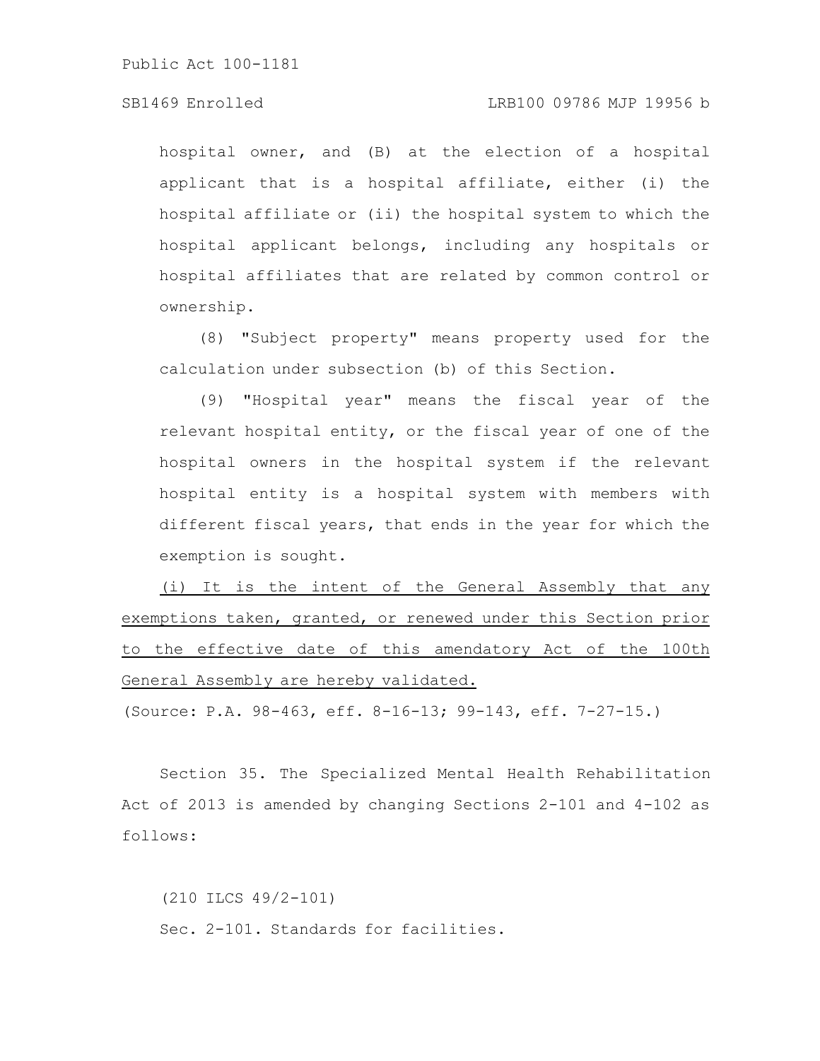hospital owner, and (B) at the election of a hospital applicant that is a hospital affiliate, either (i) the hospital affiliate or (ii) the hospital system to which the hospital applicant belongs, including any hospitals or hospital affiliates that are related by common control or ownership.

(8) "Subject property" means property used for the calculation under subsection (b) of this Section.

(9) "Hospital year" means the fiscal year of the relevant hospital entity, or the fiscal year of one of the hospital owners in the hospital system if the relevant hospital entity is a hospital system with members with different fiscal years, that ends in the year for which the exemption is sought.

<u>(i) It is the intent of the General Assembly that any exemptions taken, granted, or renewed under this Section prior to the effective date of this amendatory Act of the 100th General Assembly are hereby validated.</u>

(Source: P.A. 98-463, eff. 8-16-13; 99-143, eff. 7-27-15.)

Section 35. The Specialized Mental Health Rehabilitation Act of 2013 is amended by changing Sections 2-101 and 4-102 as follows:

(210 ILCS 49/2-101)

Sec. 2-101. Standards for facilities.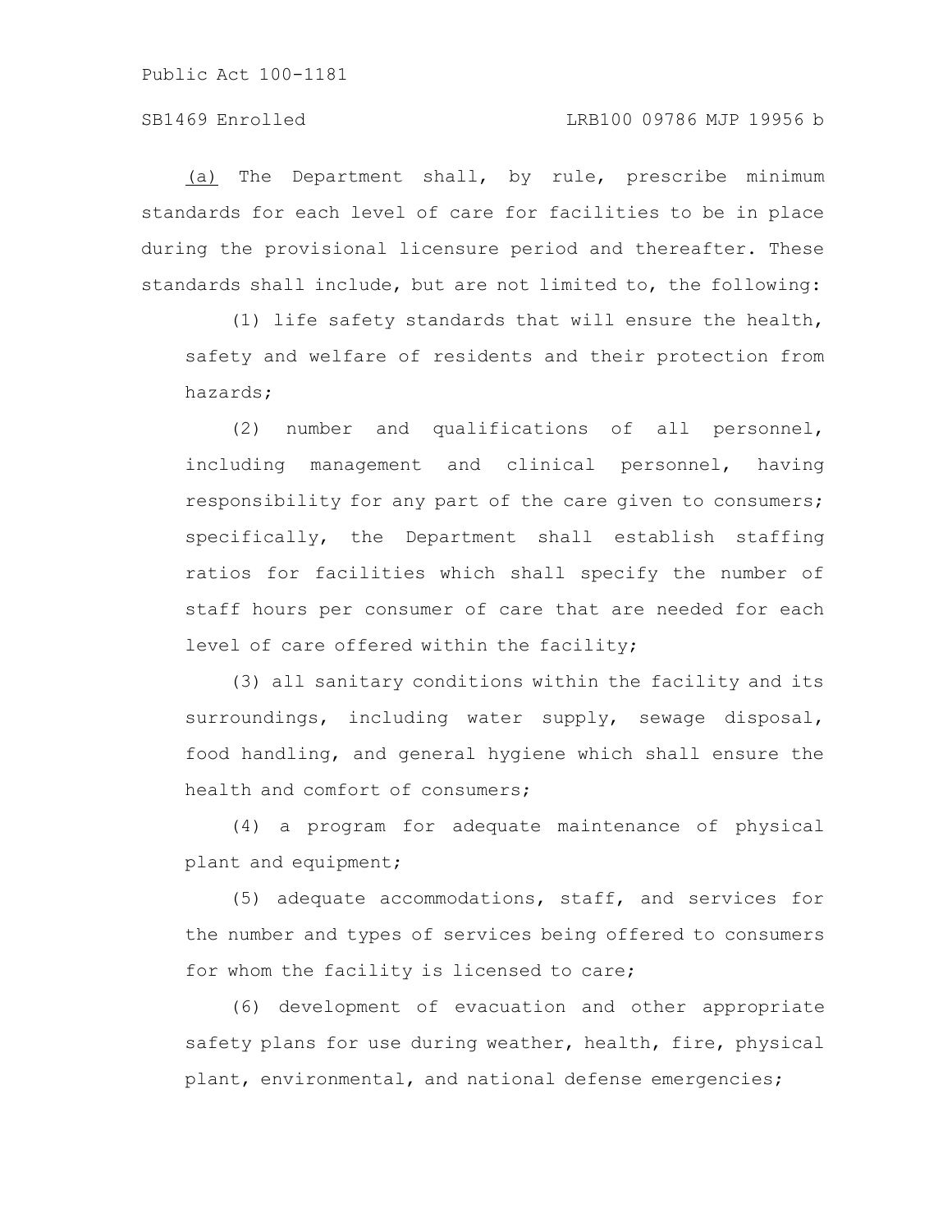(a) The Department shall, by rule, prescribe minimum standards for each level of care for facilities to be in place during the provisional licensure period and thereafter. These standards shall include, but are not limited to, the following:

(1) life safety standards that will ensure the health, safety and welfare of residents and their protection from hazards;

(2) number and qualifications of all personnel, including management and clinical personnel, having responsibility for any part of the care given to consumers; specifically, the Department shall establish staffing ratios for facilities which shall specify the number of staff hours per consumer of care that are needed for each level of care offered within the facility;

(3) all sanitary conditions within the facility and its surroundings, including water supply, sewage disposal, food handling, and general hygiene which shall ensure the health and comfort of consumers;

(4) a program for adequate maintenance of physical plant and equipment;

(5) adequate accommodations, staff, and services for the number and types of services being offered to consumers for whom the facility is licensed to care;

(6) development of evacuation and other appropriate safety plans for use during weather, health, fire, physical plant, environmental, and national defense emergencies;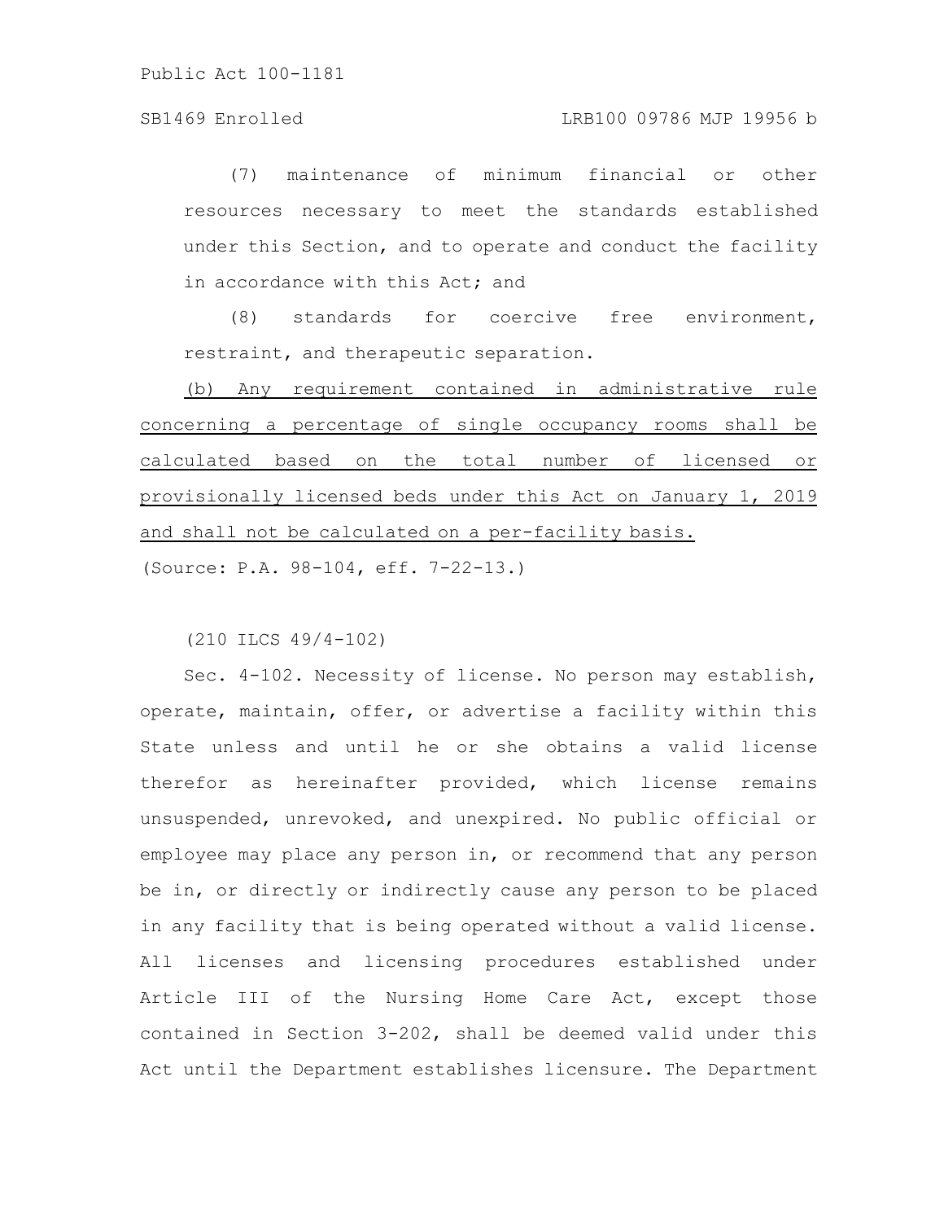(7) maintenance of minimum financial or other resources necessary to meet the standards established under this Section, and to operate and conduct the facility in accordance with this Act; and

(8) standards for coercive free environment, restraint, and therapeutic separation.

(b) Any requirement contained in administrative rule concerning a percentage of single occupancy rooms shall be calculated based on the total number of licensed or provisionally licensed beds under this Act on January 1, 2019 and shall not be calculated on a per-facility basis.

(Source: P.A. 98-104, eff. 7-22-13.)

(210 ILCS 49/4-102)

Sec. 4-102. Necessity of license. No person may establish, operate, maintain, offer, or advertise a facility within this State unless and until he or she obtains a valid license therefor as hereinafter provided, which license remains unsuspended, unrevoked, and unexpired. No public official or employee may place any person in, or recommend that any person be in, or directly or indirectly cause any person to be placed in any facility that is being operated without a valid license. All licenses and licensing procedures established under Article III of the Nursing Home Care Act, except those contained in Section 3-202, shall be deemed valid under this Act until the Department establishes licensure. The Department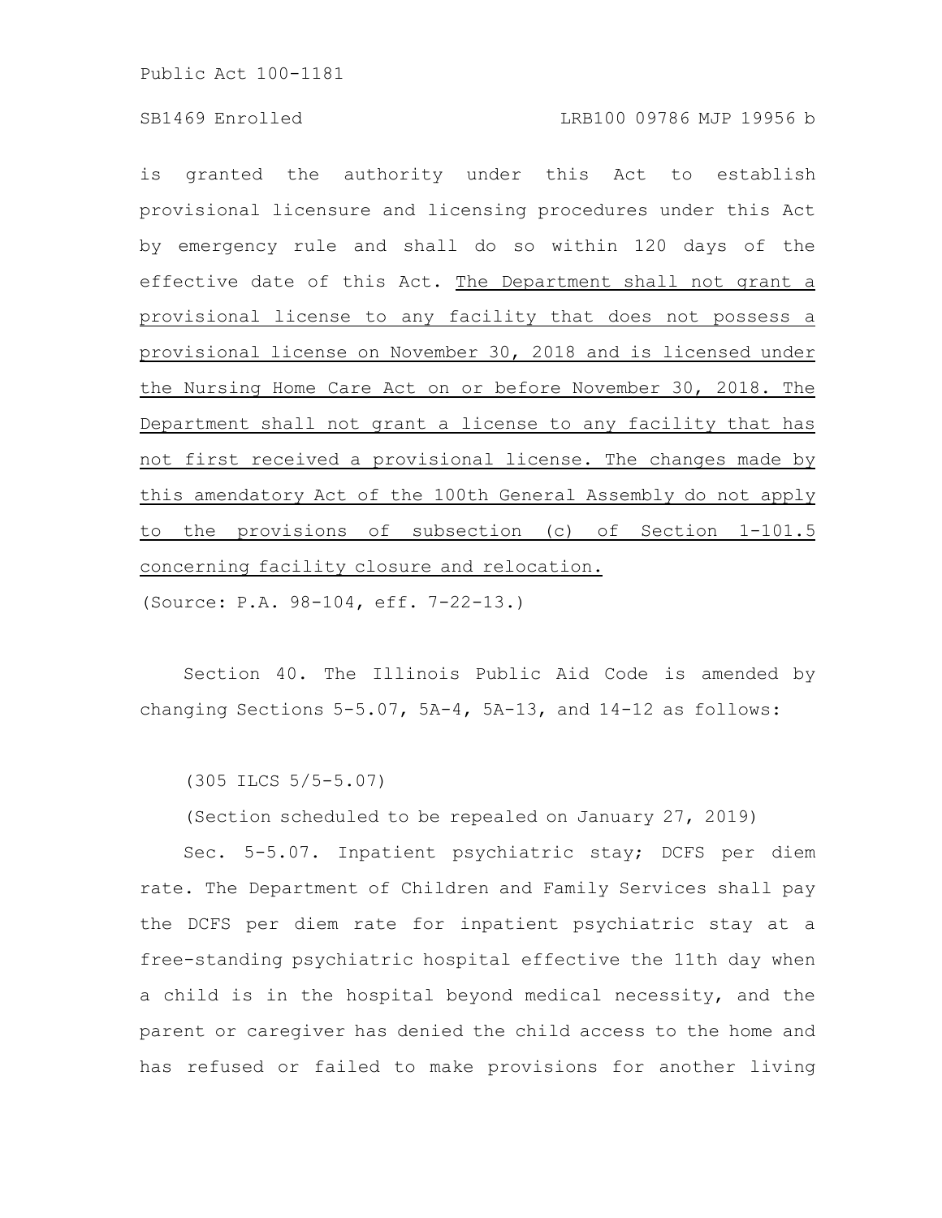is granted the authority under this Act to establish provisional licensure and licensing procedures under this Act by emergency rule and shall do so within 120 days of the effective date of this Act. <u>The Department shall not grant a provisional license to any facility that does not possess a provisional license on November 30, 2018 and is licensed under the Nursing Home Care Act on or before November 30, 2018. The Department shall not grant a license to any facility that has not first received a provisional license. The changes made by this amendatory Act of the 100th General Assembly do not apply to the provisions of subsection (c) of Section 1-101.5 concerning facility closure and relocation.</u>

(Source: P.A. 98-104, eff. 7-22-13.)

Section 40. The Illinois Public Aid Code is amended by changing Sections 5-5.07, 5A-4, 5A-13, and 14-12 as follows:

(305 ILCS 5/5-5.07)

(Section scheduled to be repealed on January 27, 2019)

Sec. 5-5.07. Inpatient psychiatric stay; DCFS per diem rate. The Department of Children and Family Services shall pay the DCFS per diem rate for inpatient psychiatric stay at a free-standing psychiatric hospital effective the 11th day when a child is in the hospital beyond medical necessity, and the parent or caregiver has denied the child access to the home and has refused or failed to make provisions for another living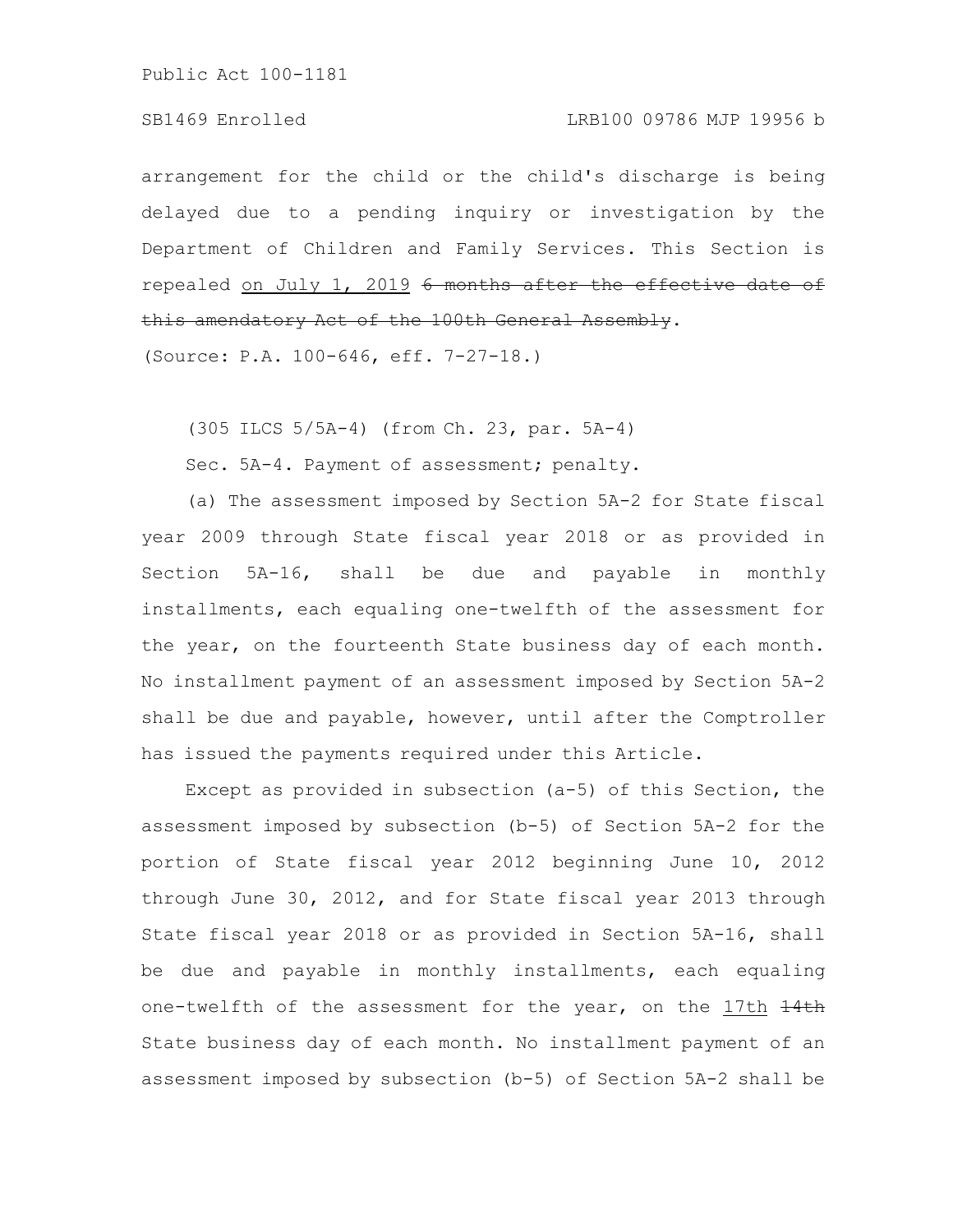arrangement for the child or the child's discharge is being delayed due to a pending inquiry or investigation by the Department of Children and Family Services. This Section is repealed on July 1, 2019 ~~6 months after the effective date of this amendatory Act of the 100th General Assembly~~.

(Source: P.A. 100-646, eff. 7-27-18.)

(305 ILCS 5/5A-4) (from Ch. 23, par. 5A-4)

Sec. 5A-4. Payment of assessment; penalty.

(a) The assessment imposed by Section 5A-2 for State fiscal year 2009 through State fiscal year 2018 or as provided in Section 5A-16, shall be due and payable in monthly installments, each equaling one-twelfth of the assessment for the year, on the fourteenth State business day of each month. No installment payment of an assessment imposed by Section 5A-2 shall be due and payable, however, until after the Comptroller has issued the payments required under this Article.

Except as provided in subsection (a-5) of this Section, the assessment imposed by subsection (b-5) of Section 5A-2 for the portion of State fiscal year 2012 beginning June 10, 2012 through June 30, 2012, and for State fiscal year 2013 through State fiscal year 2018 or as provided in Section 5A-16, shall be due and payable in monthly installments, each equaling one-twelfth of the assessment for the year, on the 17th ~~14th~~ State business day of each month. No installment payment of an assessment imposed by subsection (b-5) of Section 5A-2 shall be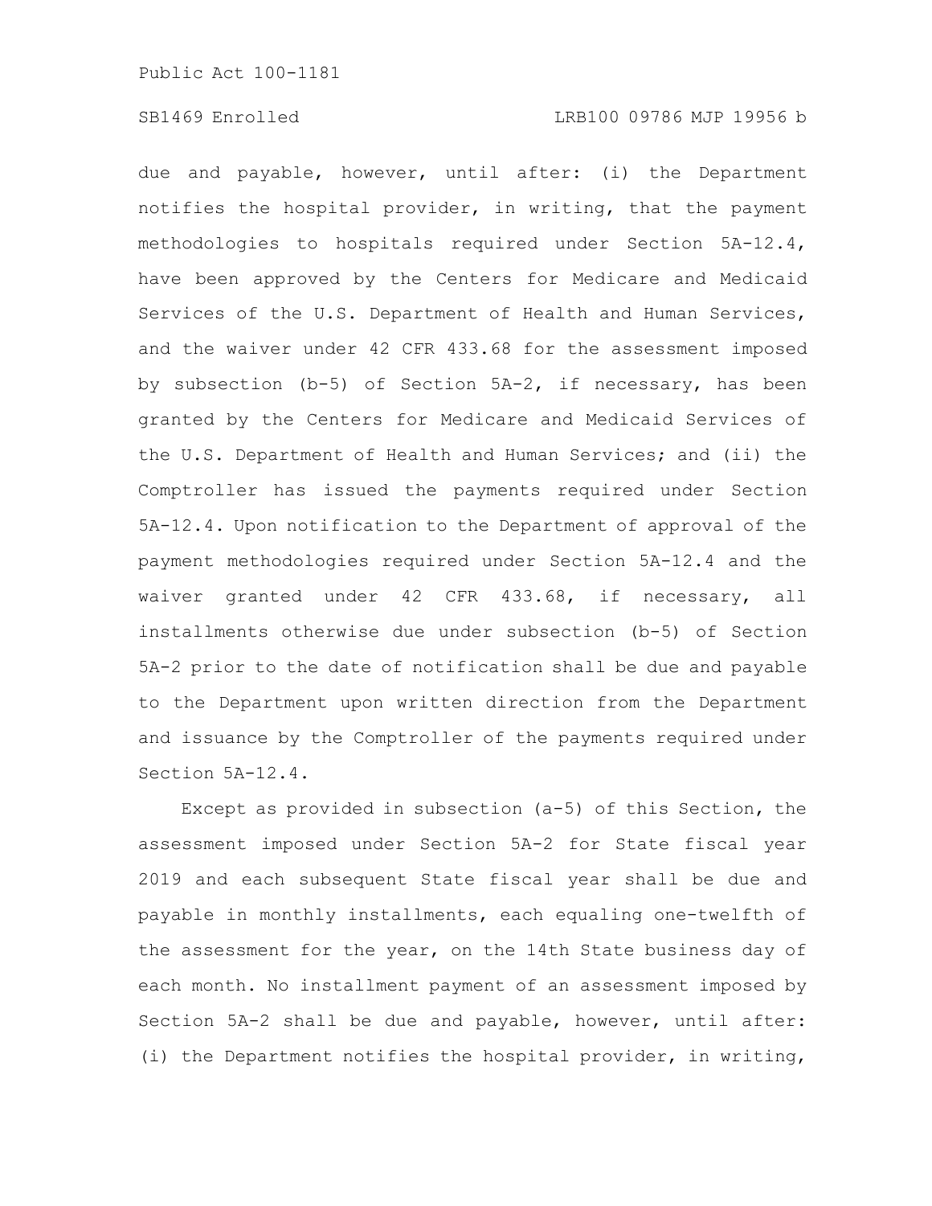due and payable, however, until after: (i) the Department notifies the hospital provider, in writing, that the payment methodologies to hospitals required under Section 5A-12.4, have been approved by the Centers for Medicare and Medicaid Services of the U.S. Department of Health and Human Services, and the waiver under 42 CFR 433.68 for the assessment imposed by subsection (b-5) of Section 5A-2, if necessary, has been granted by the Centers for Medicare and Medicaid Services of the U.S. Department of Health and Human Services; and (ii) the Comptroller has issued the payments required under Section 5A-12.4. Upon notification to the Department of approval of the payment methodologies required under Section 5A-12.4 and the waiver granted under 42 CFR 433.68, if necessary, all installments otherwise due under subsection (b-5) of Section 5A-2 prior to the date of notification shall be due and payable to the Department upon written direction from the Department and issuance by the Comptroller of the payments required under Section 5A-12.4.

Except as provided in subsection (a-5) of this Section, the assessment imposed under Section 5A-2 for State fiscal year 2019 and each subsequent State fiscal year shall be due and payable in monthly installments, each equaling one-twelfth of the assessment for the year, on the 14th State business day of each month. No installment payment of an assessment imposed by Section 5A-2 shall be due and payable, however, until after: (i) the Department notifies the hospital provider, in writing,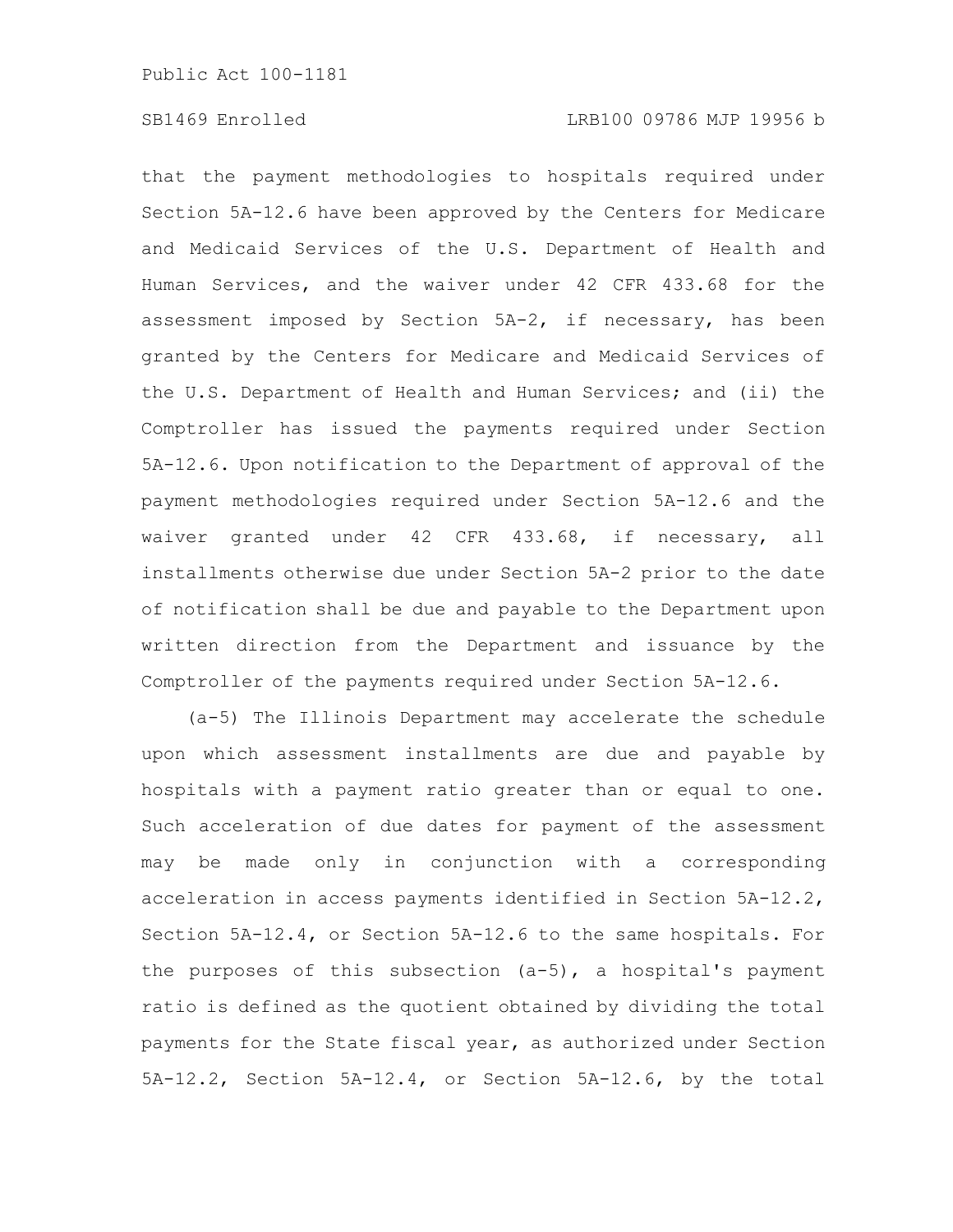that the payment methodologies to hospitals required under Section 5A-12.6 have been approved by the Centers for Medicare and Medicaid Services of the U.S. Department of Health and Human Services, and the waiver under 42 CFR 433.68 for the assessment imposed by Section 5A-2, if necessary, has been granted by the Centers for Medicare and Medicaid Services of the U.S. Department of Health and Human Services; and (ii) the Comptroller has issued the payments required under Section 5A-12.6. Upon notification to the Department of approval of the payment methodologies required under Section 5A-12.6 and the waiver granted under 42 CFR 433.68, if necessary, all installments otherwise due under Section 5A-2 prior to the date of notification shall be due and payable to the Department upon written direction from the Department and issuance by the Comptroller of the payments required under Section 5A-12.6.

(a-5) The Illinois Department may accelerate the schedule upon which assessment installments are due and payable by hospitals with a payment ratio greater than or equal to one. Such acceleration of due dates for payment of the assessment may be made only in conjunction with a corresponding acceleration in access payments identified in Section 5A-12.2, Section 5A-12.4, or Section 5A-12.6 to the same hospitals. For the purposes of this subsection (a-5), a hospital's payment ratio is defined as the quotient obtained by dividing the total payments for the State fiscal year, as authorized under Section 5A-12.2, Section 5A-12.4, or Section 5A-12.6, by the total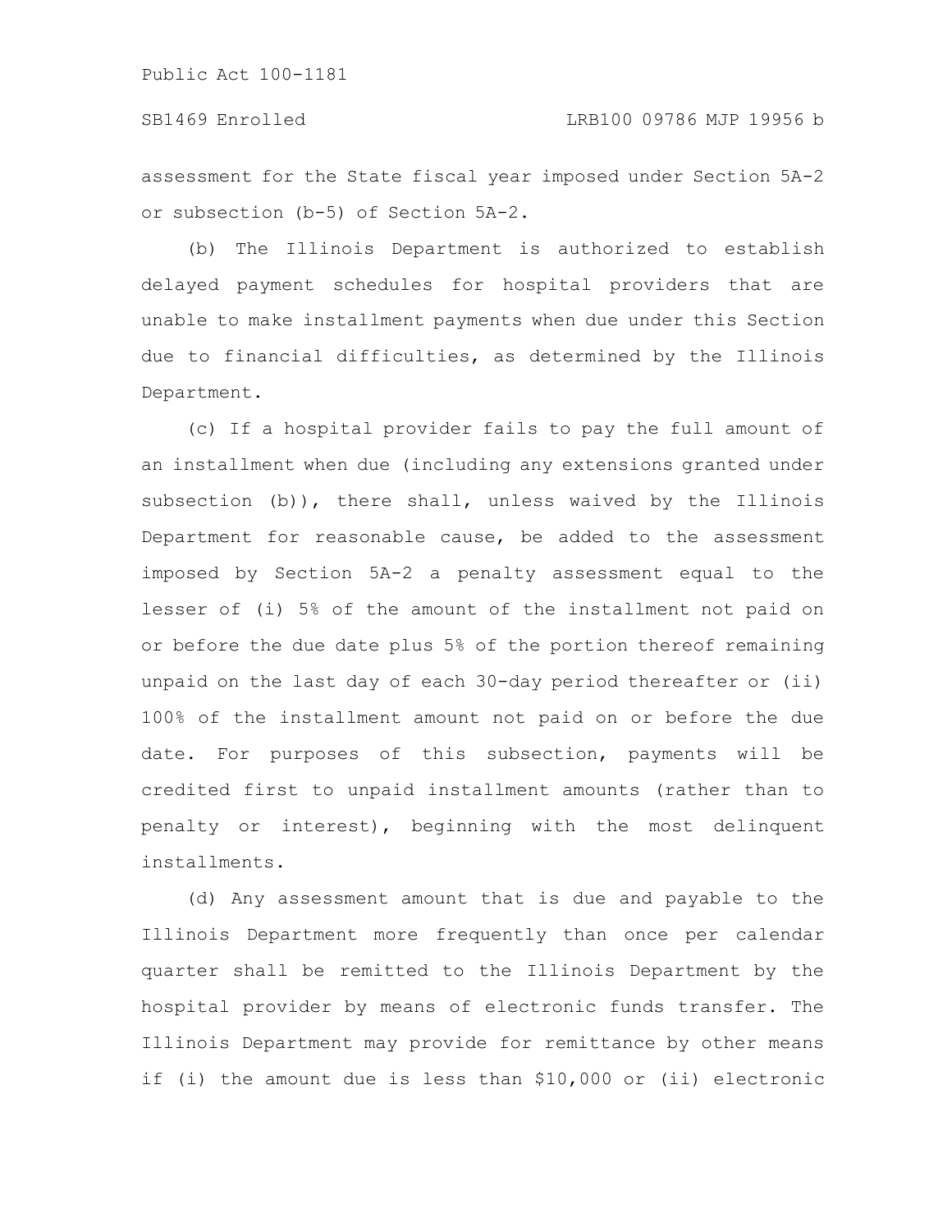assessment for the State fiscal year imposed under Section 5A-2 or subsection (b-5) of Section 5A-2.

(b) The Illinois Department is authorized to establish delayed payment schedules for hospital providers that are unable to make installment payments when due under this Section due to financial difficulties, as determined by the Illinois Department.

(c) If a hospital provider fails to pay the full amount of an installment when due (including any extensions granted under subsection (b)), there shall, unless waived by the Illinois Department for reasonable cause, be added to the assessment imposed by Section 5A-2 a penalty assessment equal to the lesser of (i) 5% of the amount of the installment not paid on or before the due date plus 5% of the portion thereof remaining unpaid on the last day of each 30-day period thereafter or (ii) 100% of the installment amount not paid on or before the due date. For purposes of this subsection, payments will be credited first to unpaid installment amounts (rather than to penalty or interest), beginning with the most delinquent installments.

(d) Any assessment amount that is due and payable to the Illinois Department more frequently than once per calendar quarter shall be remitted to the Illinois Department by the hospital provider by means of electronic funds transfer. The Illinois Department may provide for remittance by other means if (i) the amount due is less than $10,000 or (ii) electronic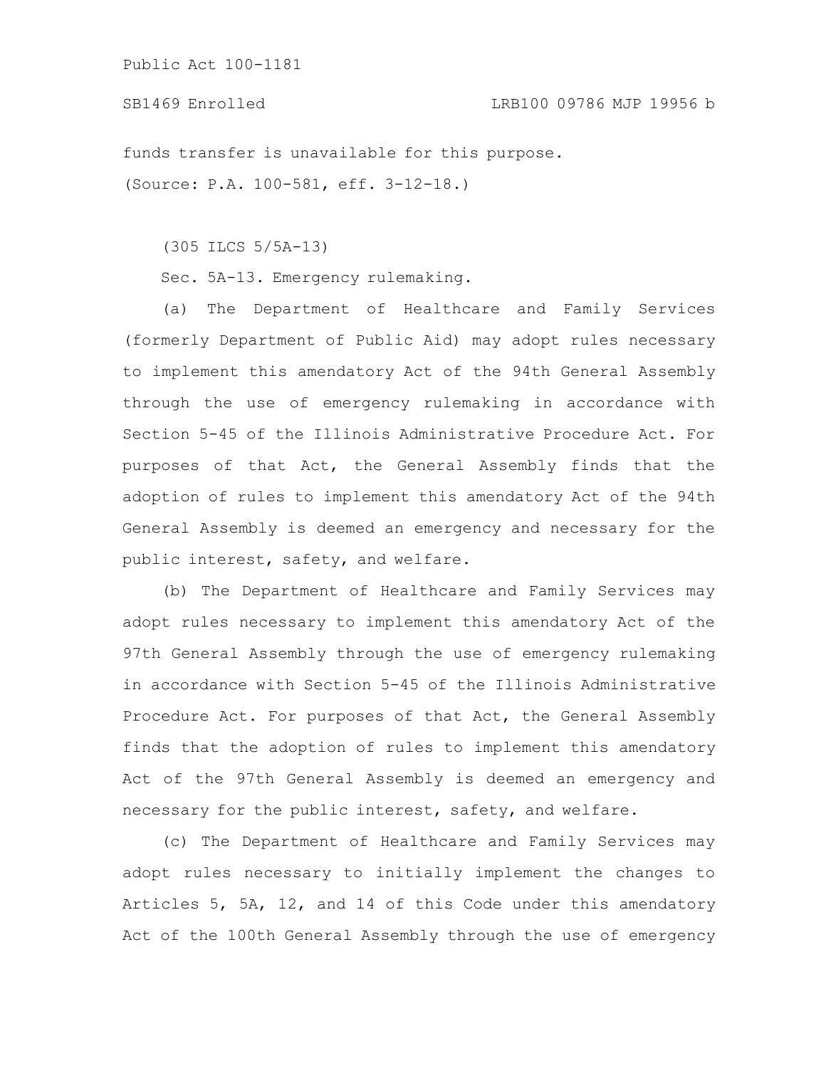funds transfer is unavailable for this purpose.

(Source: P.A. 100-581, eff. 3-12-18.)

(305 ILCS 5/5A-13)

Sec. 5A-13. Emergency rulemaking.

(a) The Department of Healthcare and Family Services (formerly Department of Public Aid) may adopt rules necessary to implement this amendatory Act of the 94th General Assembly through the use of emergency rulemaking in accordance with Section 5-45 of the Illinois Administrative Procedure Act. For purposes of that Act, the General Assembly finds that the adoption of rules to implement this amendatory Act of the 94th General Assembly is deemed an emergency and necessary for the public interest, safety, and welfare.

(b) The Department of Healthcare and Family Services may adopt rules necessary to implement this amendatory Act of the 97th General Assembly through the use of emergency rulemaking in accordance with Section 5-45 of the Illinois Administrative Procedure Act. For purposes of that Act, the General Assembly finds that the adoption of rules to implement this amendatory Act of the 97th General Assembly is deemed an emergency and necessary for the public interest, safety, and welfare.

(c) The Department of Healthcare and Family Services may adopt rules necessary to initially implement the changes to Articles 5, 5A, 12, and 14 of this Code under this amendatory Act of the 100th General Assembly through the use of emergency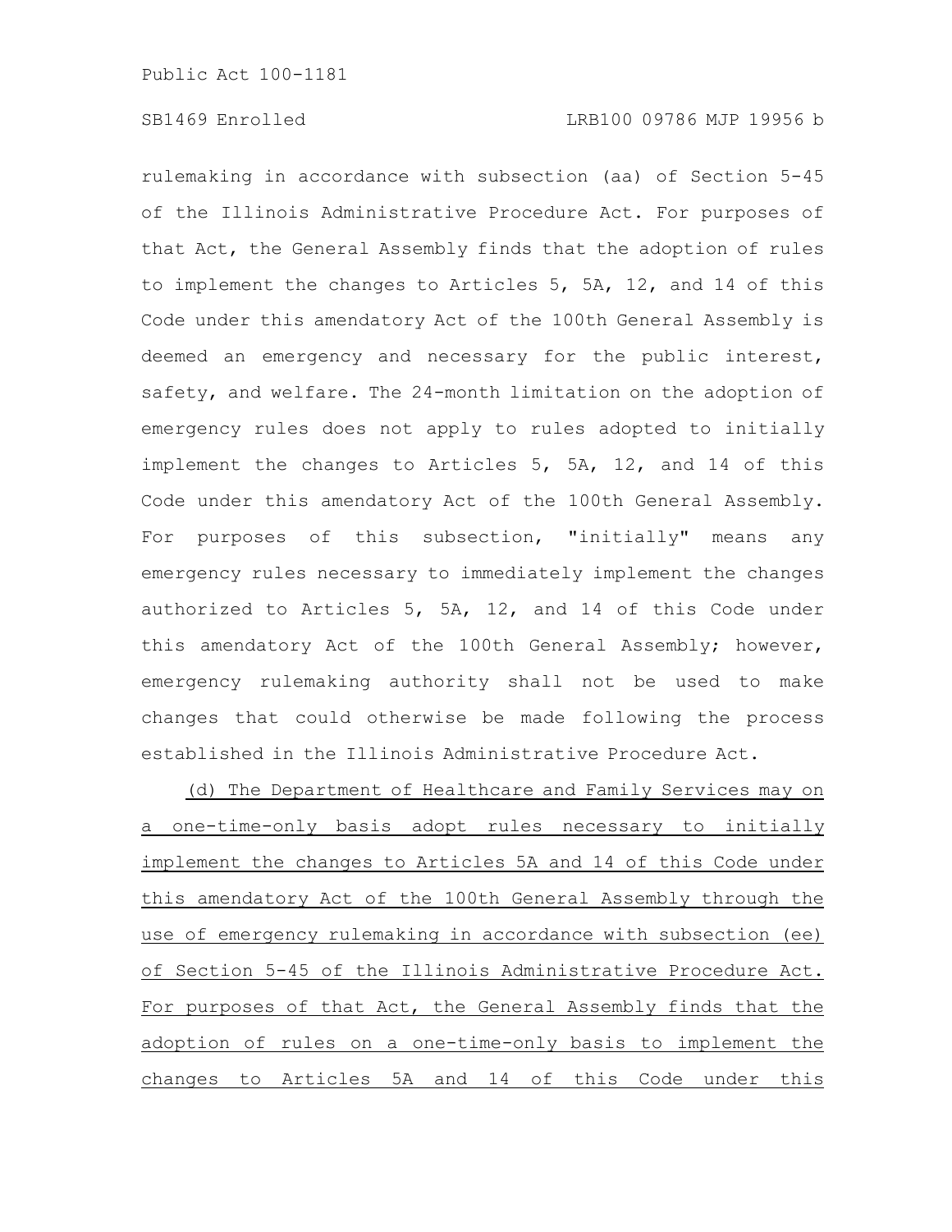rulemaking in accordance with subsection (aa) of Section 5-45 of the Illinois Administrative Procedure Act. For purposes of that Act, the General Assembly finds that the adoption of rules to implement the changes to Articles 5, 5A, 12, and 14 of this Code under this amendatory Act of the 100th General Assembly is deemed an emergency and necessary for the public interest, safety, and welfare. The 24-month limitation on the adoption of emergency rules does not apply to rules adopted to initially implement the changes to Articles 5, 5A, 12, and 14 of this Code under this amendatory Act of the 100th General Assembly. For purposes of this subsection, "initially" means any emergency rules necessary to immediately implement the changes authorized to Articles 5, 5A, 12, and 14 of this Code under this amendatory Act of the 100th General Assembly; however, emergency rulemaking authority shall not be used to make changes that could otherwise be made following the process established in the Illinois Administrative Procedure Act.

(d) The Department of Healthcare and Family Services may on a one-time-only basis adopt rules necessary to initially implement the changes to Articles 5A and 14 of this Code under this amendatory Act of the 100th General Assembly through the use of emergency rulemaking in accordance with subsection (ee) of Section 5-45 of the Illinois Administrative Procedure Act. For purposes of that Act, the General Assembly finds that the adoption of rules on a one-time-only basis to implement the changes to Articles 5A and 14 of this Code under this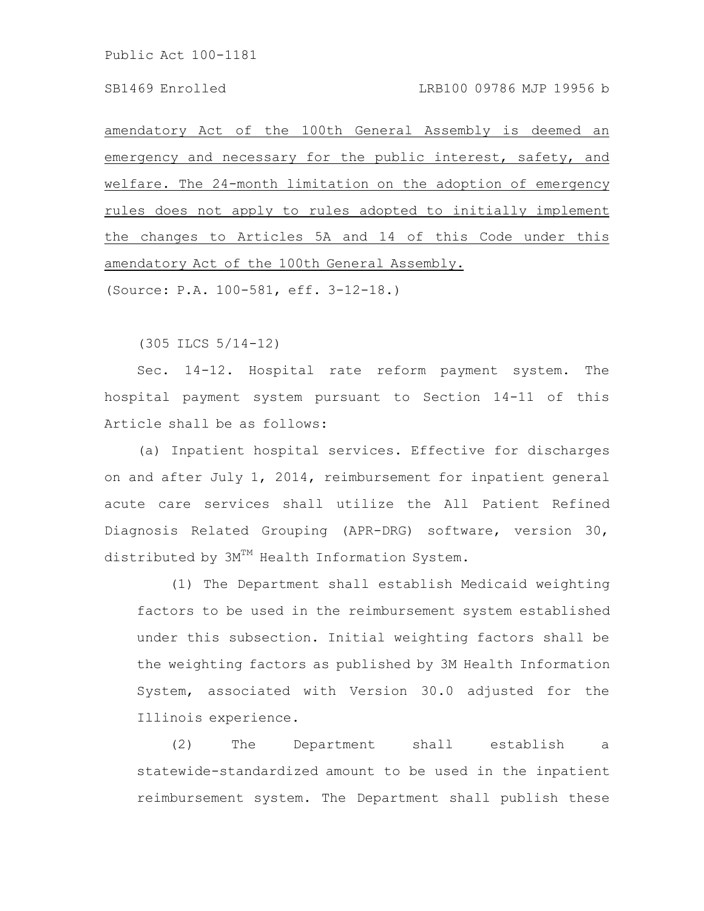amendatory Act of the 100th General Assembly is deemed an emergency and necessary for the public interest, safety, and welfare. The 24-month limitation on the adoption of emergency rules does not apply to rules adopted to initially implement the changes to Articles 5A and 14 of this Code under this amendatory Act of the 100th General Assembly.

(Source: P.A. 100-581, eff. 3-12-18.)

(305 ILCS 5/14-12)

Sec. 14-12. Hospital rate reform payment system. The hospital payment system pursuant to Section 14-11 of this Article shall be as follows:

(a) Inpatient hospital services. Effective for discharges on and after July 1, 2014, reimbursement for inpatient general acute care services shall utilize the All Patient Refined Diagnosis Related Grouping (APR-DRG) software, version 30, distributed by 3M™ Health Information System.

(1) The Department shall establish Medicaid weighting factors to be used in the reimbursement system established under this subsection. Initial weighting factors shall be the weighting factors as published by 3M Health Information System, associated with Version 30.0 adjusted for the Illinois experience.

(2) The Department shall establish a statewide-standardized amount to be used in the inpatient reimbursement system. The Department shall publish these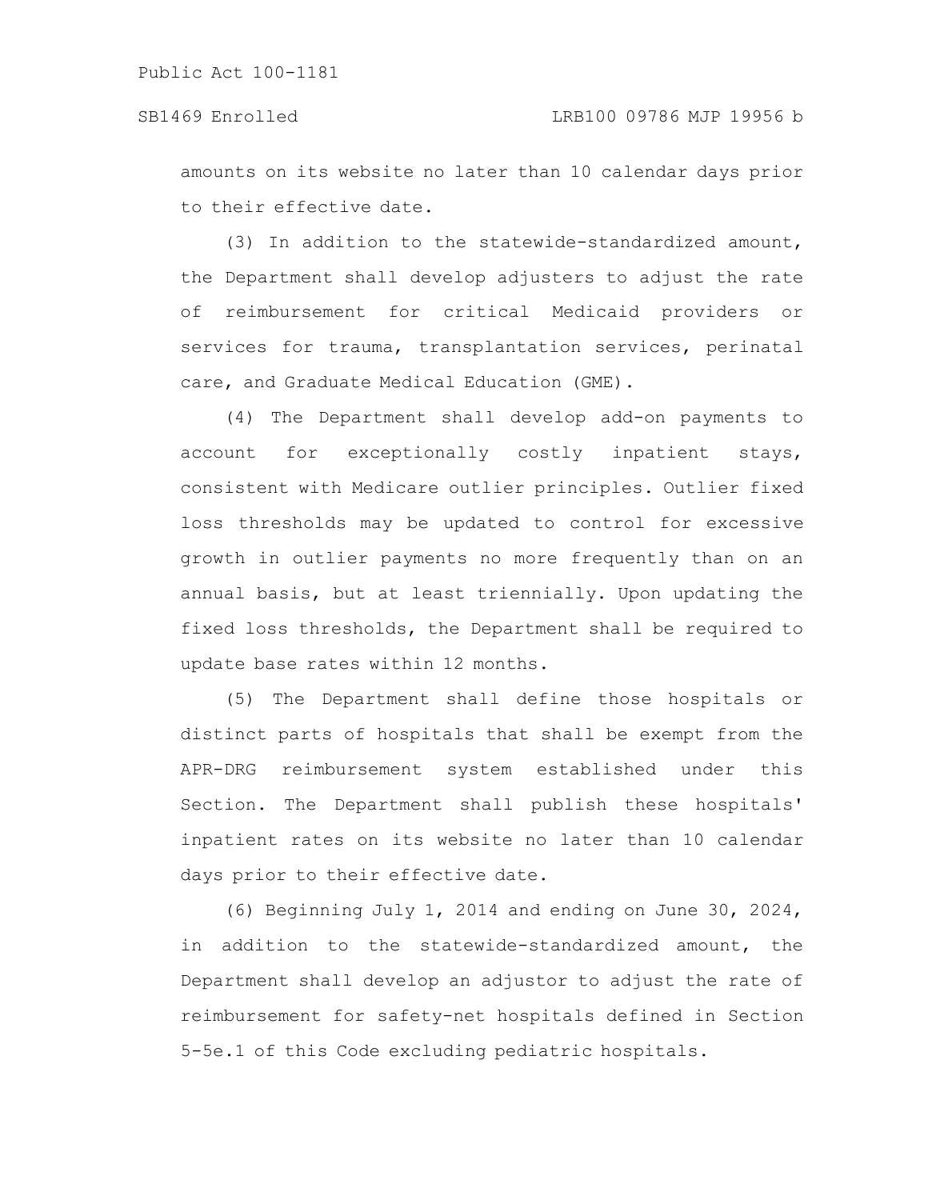amounts on its website no later than 10 calendar days prior to their effective date.

(3) In addition to the statewide-standardized amount, the Department shall develop adjusters to adjust the rate of reimbursement for critical Medicaid providers or services for trauma, transplantation services, perinatal care, and Graduate Medical Education (GME).

(4) The Department shall develop add-on payments to account for exceptionally costly inpatient stays, consistent with Medicare outlier principles. Outlier fixed loss thresholds may be updated to control for excessive growth in outlier payments no more frequently than on an annual basis, but at least triennially. Upon updating the fixed loss thresholds, the Department shall be required to update base rates within 12 months.

(5) The Department shall define those hospitals or distinct parts of hospitals that shall be exempt from the APR-DRG reimbursement system established under this Section. The Department shall publish these hospitals' inpatient rates on its website no later than 10 calendar days prior to their effective date.

(6) Beginning July 1, 2014 and ending on June 30, 2024, in addition to the statewide-standardized amount, the Department shall develop an adjustor to adjust the rate of reimbursement for safety-net hospitals defined in Section 5-5e.1 of this Code excluding pediatric hospitals.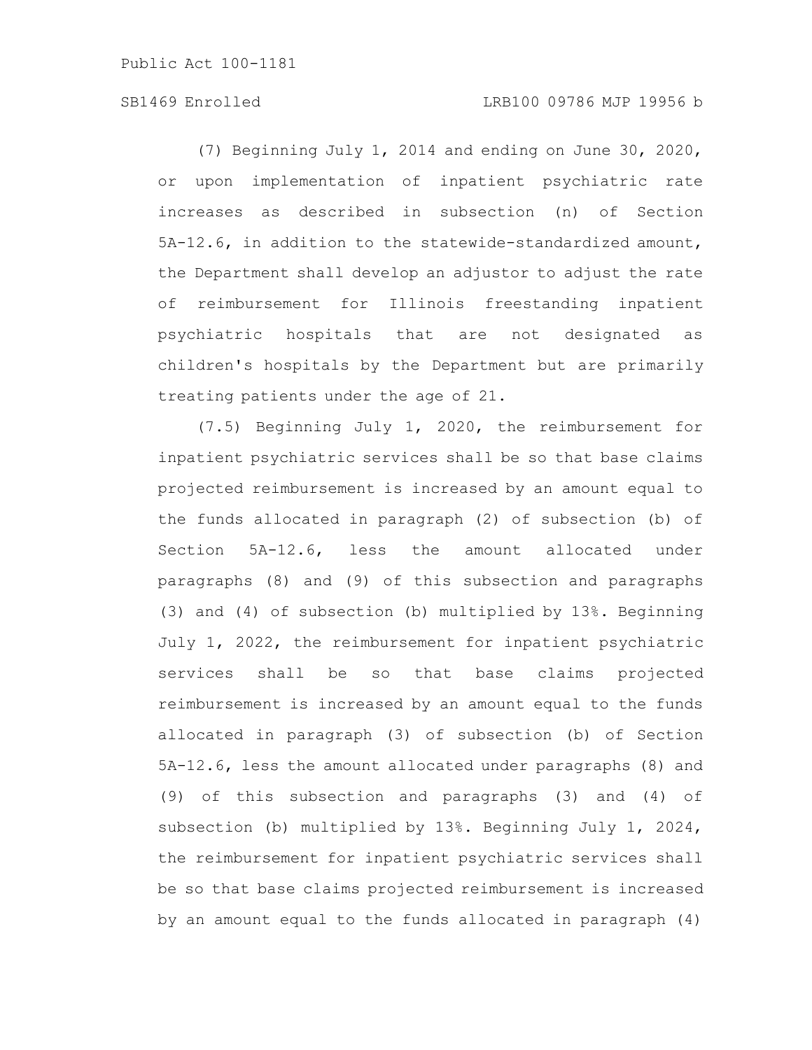(7) Beginning July 1, 2014 and ending on June 30, 2020, or upon implementation of inpatient psychiatric rate increases as described in subsection (n) of Section 5A-12.6, in addition to the statewide-standardized amount, the Department shall develop an adjustor to adjust the rate of reimbursement for Illinois freestanding inpatient psychiatric hospitals that are not designated as children's hospitals by the Department but are primarily treating patients under the age of 21.

(7.5) Beginning July 1, 2020, the reimbursement for inpatient psychiatric services shall be so that base claims projected reimbursement is increased by an amount equal to the funds allocated in paragraph (2) of subsection (b) of Section 5A-12.6, less the amount allocated under paragraphs (8) and (9) of this subsection and paragraphs (3) and (4) of subsection (b) multiplied by 13%. Beginning July 1, 2022, the reimbursement for inpatient psychiatric services shall be so that base claims projected reimbursement is increased by an amount equal to the funds allocated in paragraph (3) of subsection (b) of Section 5A-12.6, less the amount allocated under paragraphs (8) and (9) of this subsection and paragraphs (3) and (4) of subsection (b) multiplied by 13%. Beginning July 1, 2024, the reimbursement for inpatient psychiatric services shall be so that base claims projected reimbursement is increased by an amount equal to the funds allocated in paragraph (4)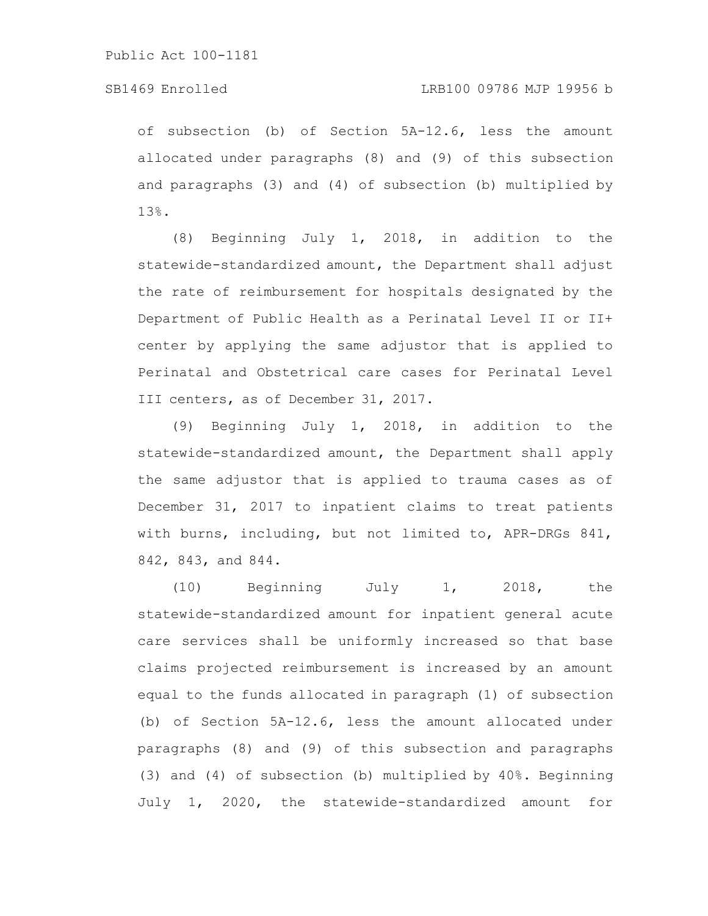of subsection (b) of Section 5A-12.6, less the amount allocated under paragraphs (8) and (9) of this subsection and paragraphs (3) and (4) of subsection (b) multiplied by 13%.

(8) Beginning July 1, 2018, in addition to the statewide-standardized amount, the Department shall adjust the rate of reimbursement for hospitals designated by the Department of Public Health as a Perinatal Level II or II+ center by applying the same adjustor that is applied to Perinatal and Obstetrical care cases for Perinatal Level III centers, as of December 31, 2017.

(9) Beginning July 1, 2018, in addition to the statewide-standardized amount, the Department shall apply the same adjustor that is applied to trauma cases as of December 31, 2017 to inpatient claims to treat patients with burns, including, but not limited to, APR-DRGs 841, 842, 843, and 844.

(10) Beginning July 1, 2018, the statewide-standardized amount for inpatient general acute care services shall be uniformly increased so that base claims projected reimbursement is increased by an amount equal to the funds allocated in paragraph (1) of subsection (b) of Section 5A-12.6, less the amount allocated under paragraphs (8) and (9) of this subsection and paragraphs (3) and (4) of subsection (b) multiplied by 40%. Beginning July 1, 2020, the statewide-standardized amount for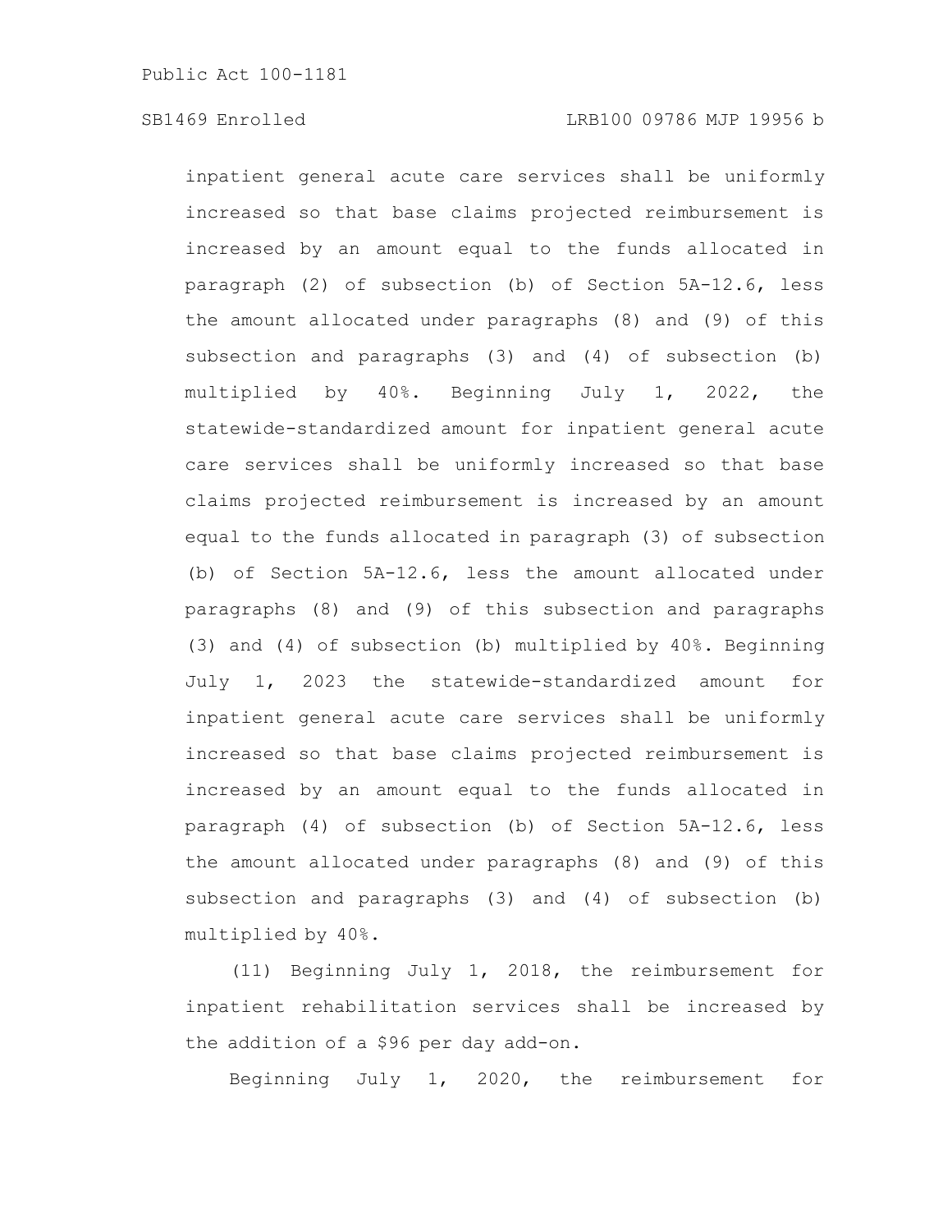inpatient general acute care services shall be uniformly increased so that base claims projected reimbursement is increased by an amount equal to the funds allocated in paragraph (2) of subsection (b) of Section 5A-12.6, less the amount allocated under paragraphs (8) and (9) of this subsection and paragraphs (3) and (4) of subsection (b) multiplied by 40%. Beginning July 1, 2022, the statewide-standardized amount for inpatient general acute care services shall be uniformly increased so that base claims projected reimbursement is increased by an amount equal to the funds allocated in paragraph (3) of subsection (b) of Section 5A-12.6, less the amount allocated under paragraphs (8) and (9) of this subsection and paragraphs (3) and (4) of subsection (b) multiplied by 40%. Beginning July 1, 2023 the statewide-standardized amount for inpatient general acute care services shall be uniformly increased so that base claims projected reimbursement is increased by an amount equal to the funds allocated in paragraph (4) of subsection (b) of Section 5A-12.6, less the amount allocated under paragraphs (8) and (9) of this subsection and paragraphs (3) and (4) of subsection (b) multiplied by 40%.

(11) Beginning July 1, 2018, the reimbursement for inpatient rehabilitation services shall be increased by the addition of a $96 per day add-on.

Beginning July 1, 2020, the reimbursement for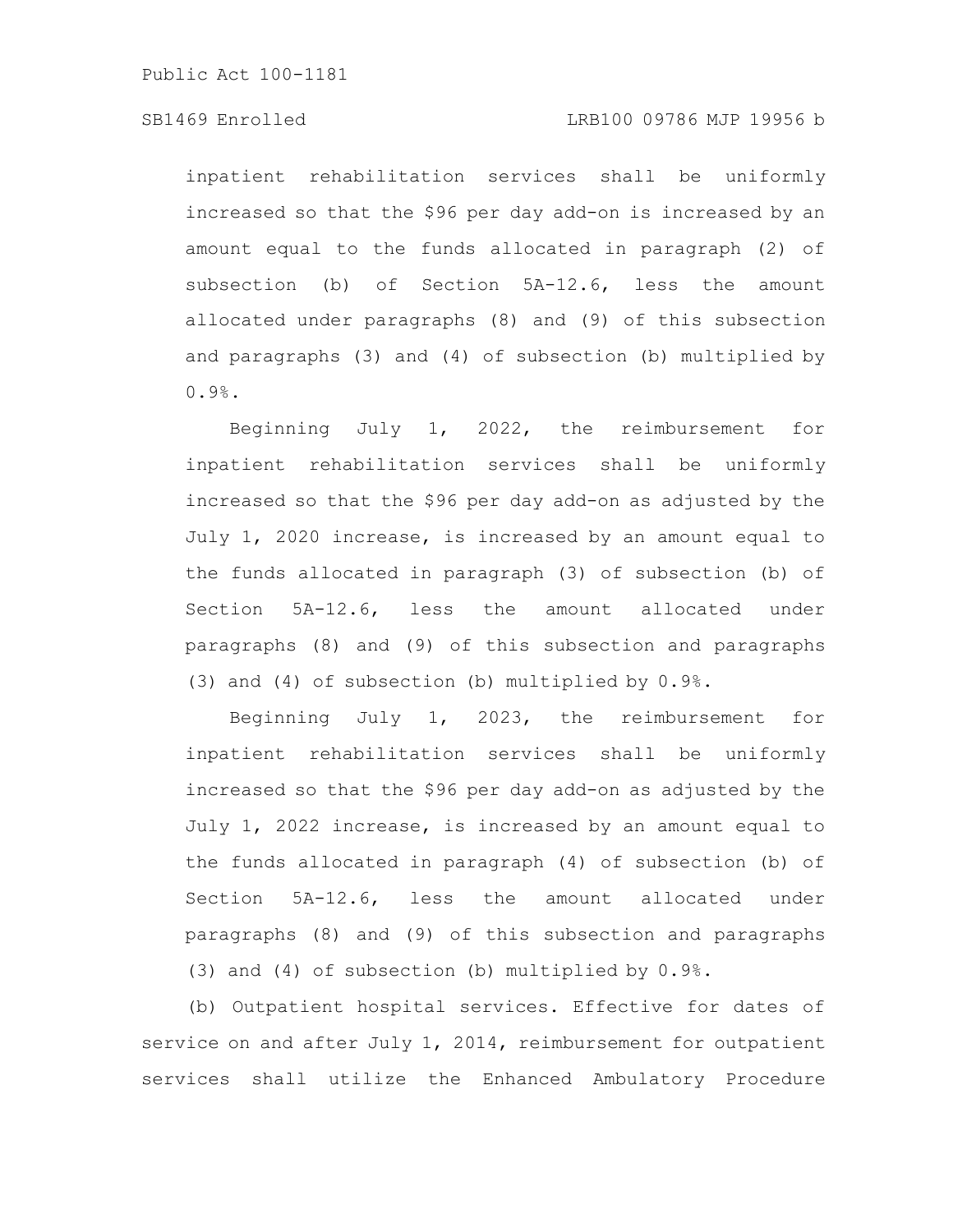inpatient rehabilitation services shall be uniformly increased so that the $96 per day add-on is increased by an amount equal to the funds allocated in paragraph (2) of subsection (b) of Section 5A-12.6, less the amount allocated under paragraphs (8) and (9) of this subsection and paragraphs (3) and (4) of subsection (b) multiplied by 0.9%.

Beginning July 1, 2022, the reimbursement for inpatient rehabilitation services shall be uniformly increased so that the $96 per day add-on as adjusted by the July 1, 2020 increase, is increased by an amount equal to the funds allocated in paragraph (3) of subsection (b) of Section 5A-12.6, less the amount allocated under paragraphs (8) and (9) of this subsection and paragraphs (3) and (4) of subsection (b) multiplied by 0.9%.

Beginning July 1, 2023, the reimbursement for inpatient rehabilitation services shall be uniformly increased so that the $96 per day add-on as adjusted by the July 1, 2022 increase, is increased by an amount equal to the funds allocated in paragraph (4) of subsection (b) of Section 5A-12.6, less the amount allocated under paragraphs (8) and (9) of this subsection and paragraphs (3) and (4) of subsection (b) multiplied by 0.9%.

(b) Outpatient hospital services. Effective for dates of service on and after July 1, 2014, reimbursement for outpatient services shall utilize the Enhanced Ambulatory Procedure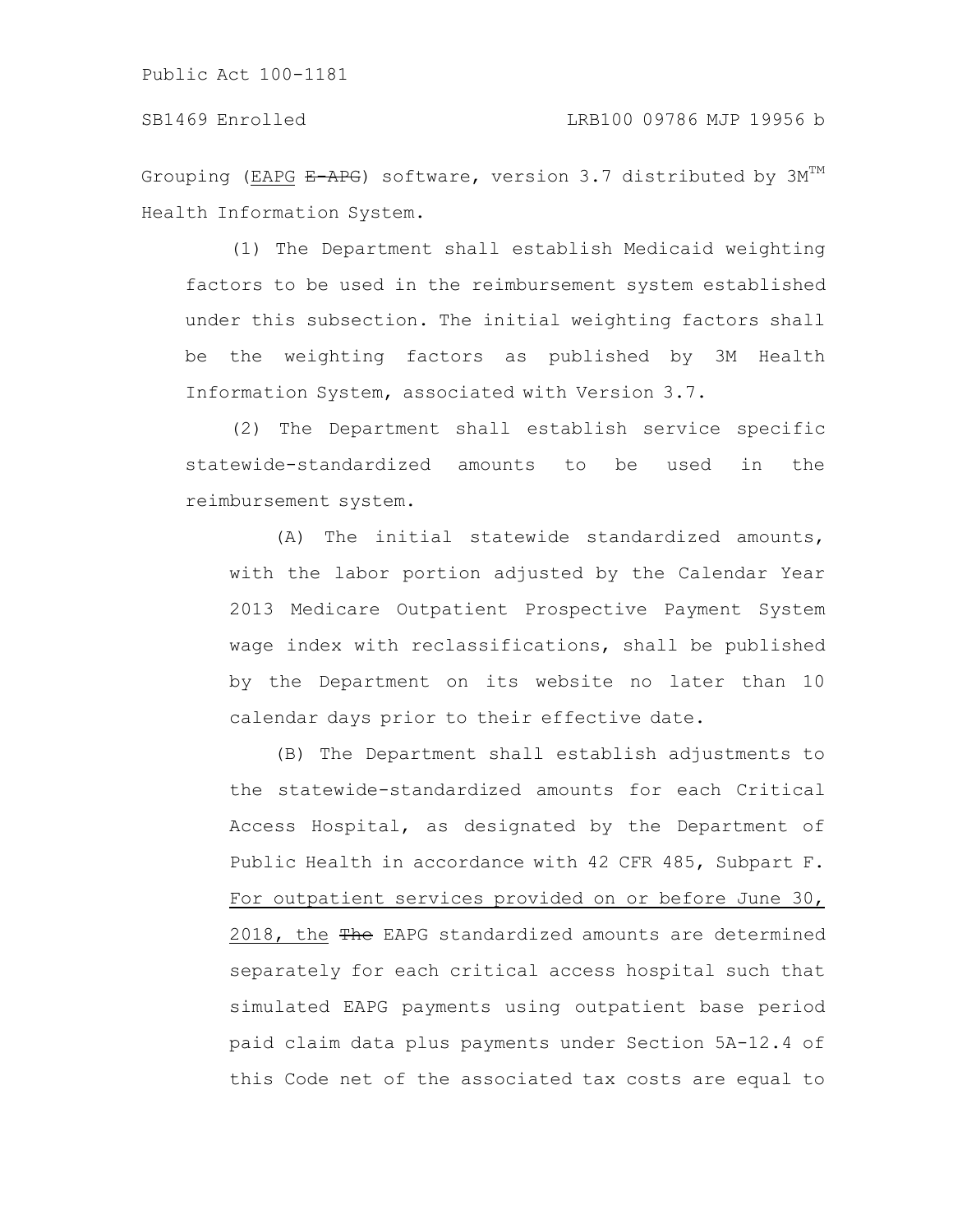Grouping (EAPG ~~E-APG~~) software, version 3.7 distributed by 3M™ Health Information System.

(1) The Department shall establish Medicaid weighting factors to be used in the reimbursement system established under this subsection. The initial weighting factors shall be the weighting factors as published by 3M Health Information System, associated with Version 3.7.

(2) The Department shall establish service specific statewide-standardized amounts to be used in the reimbursement system.

(A) The initial statewide standardized amounts, with the labor portion adjusted by the Calendar Year 2013 Medicare Outpatient Prospective Payment System wage index with reclassifications, shall be published by the Department on its website no later than 10 calendar days prior to their effective date.

(B) The Department shall establish adjustments to the statewide-standardized amounts for each Critical Access Hospital, as designated by the Department of Public Health in accordance with 42 CFR 485, Subpart F. For outpatient services provided on or before June 30, 2018, the ~~The~~ EAPG standardized amounts are determined separately for each critical access hospital such that simulated EAPG payments using outpatient base period paid claim data plus payments under Section 5A-12.4 of this Code net of the associated tax costs are equal to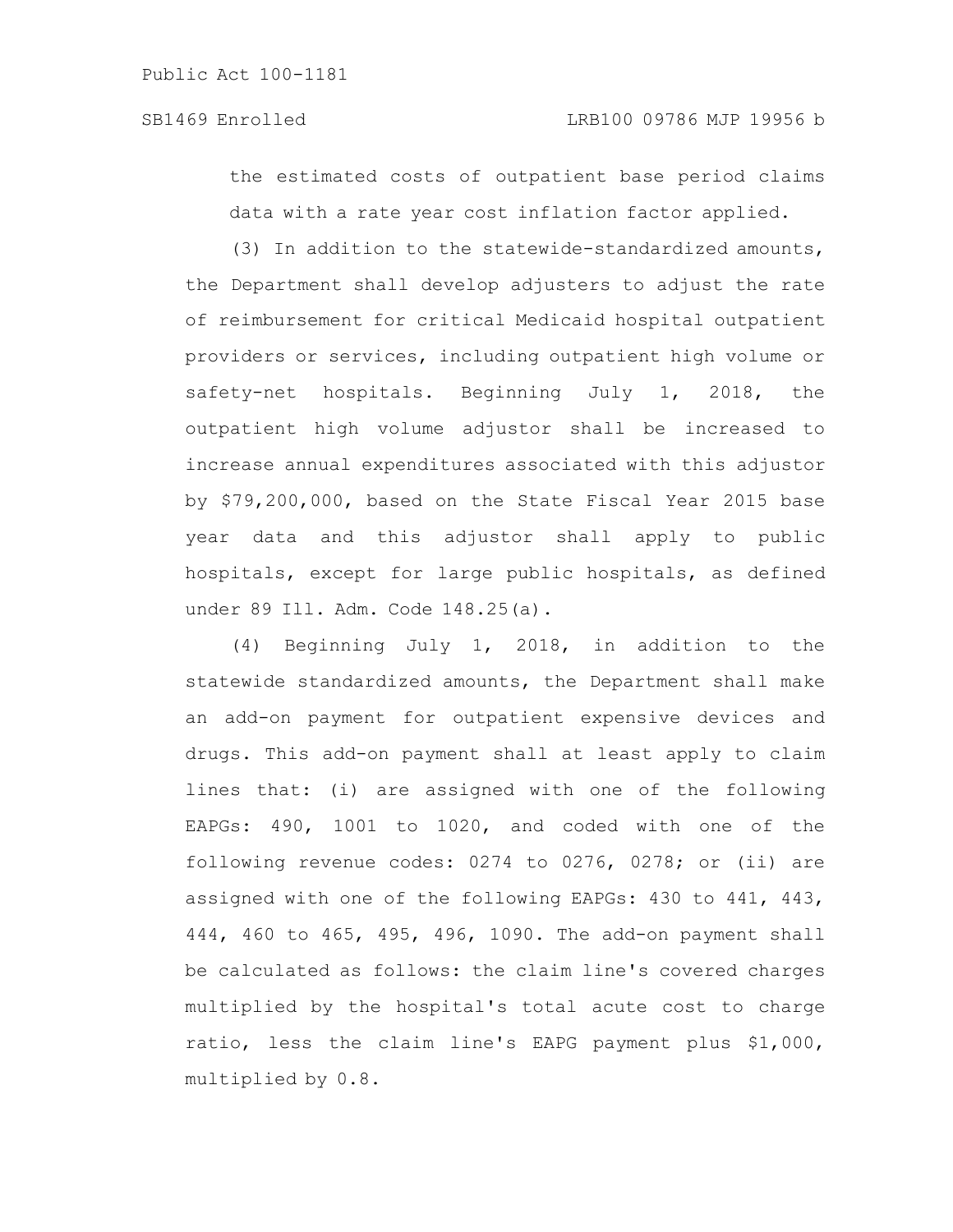the estimated costs of outpatient base period claims data with a rate year cost inflation factor applied.

(3) In addition to the statewide-standardized amounts, the Department shall develop adjusters to adjust the rate of reimbursement for critical Medicaid hospital outpatient providers or services, including outpatient high volume or safety-net hospitals. Beginning July 1, 2018, the outpatient high volume adjustor shall be increased to increase annual expenditures associated with this adjustor by $79,200,000, based on the State Fiscal Year 2015 base year data and this adjustor shall apply to public hospitals, except for large public hospitals, as defined under 89 Ill. Adm. Code 148.25(a).

(4) Beginning July 1, 2018, in addition to the statewide standardized amounts, the Department shall make an add-on payment for outpatient expensive devices and drugs. This add-on payment shall at least apply to claim lines that: (i) are assigned with one of the following EAPGs: 490, 1001 to 1020, and coded with one of the following revenue codes: 0274 to 0276, 0278; or (ii) are assigned with one of the following EAPGs: 430 to 441, 443, 444, 460 to 465, 495, 496, 1090. The add-on payment shall be calculated as follows: the claim line's covered charges multiplied by the hospital's total acute cost to charge ratio, less the claim line's EAPG payment plus $1,000, multiplied by 0.8.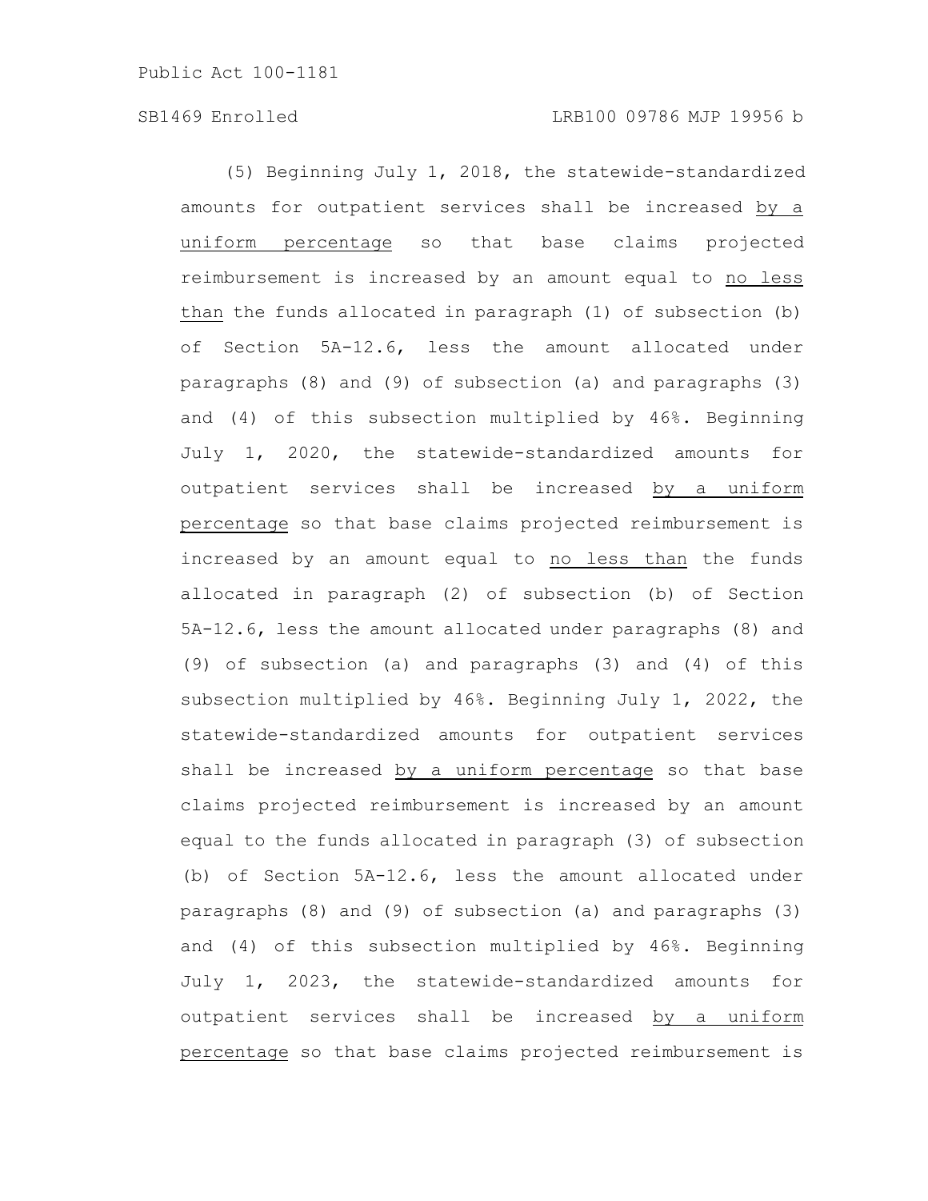(5) Beginning July 1, 2018, the statewide-standardized amounts for outpatient services shall be increased by a uniform percentage so that base claims projected reimbursement is increased by an amount equal to no less than the funds allocated in paragraph (1) of subsection (b) of Section 5A-12.6, less the amount allocated under paragraphs (8) and (9) of subsection (a) and paragraphs (3) and (4) of this subsection multiplied by 46%. Beginning July 1, 2020, the statewide-standardized amounts for outpatient services shall be increased by a uniform percentage so that base claims projected reimbursement is increased by an amount equal to no less than the funds allocated in paragraph (2) of subsection (b) of Section 5A-12.6, less the amount allocated under paragraphs (8) and (9) of subsection (a) and paragraphs (3) and (4) of this subsection multiplied by 46%. Beginning July 1, 2022, the statewide-standardized amounts for outpatient services shall be increased by a uniform percentage so that base claims projected reimbursement is increased by an amount equal to the funds allocated in paragraph (3) of subsection (b) of Section 5A-12.6, less the amount allocated under paragraphs (8) and (9) of subsection (a) and paragraphs (3) and (4) of this subsection multiplied by 46%. Beginning July 1, 2023, the statewide-standardized amounts for outpatient services shall be increased by a uniform percentage so that base claims projected reimbursement is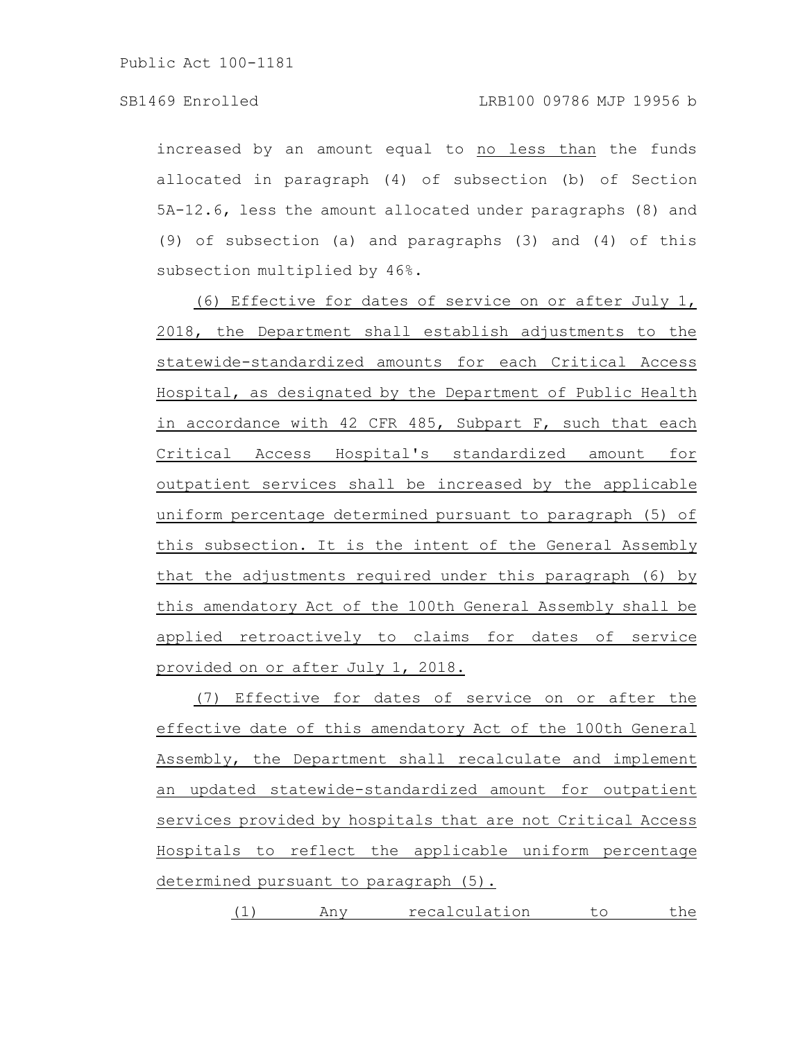increased by an amount equal to no less than the funds allocated in paragraph (4) of subsection (b) of Section 5A-12.6, less the amount allocated under paragraphs (8) and (9) of subsection (a) and paragraphs (3) and (4) of this subsection multiplied by 46%.

(6) Effective for dates of service on or after July 1, 2018, the Department shall establish adjustments to the statewide-standardized amounts for each Critical Access Hospital, as designated by the Department of Public Health in accordance with 42 CFR 485, Subpart F, such that each Critical Access Hospital's standardized amount for outpatient services shall be increased by the applicable uniform percentage determined pursuant to paragraph (5) of this subsection. It is the intent of the General Assembly that the adjustments required under this paragraph (6) by this amendatory Act of the 100th General Assembly shall be applied retroactively to claims for dates of service provided on or after July 1, 2018.

(7) Effective for dates of service on or after the effective date of this amendatory Act of the 100th General Assembly, the Department shall recalculate and implement an updated statewide-standardized amount for outpatient services provided by hospitals that are not Critical Access Hospitals to reflect the applicable uniform percentage determined pursuant to paragraph (5).

(1) Any recalculation to the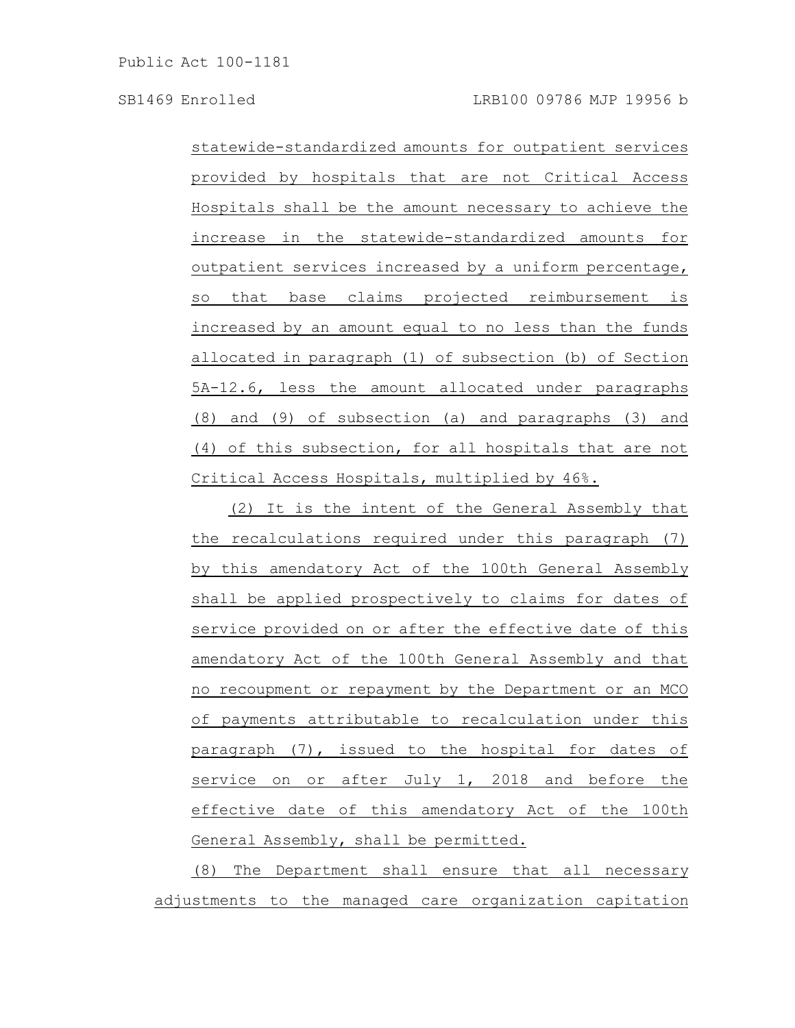statewide-standardized amounts for outpatient services provided by hospitals that are not Critical Access Hospitals shall be the amount necessary to achieve the increase in the statewide-standardized amounts for outpatient services increased by a uniform percentage, so that base claims projected reimbursement is increased by an amount equal to no less than the funds allocated in paragraph (1) of subsection (b) of Section 5A-12.6, less the amount allocated under paragraphs (8) and (9) of subsection (a) and paragraphs (3) and (4) of this subsection, for all hospitals that are not Critical Access Hospitals, multiplied by 46%.

(2) It is the intent of the General Assembly that the recalculations required under this paragraph (7) by this amendatory Act of the 100th General Assembly shall be applied prospectively to claims for dates of service provided on or after the effective date of this amendatory Act of the 100th General Assembly and that no recoupment or repayment by the Department or an MCO of payments attributable to recalculation under this paragraph (7), issued to the hospital for dates of service on or after July 1, 2018 and before the effective date of this amendatory Act of the 100th General Assembly, shall be permitted.

(8) The Department shall ensure that all necessary adjustments to the managed care organization capitation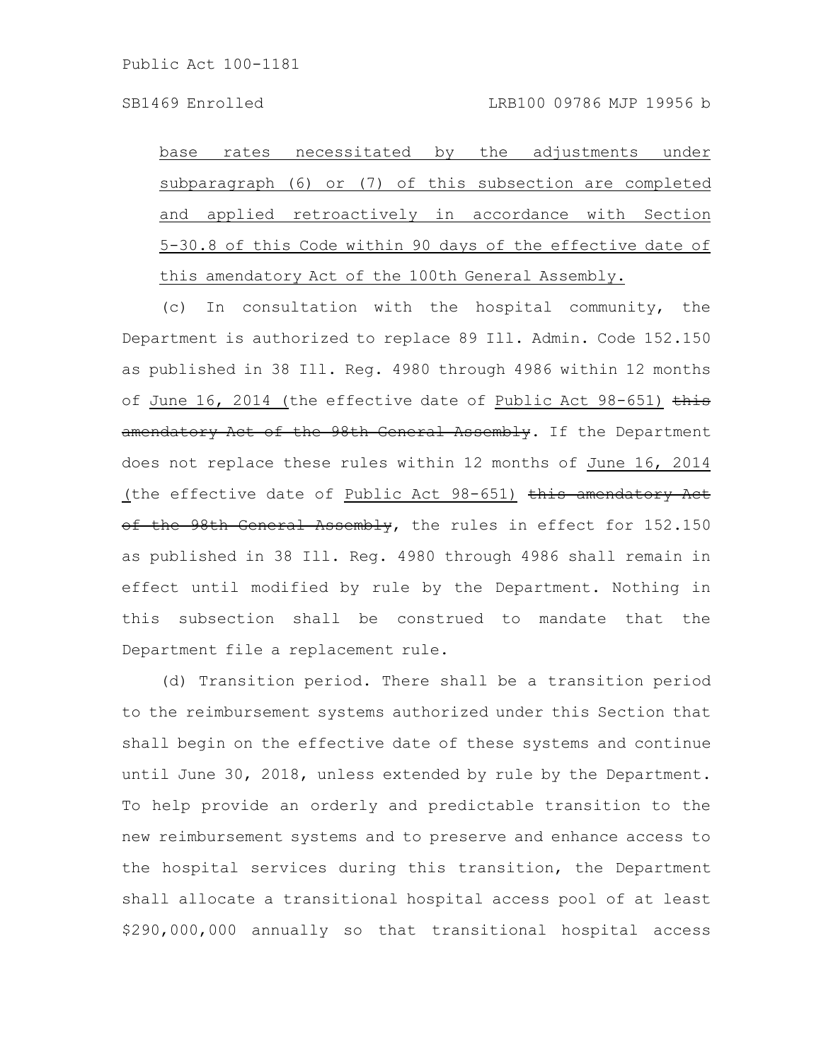base rates necessitated by the adjustments under subparagraph (6) or (7) of this subsection are completed and applied retroactively in accordance with Section 5-30.8 of this Code within 90 days of the effective date of this amendatory Act of the 100th General Assembly.

(c) In consultation with the hospital community, the Department is authorized to replace 89 Ill. Admin. Code 152.150 as published in 38 Ill. Reg. 4980 through 4986 within 12 months of June 16, 2014 (the effective date of Public Act 98-651) ~~this amendatory Act of the 98th General Assembly~~. If the Department does not replace these rules within 12 months of June 16, 2014 (the effective date of Public Act 98-651) ~~this amendatory Act of the 98th General Assembly~~, the rules in effect for 152.150 as published in 38 Ill. Reg. 4980 through 4986 shall remain in effect until modified by rule by the Department. Nothing in this subsection shall be construed to mandate that the Department file a replacement rule.

(d) Transition period. There shall be a transition period to the reimbursement systems authorized under this Section that shall begin on the effective date of these systems and continue until June 30, 2018, unless extended by rule by the Department. To help provide an orderly and predictable transition to the new reimbursement systems and to preserve and enhance access to the hospital services during this transition, the Department shall allocate a transitional hospital access pool of at least $290,000,000 annually so that transitional hospital access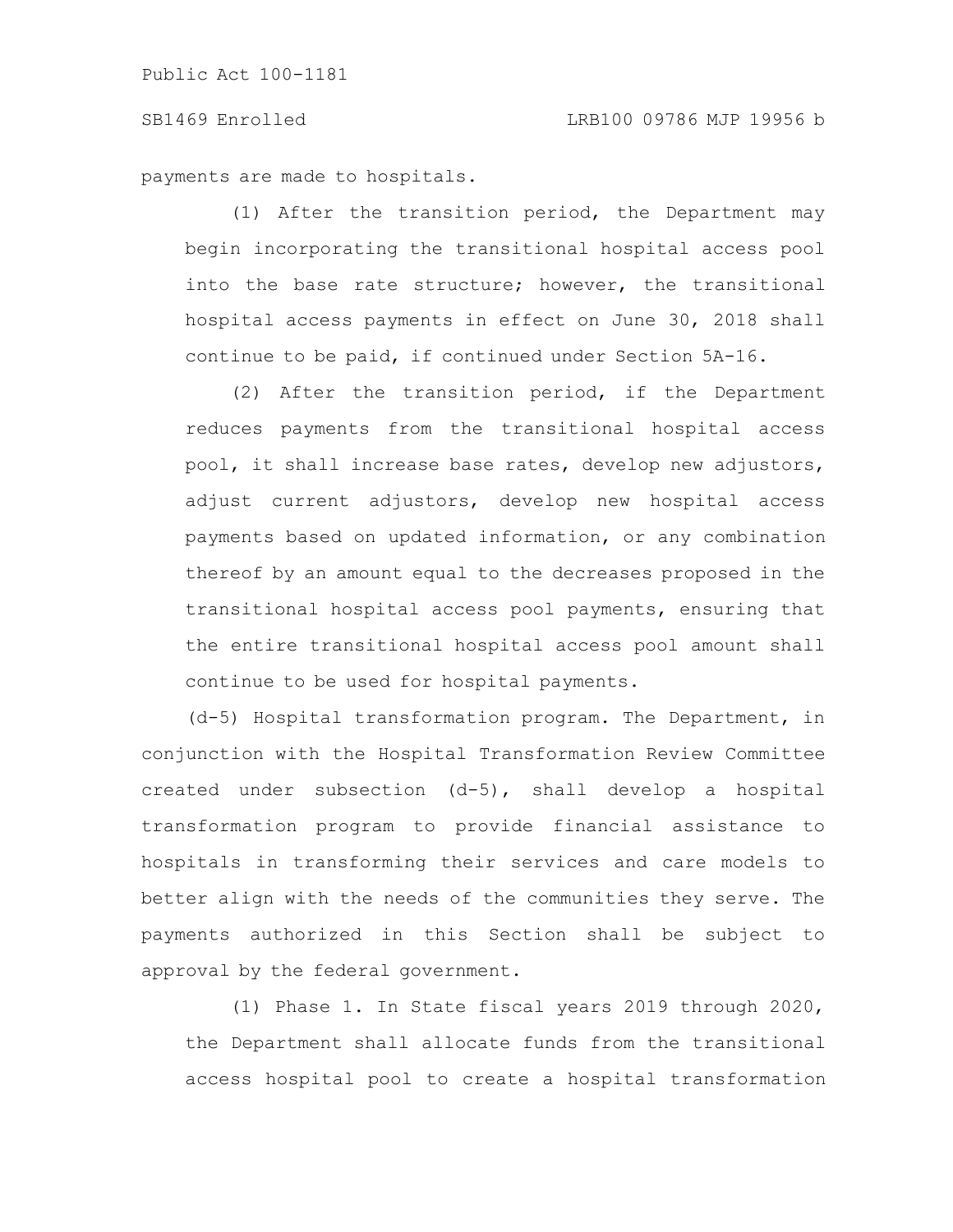payments are made to hospitals.

(1) After the transition period, the Department may begin incorporating the transitional hospital access pool into the base rate structure; however, the transitional hospital access payments in effect on June 30, 2018 shall continue to be paid, if continued under Section 5A-16.

(2) After the transition period, if the Department reduces payments from the transitional hospital access pool, it shall increase base rates, develop new adjustors, adjust current adjustors, develop new hospital access payments based on updated information, or any combination thereof by an amount equal to the decreases proposed in the transitional hospital access pool payments, ensuring that the entire transitional hospital access pool amount shall continue to be used for hospital payments.

(d-5) Hospital transformation program. The Department, in conjunction with the Hospital Transformation Review Committee created under subsection (d-5), shall develop a hospital transformation program to provide financial assistance to hospitals in transforming their services and care models to better align with the needs of the communities they serve. The payments authorized in this Section shall be subject to approval by the federal government.

(1) Phase 1. In State fiscal years 2019 through 2020, the Department shall allocate funds from the transitional access hospital pool to create a hospital transformation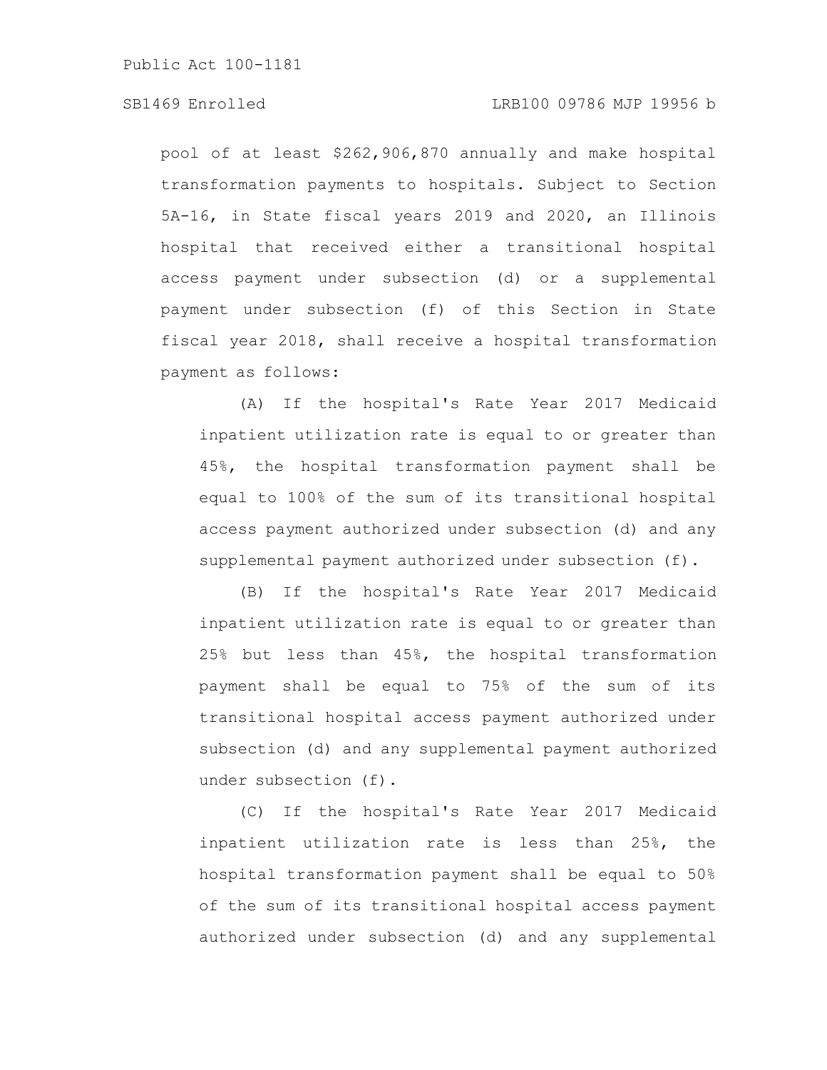pool of at least $262,906,870 annually and make hospital transformation payments to hospitals. Subject to Section 5A-16, in State fiscal years 2019 and 2020, an Illinois hospital that received either a transitional hospital access payment under subsection (d) or a supplemental payment under subsection (f) of this Section in State fiscal year 2018, shall receive a hospital transformation payment as follows:

(A) If the hospital's Rate Year 2017 Medicaid inpatient utilization rate is equal to or greater than 45%, the hospital transformation payment shall be equal to 100% of the sum of its transitional hospital access payment authorized under subsection (d) and any supplemental payment authorized under subsection (f).

(B) If the hospital's Rate Year 2017 Medicaid inpatient utilization rate is equal to or greater than 25% but less than 45%, the hospital transformation payment shall be equal to 75% of the sum of its transitional hospital access payment authorized under subsection (d) and any supplemental payment authorized under subsection (f).

(C) If the hospital's Rate Year 2017 Medicaid inpatient utilization rate is less than 25%, the hospital transformation payment shall be equal to 50% of the sum of its transitional hospital access payment authorized under subsection (d) and any supplemental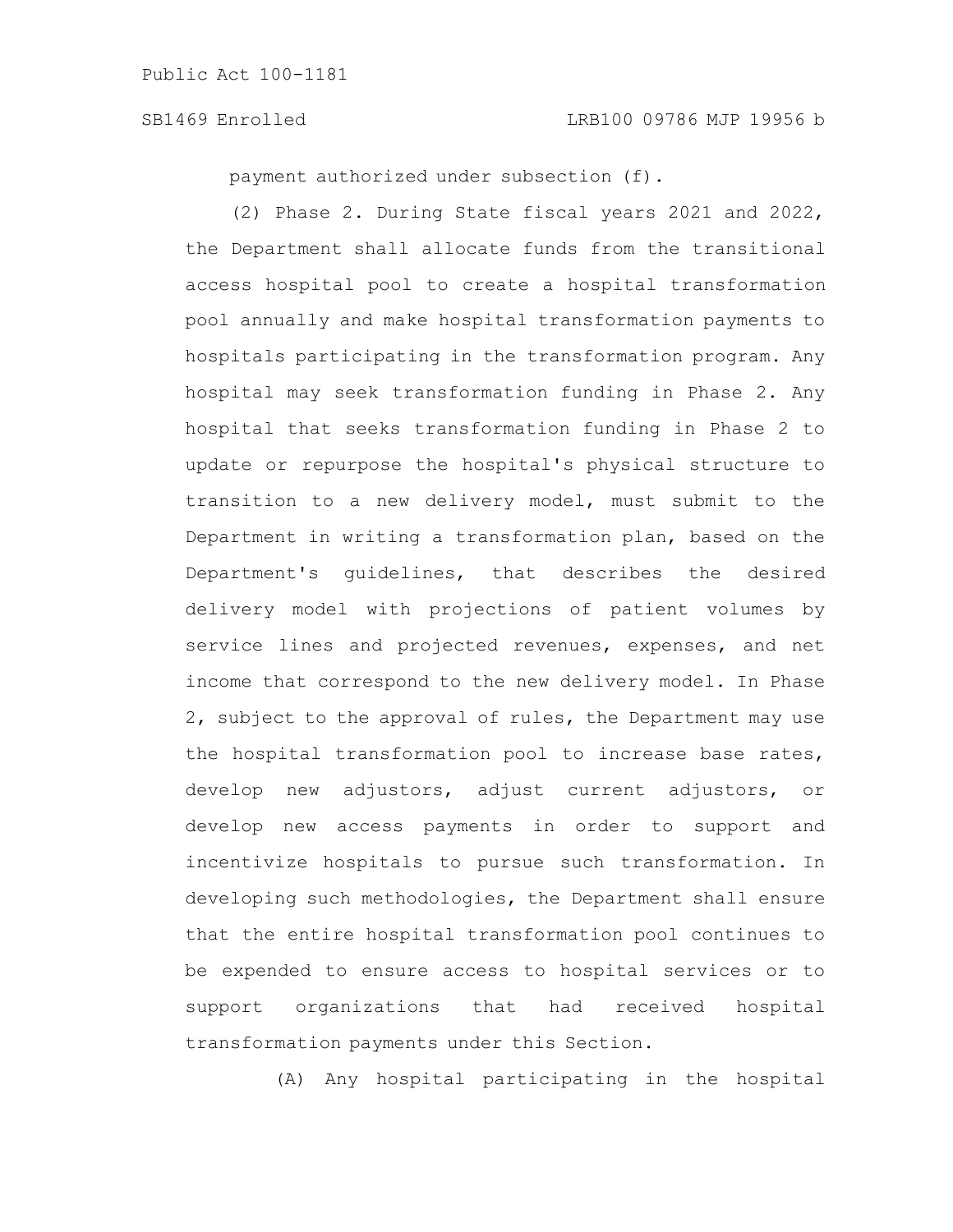payment authorized under subsection (f).

(2) Phase 2. During State fiscal years 2021 and 2022, the Department shall allocate funds from the transitional access hospital pool to create a hospital transformation pool annually and make hospital transformation payments to hospitals participating in the transformation program. Any hospital may seek transformation funding in Phase 2. Any hospital that seeks transformation funding in Phase 2 to update or repurpose the hospital's physical structure to transition to a new delivery model, must submit to the Department in writing a transformation plan, based on the Department's guidelines, that describes the desired delivery model with projections of patient volumes by service lines and projected revenues, expenses, and net income that correspond to the new delivery model. In Phase 2, subject to the approval of rules, the Department may use the hospital transformation pool to increase base rates, develop new adjustors, adjust current adjustors, or develop new access payments in order to support and incentivize hospitals to pursue such transformation. In developing such methodologies, the Department shall ensure that the entire hospital transformation pool continues to be expended to ensure access to hospital services or to support organizations that had received hospital transformation payments under this Section.

(A) Any hospital participating in the hospital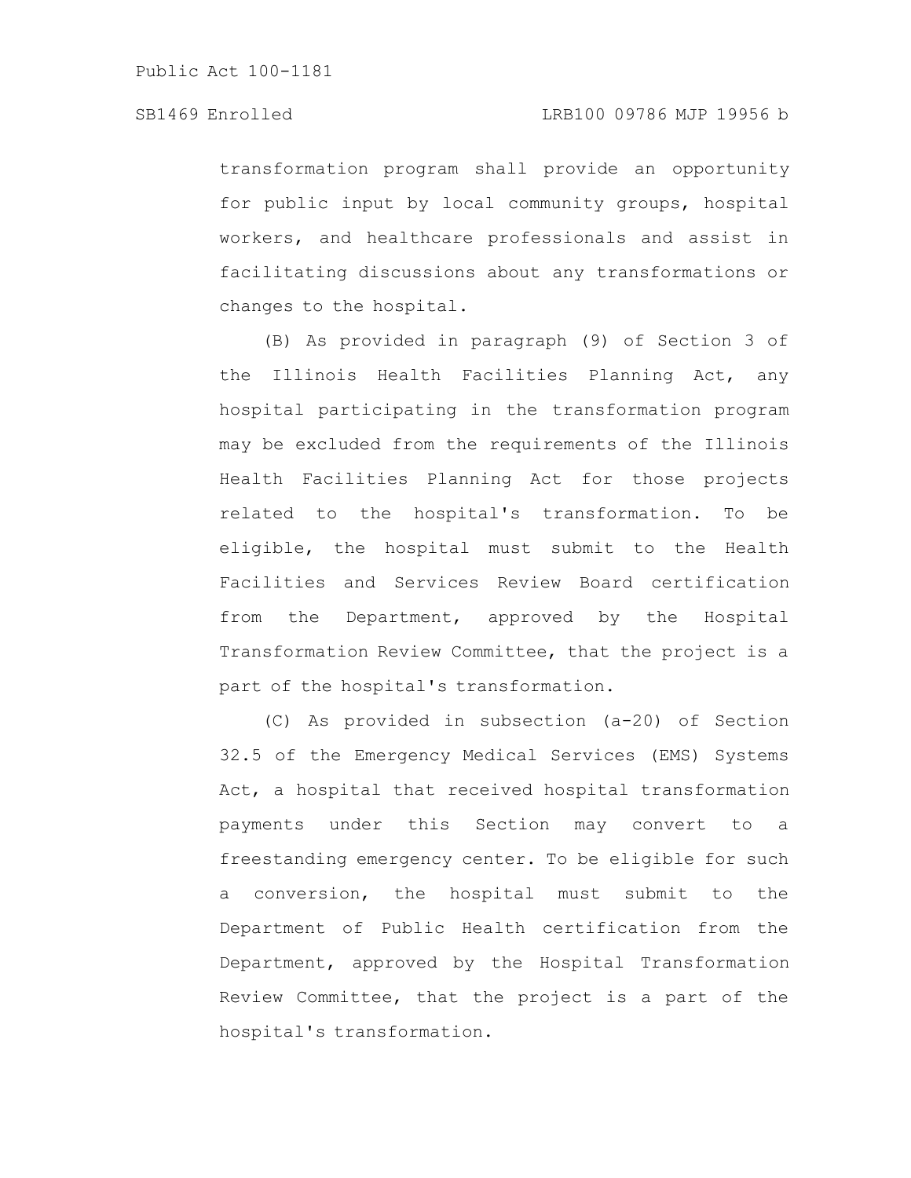transformation program shall provide an opportunity for public input by local community groups, hospital workers, and healthcare professionals and assist in facilitating discussions about any transformations or changes to the hospital.

(B) As provided in paragraph (9) of Section 3 of the Illinois Health Facilities Planning Act, any hospital participating in the transformation program may be excluded from the requirements of the Illinois Health Facilities Planning Act for those projects related to the hospital's transformation. To be eligible, the hospital must submit to the Health Facilities and Services Review Board certification from the Department, approved by the Hospital Transformation Review Committee, that the project is a part of the hospital's transformation.

(C) As provided in subsection (a-20) of Section 32.5 of the Emergency Medical Services (EMS) Systems Act, a hospital that received hospital transformation payments under this Section may convert to a freestanding emergency center. To be eligible for such a conversion, the hospital must submit to the Department of Public Health certification from the Department, approved by the Hospital Transformation Review Committee, that the project is a part of the hospital's transformation.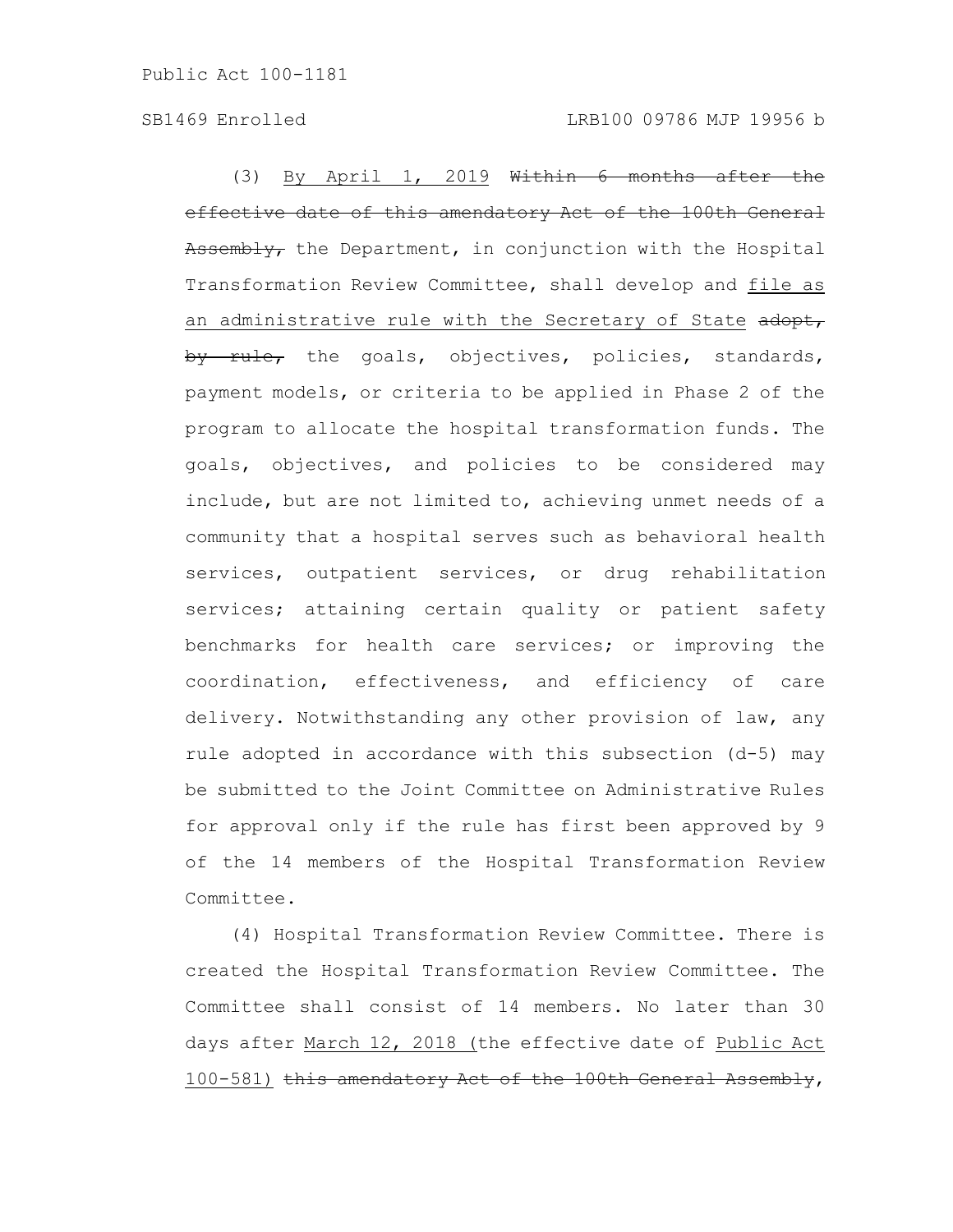(3) By April 1, 2019 ~~Within 6 months after the effective date of this amendatory Act of the 100th General Assembly,~~ the Department, in conjunction with the Hospital Transformation Review Committee, shall develop and file as an administrative rule with the Secretary of State ~~adopt, by rule,~~ the goals, objectives, policies, standards, payment models, or criteria to be applied in Phase 2 of the program to allocate the hospital transformation funds. The goals, objectives, and policies to be considered may include, but are not limited to, achieving unmet needs of a community that a hospital serves such as behavioral health services, outpatient services, or drug rehabilitation services; attaining certain quality or patient safety benchmarks for health care services; or improving the coordination, effectiveness, and efficiency of care delivery. Notwithstanding any other provision of law, any rule adopted in accordance with this subsection (d-5) may be submitted to the Joint Committee on Administrative Rules for approval only if the rule has first been approved by 9 of the 14 members of the Hospital Transformation Review Committee.

(4) Hospital Transformation Review Committee. There is created the Hospital Transformation Review Committee. The Committee shall consist of 14 members. No later than 30 days after March 12, 2018 (the effective date of Public Act 100-581) ~~this amendatory Act of the 100th General Assembly~~,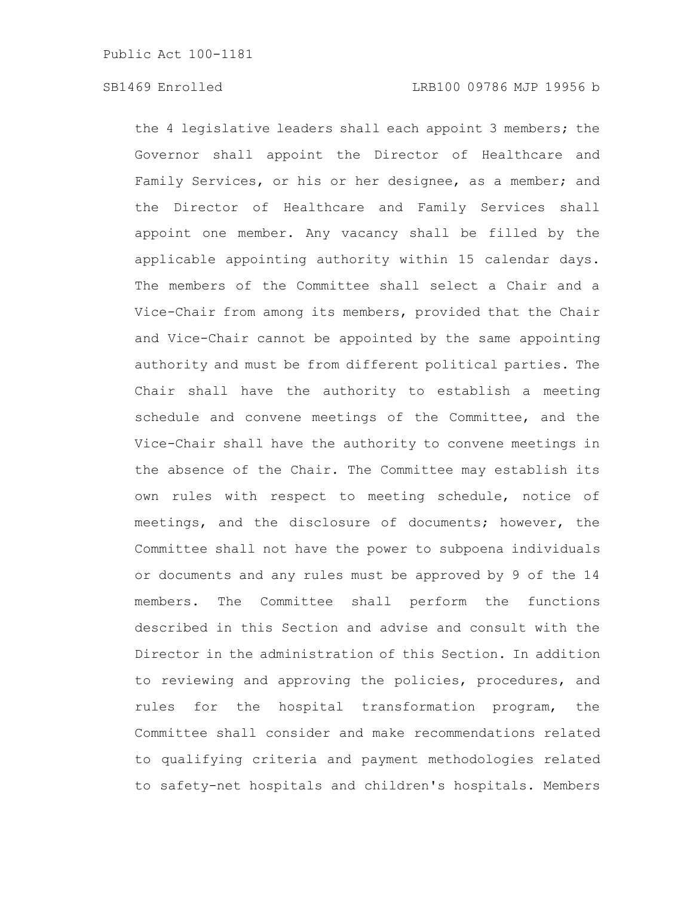the 4 legislative leaders shall each appoint 3 members; the Governor shall appoint the Director of Healthcare and Family Services, or his or her designee, as a member; and the Director of Healthcare and Family Services shall appoint one member. Any vacancy shall be filled by the applicable appointing authority within 15 calendar days. The members of the Committee shall select a Chair and a Vice-Chair from among its members, provided that the Chair and Vice-Chair cannot be appointed by the same appointing authority and must be from different political parties. The Chair shall have the authority to establish a meeting schedule and convene meetings of the Committee, and the Vice-Chair shall have the authority to convene meetings in the absence of the Chair. The Committee may establish its own rules with respect to meeting schedule, notice of meetings, and the disclosure of documents; however, the Committee shall not have the power to subpoena individuals or documents and any rules must be approved by 9 of the 14 members. The Committee shall perform the functions described in this Section and advise and consult with the Director in the administration of this Section. In addition to reviewing and approving the policies, procedures, and rules for the hospital transformation program, the Committee shall consider and make recommendations related to qualifying criteria and payment methodologies related to safety-net hospitals and children's hospitals. Members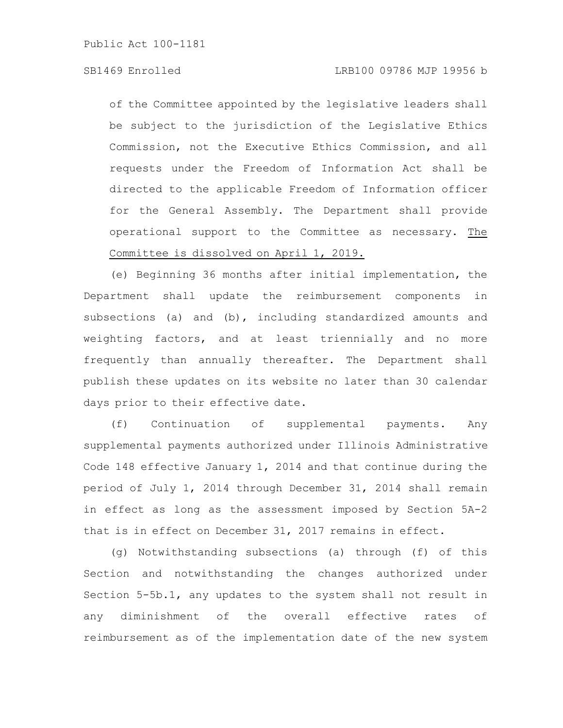of the Committee appointed by the legislative leaders shall be subject to the jurisdiction of the Legislative Ethics Commission, not the Executive Ethics Commission, and all requests under the Freedom of Information Act shall be directed to the applicable Freedom of Information officer for the General Assembly. The Department shall provide operational support to the Committee as necessary. The Committee is dissolved on April 1, 2019.

(e) Beginning 36 months after initial implementation, the Department shall update the reimbursement components in subsections (a) and (b), including standardized amounts and weighting factors, and at least triennially and no more frequently than annually thereafter. The Department shall publish these updates on its website no later than 30 calendar days prior to their effective date.

(f) Continuation of supplemental payments. Any supplemental payments authorized under Illinois Administrative Code 148 effective January 1, 2014 and that continue during the period of July 1, 2014 through December 31, 2014 shall remain in effect as long as the assessment imposed by Section 5A-2 that is in effect on December 31, 2017 remains in effect.

(g) Notwithstanding subsections (a) through (f) of this Section and notwithstanding the changes authorized under Section 5-5b.1, any updates to the system shall not result in any diminishment of the overall effective rates of reimbursement as of the implementation date of the new system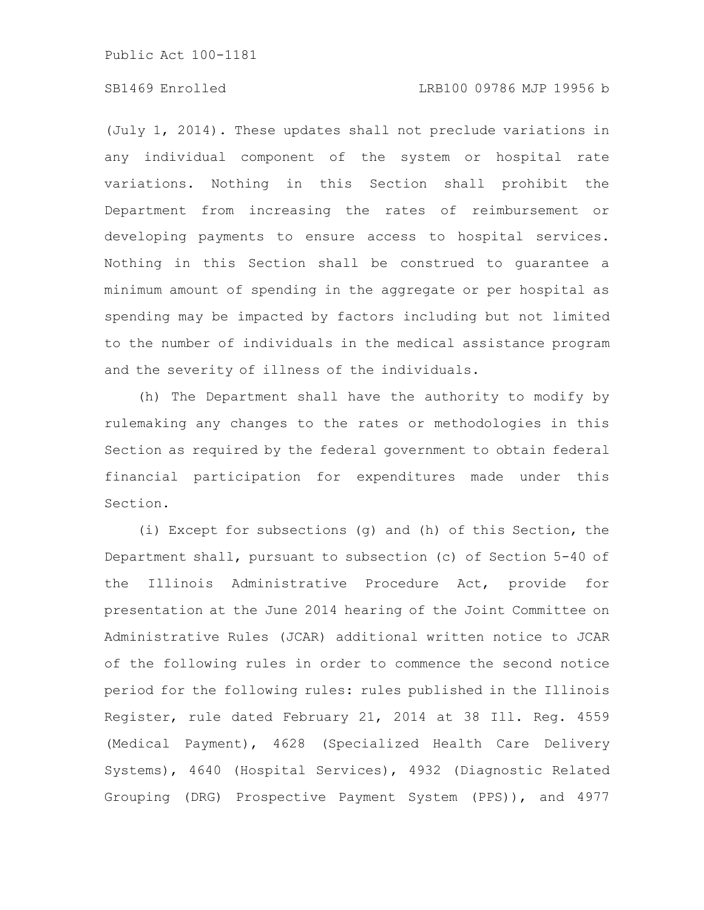(July 1, 2014). These updates shall not preclude variations in any individual component of the system or hospital rate variations. Nothing in this Section shall prohibit the Department from increasing the rates of reimbursement or developing payments to ensure access to hospital services. Nothing in this Section shall be construed to guarantee a minimum amount of spending in the aggregate or per hospital as spending may be impacted by factors including but not limited to the number of individuals in the medical assistance program and the severity of illness of the individuals.

(h) The Department shall have the authority to modify by rulemaking any changes to the rates or methodologies in this Section as required by the federal government to obtain federal financial participation for expenditures made under this Section.

(i) Except for subsections (g) and (h) of this Section, the Department shall, pursuant to subsection (c) of Section 5-40 of the Illinois Administrative Procedure Act, provide for presentation at the June 2014 hearing of the Joint Committee on Administrative Rules (JCAR) additional written notice to JCAR of the following rules in order to commence the second notice period for the following rules: rules published in the Illinois Register, rule dated February 21, 2014 at 38 Ill. Reg. 4559 (Medical Payment), 4628 (Specialized Health Care Delivery Systems), 4640 (Hospital Services), 4932 (Diagnostic Related Grouping (DRG) Prospective Payment System (PPS)), and 4977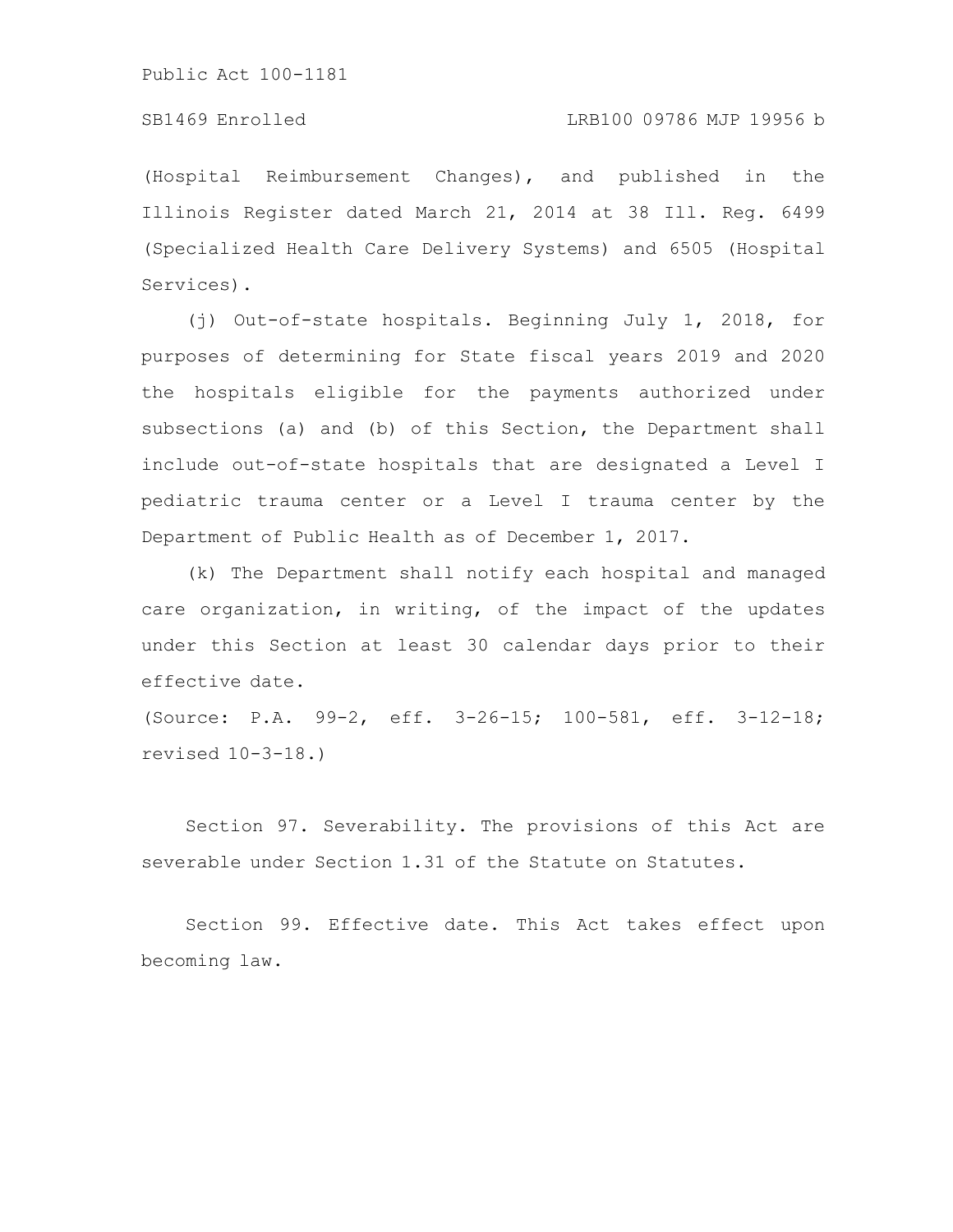(Hospital Reimbursement Changes), and published in the Illinois Register dated March 21, 2014 at 38 Ill. Reg. 6499 (Specialized Health Care Delivery Systems) and 6505 (Hospital Services).

(j) Out-of-state hospitals. Beginning July 1, 2018, for purposes of determining for State fiscal years 2019 and 2020 the hospitals eligible for the payments authorized under subsections (a) and (b) of this Section, the Department shall include out-of-state hospitals that are designated a Level I pediatric trauma center or a Level I trauma center by the Department of Public Health as of December 1, 2017.

(k) The Department shall notify each hospital and managed care organization, in writing, of the impact of the updates under this Section at least 30 calendar days prior to their effective date.

(Source: P.A. 99-2, eff. 3-26-15; 100-581, eff. 3-12-18; revised 10-3-18.)

Section 97. Severability. The provisions of this Act are severable under Section 1.31 of the Statute on Statutes.

Section 99. Effective date. This Act takes effect upon becoming law.